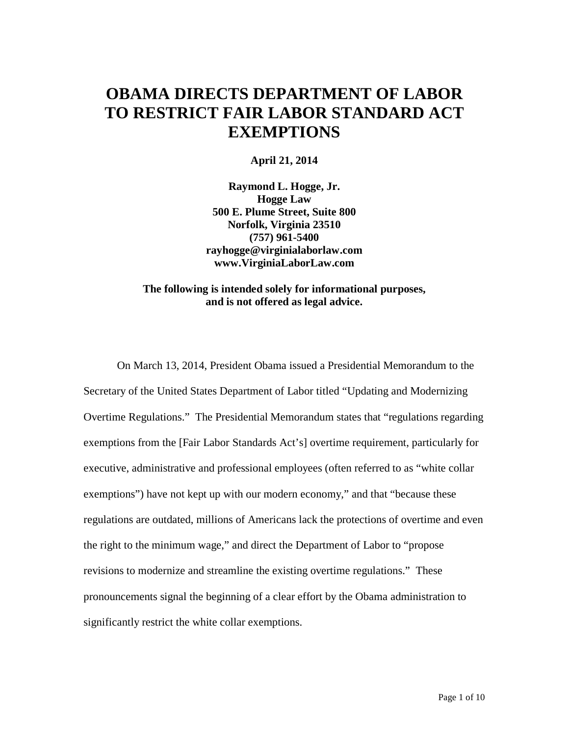# OBAMA DIRECTS DEPARTMENT OF LABOR TO RESTRICT FAIR LABOR STANDARD ACT EXEMPTIONS

**April 21, 2014**

**Raymond L. Hogge, Jr.**
**Hogge Law**
**500 E. Plume Street, Suite 800**
**Norfolk, Virginia 23510**
**(757) 961-5400**
**rayhogge@virginialaborlaw.com**
**www.VirginiaLaborLaw.com**

**The following is intended solely for informational purposes, and is not offered as legal advice.**

On March 13, 2014, President Obama issued a Presidential Memorandum to the Secretary of the United States Department of Labor titled "Updating and Modernizing Overtime Regulations." The Presidential Memorandum states that "regulations regarding exemptions from the [Fair Labor Standards Act's] overtime requirement, particularly for executive, administrative and professional employees (often referred to as "white collar exemptions") have not kept up with our modern economy," and that "because these regulations are outdated, millions of Americans lack the protections of overtime and even the right to the minimum wage," and direct the Department of Labor to "propose revisions to modernize and streamline the existing overtime regulations." These pronouncements signal the beginning of a clear effort by the Obama administration to significantly restrict the white collar exemptions.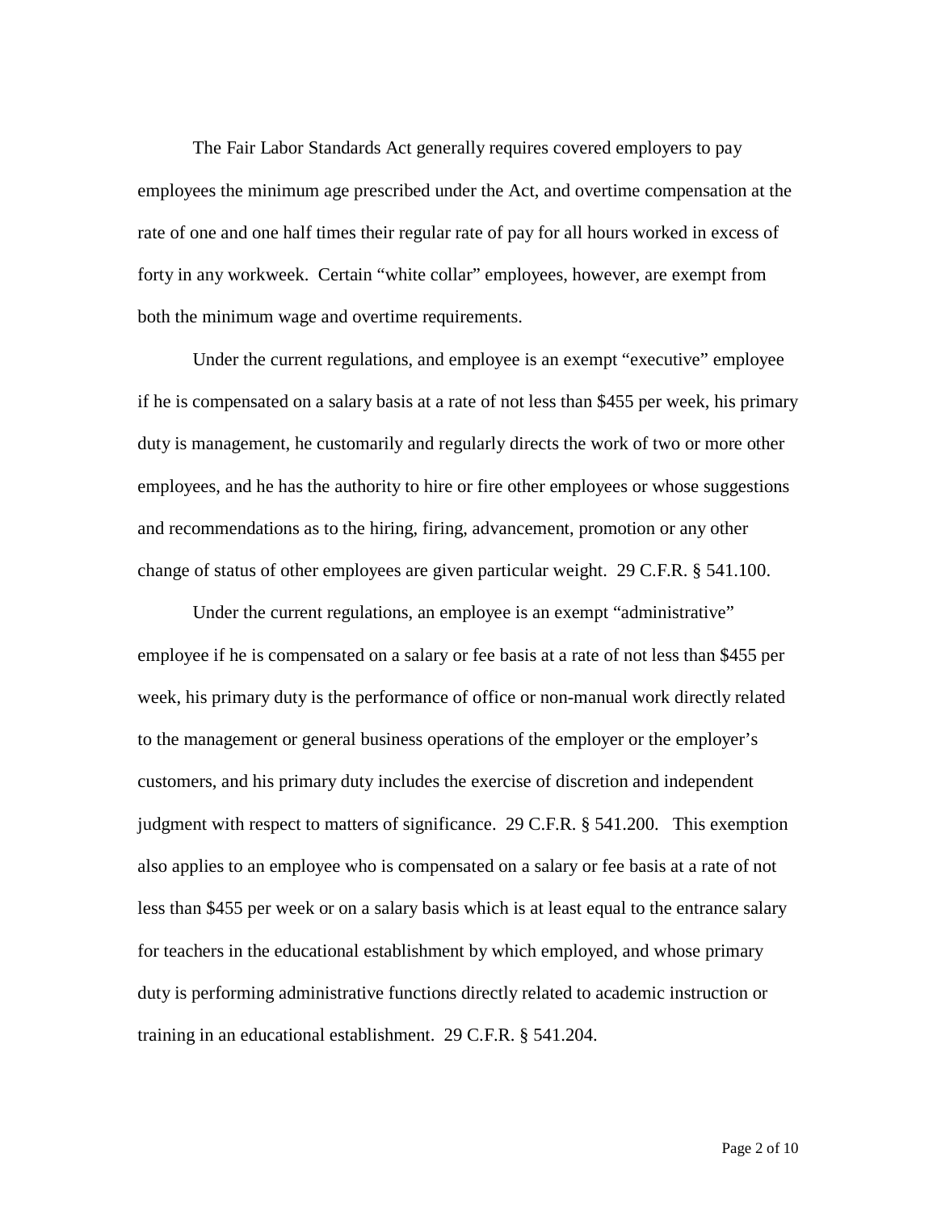The Fair Labor Standards Act generally requires covered employers to pay employees the minimum age prescribed under the Act, and overtime compensation at the rate of one and one half times their regular rate of pay for all hours worked in excess of forty in any workweek. Certain "white collar" employees, however, are exempt from both the minimum wage and overtime requirements.

Under the current regulations, and employee is an exempt "executive" employee if he is compensated on a salary basis at a rate of not less than $455 per week, his primary duty is management, he customarily and regularly directs the work of two or more other employees, and he has the authority to hire or fire other employees or whose suggestions and recommendations as to the hiring, firing, advancement, promotion or any other change of status of other employees are given particular weight. 29 C.F.R. § 541.100.

Under the current regulations, an employee is an exempt "administrative" employee if he is compensated on a salary or fee basis at a rate of not less than $455 per week, his primary duty is the performance of office or non-manual work directly related to the management or general business operations of the employer or the employer's customers, and his primary duty includes the exercise of discretion and independent judgment with respect to matters of significance. 29 C.F.R. § 541.200. This exemption also applies to an employee who is compensated on a salary or fee basis at a rate of not less than $455 per week or on a salary basis which is at least equal to the entrance salary for teachers in the educational establishment by which employed, and whose primary duty is performing administrative functions directly related to academic instruction or training in an educational establishment. 29 C.F.R. § 541.204.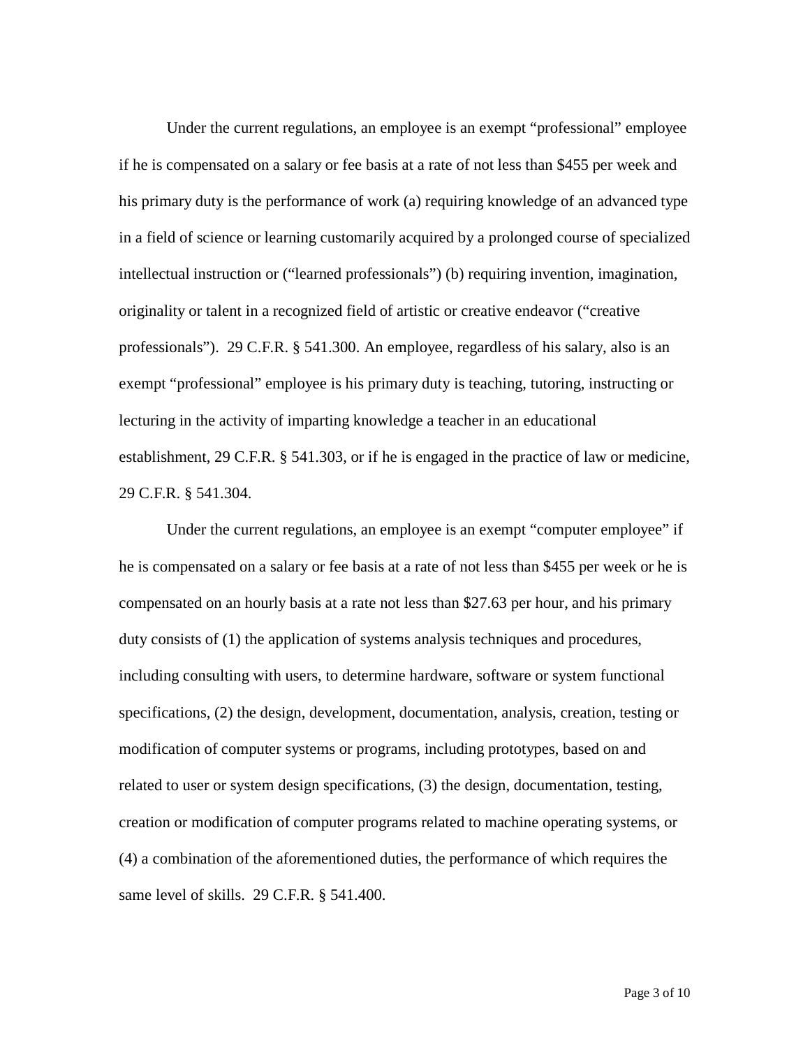Under the current regulations, an employee is an exempt "professional" employee if he is compensated on a salary or fee basis at a rate of not less than $455 per week and his primary duty is the performance of work (a) requiring knowledge of an advanced type in a field of science or learning customarily acquired by a prolonged course of specialized intellectual instruction or ("learned professionals") (b) requiring invention, imagination, originality or talent in a recognized field of artistic or creative endeavor ("creative professionals"). 29 C.F.R. § 541.300. An employee, regardless of his salary, also is an exempt "professional" employee is his primary duty is teaching, tutoring, instructing or lecturing in the activity of imparting knowledge a teacher in an educational establishment, 29 C.F.R. § 541.303, or if he is engaged in the practice of law or medicine, 29 C.F.R. § 541.304.

Under the current regulations, an employee is an exempt "computer employee" if he is compensated on a salary or fee basis at a rate of not less than $455 per week or he is compensated on an hourly basis at a rate not less than $27.63 per hour, and his primary duty consists of (1) the application of systems analysis techniques and procedures, including consulting with users, to determine hardware, software or system functional specifications, (2) the design, development, documentation, analysis, creation, testing or modification of computer systems or programs, including prototypes, based on and related to user or system design specifications, (3) the design, documentation, testing, creation or modification of computer programs related to machine operating systems, or (4) a combination of the aforementioned duties, the performance of which requires the same level of skills. 29 C.F.R. § 541.400.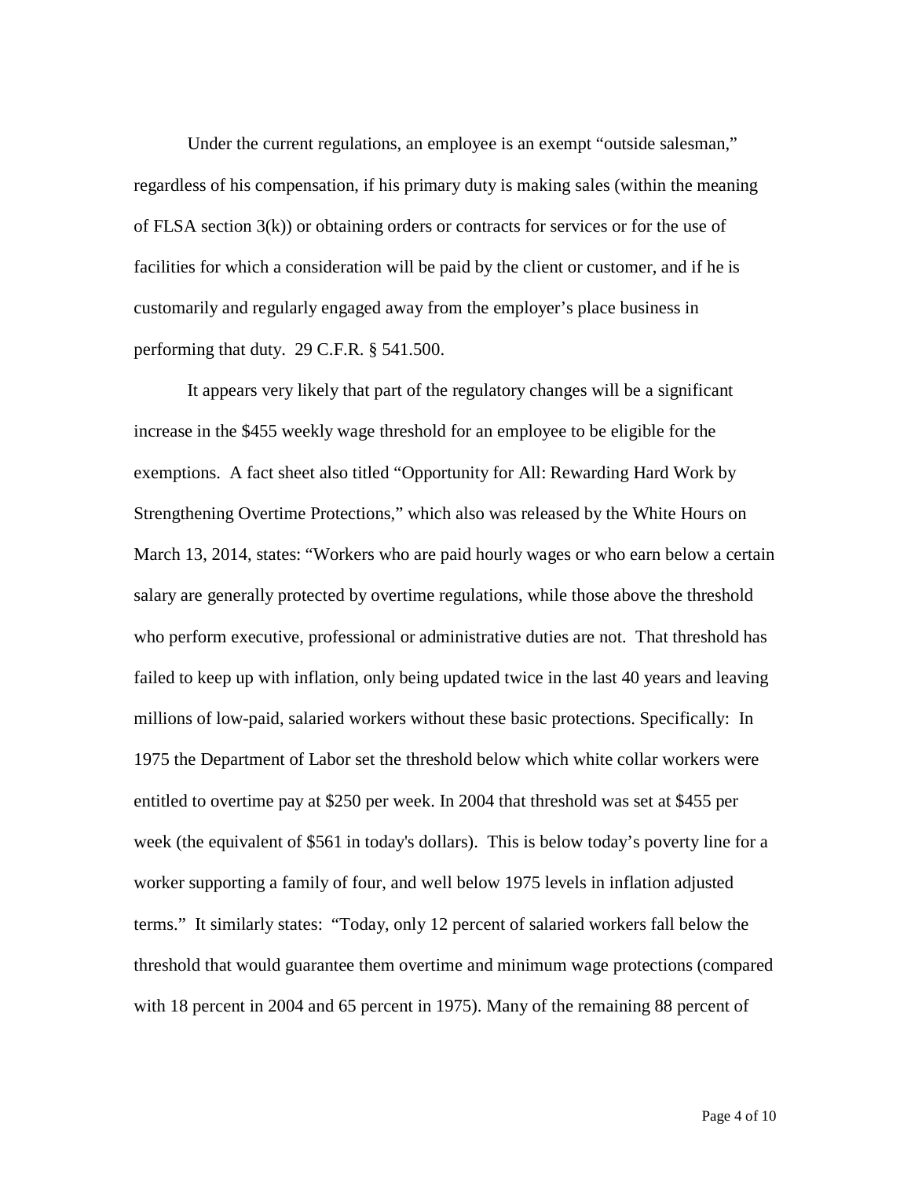Under the current regulations, an employee is an exempt "outside salesman," regardless of his compensation, if his primary duty is making sales (within the meaning of FLSA section 3(k)) or obtaining orders or contracts for services or for the use of facilities for which a consideration will be paid by the client or customer, and if he is customarily and regularly engaged away from the employer's place business in performing that duty. 29 C.F.R. § 541.500.

It appears very likely that part of the regulatory changes will be a significant increase in the $455 weekly wage threshold for an employee to be eligible for the exemptions. A fact sheet also titled "Opportunity for All: Rewarding Hard Work by Strengthening Overtime Protections," which also was released by the White Hours on March 13, 2014, states: "Workers who are paid hourly wages or who earn below a certain salary are generally protected by overtime regulations, while those above the threshold who perform executive, professional or administrative duties are not. That threshold has failed to keep up with inflation, only being updated twice in the last 40 years and leaving millions of low-paid, salaried workers without these basic protections. Specifically: In 1975 the Department of Labor set the threshold below which white collar workers were entitled to overtime pay at $250 per week. In 2004 that threshold was set at $455 per week (the equivalent of $561 in today's dollars). This is below today's poverty line for a worker supporting a family of four, and well below 1975 levels in inflation adjusted terms." It similarly states: "Today, only 12 percent of salaried workers fall below the threshold that would guarantee them overtime and minimum wage protections (compared with 18 percent in 2004 and 65 percent in 1975). Many of the remaining 88 percent of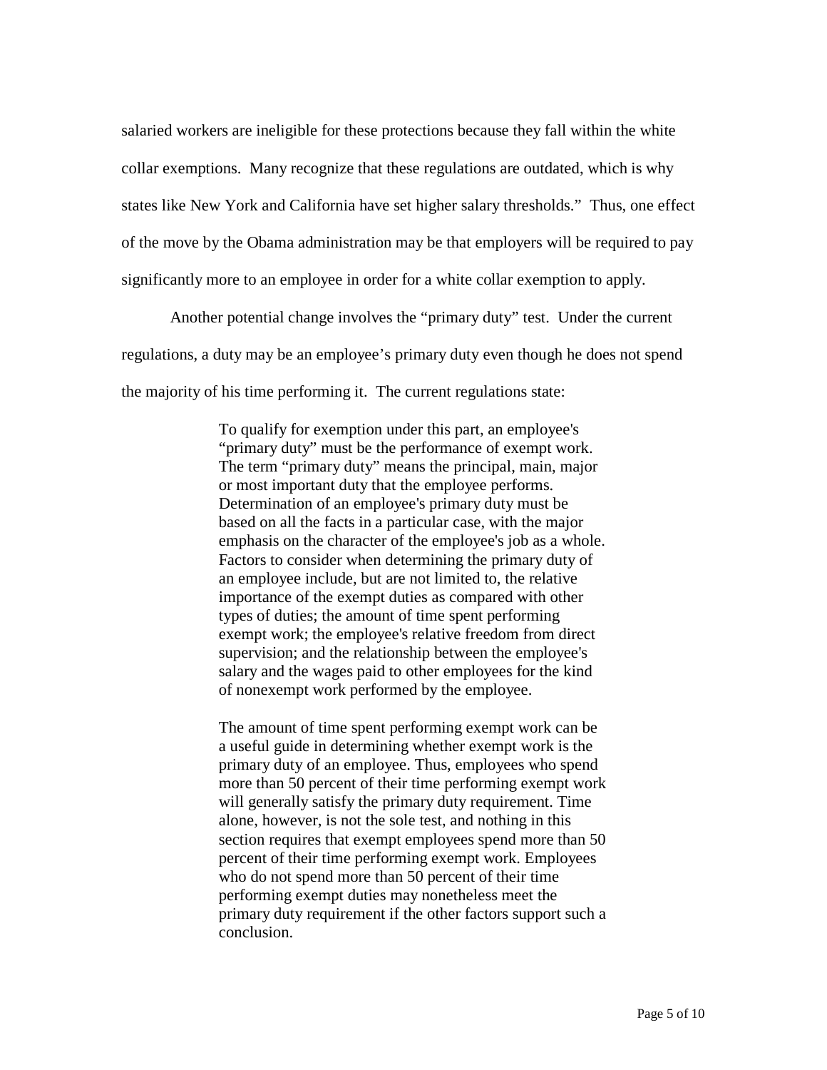salaried workers are ineligible for these protections because they fall within the white collar exemptions. Many recognize that these regulations are outdated, which is why states like New York and California have set higher salary thresholds." Thus, one effect of the move by the Obama administration may be that employers will be required to pay significantly more to an employee in order for a white collar exemption to apply.

Another potential change involves the "primary duty" test. Under the current regulations, a duty may be an employee's primary duty even though he does not spend the majority of his time performing it. The current regulations state:

> To qualify for exemption under this part, an employee's "primary duty" must be the performance of exempt work. The term "primary duty" means the principal, main, major or most important duty that the employee performs. Determination of an employee's primary duty must be based on all the facts in a particular case, with the major emphasis on the character of the employee's job as a whole. Factors to consider when determining the primary duty of an employee include, but are not limited to, the relative importance of the exempt duties as compared with other types of duties; the amount of time spent performing exempt work; the employee's relative freedom from direct supervision; and the relationship between the employee's salary and the wages paid to other employees for the kind of nonexempt work performed by the employee.
>
> The amount of time spent performing exempt work can be a useful guide in determining whether exempt work is the primary duty of an employee. Thus, employees who spend more than 50 percent of their time performing exempt work will generally satisfy the primary duty requirement. Time alone, however, is not the sole test, and nothing in this section requires that exempt employees spend more than 50 percent of their time performing exempt work. Employees who do not spend more than 50 percent of their time performing exempt duties may nonetheless meet the primary duty requirement if the other factors support such a conclusion.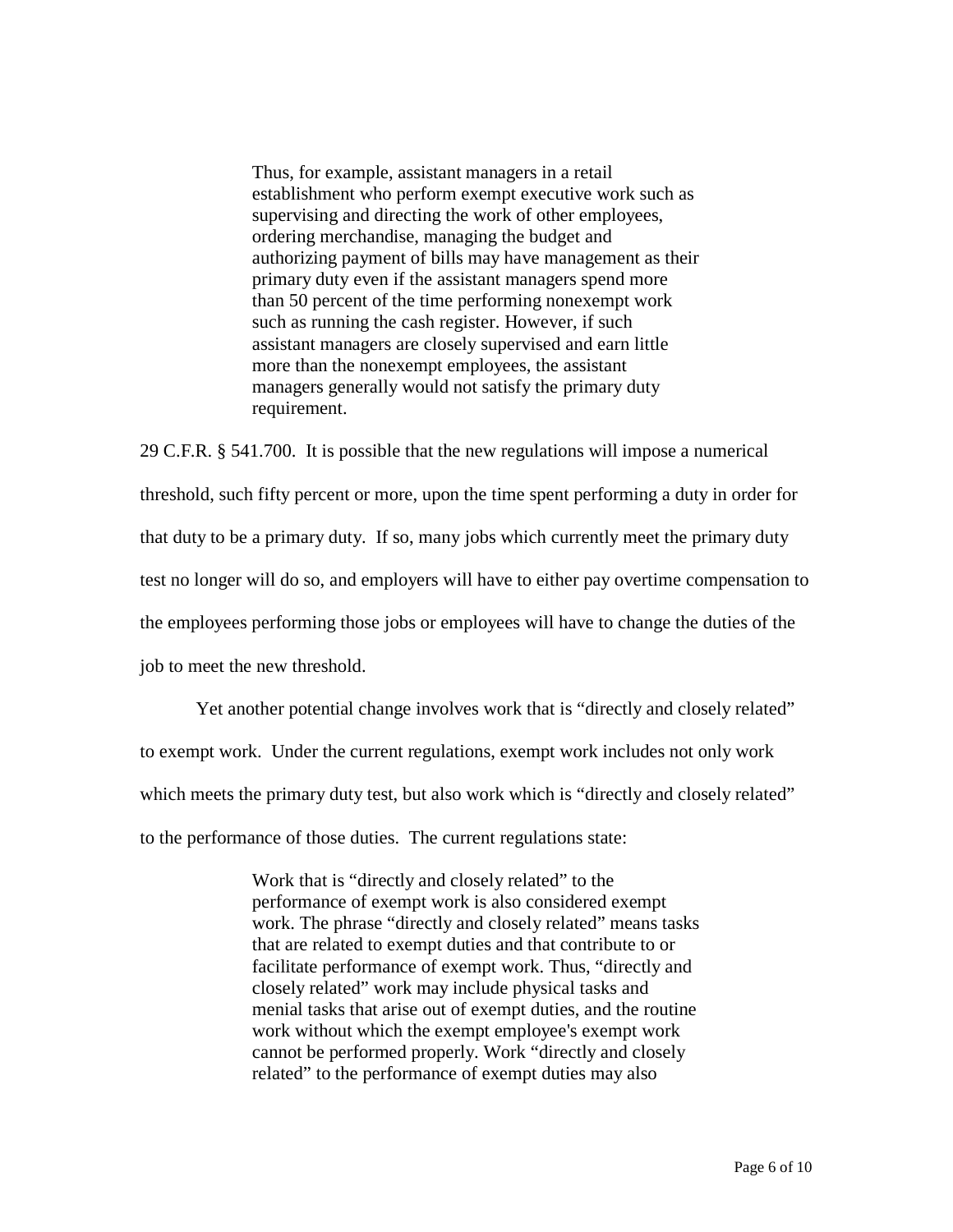> Thus, for example, assistant managers in a retail establishment who perform exempt executive work such as supervising and directing the work of other employees, ordering merchandise, managing the budget and authorizing payment of bills may have management as their primary duty even if the assistant managers spend more than 50 percent of the time performing nonexempt work such as running the cash register. However, if such assistant managers are closely supervised and earn little more than the nonexempt employees, the assistant managers generally would not satisfy the primary duty requirement.

29 C.F.R. § 541.700. It is possible that the new regulations will impose a numerical threshold, such fifty percent or more, upon the time spent performing a duty in order for that duty to be a primary duty. If so, many jobs which currently meet the primary duty test no longer will do so, and employers will have to either pay overtime compensation to the employees performing those jobs or employees will have to change the duties of the job to meet the new threshold.

Yet another potential change involves work that is "directly and closely related" to exempt work. Under the current regulations, exempt work includes not only work which meets the primary duty test, but also work which is "directly and closely related" to the performance of those duties. The current regulations state:

> Work that is "directly and closely related" to the performance of exempt work is also considered exempt work. The phrase "directly and closely related" means tasks that are related to exempt duties and that contribute to or facilitate performance of exempt work. Thus, "directly and closely related" work may include physical tasks and menial tasks that arise out of exempt duties, and the routine work without which the exempt employee's exempt work cannot be performed properly. Work "directly and closely related" to the performance of exempt duties may also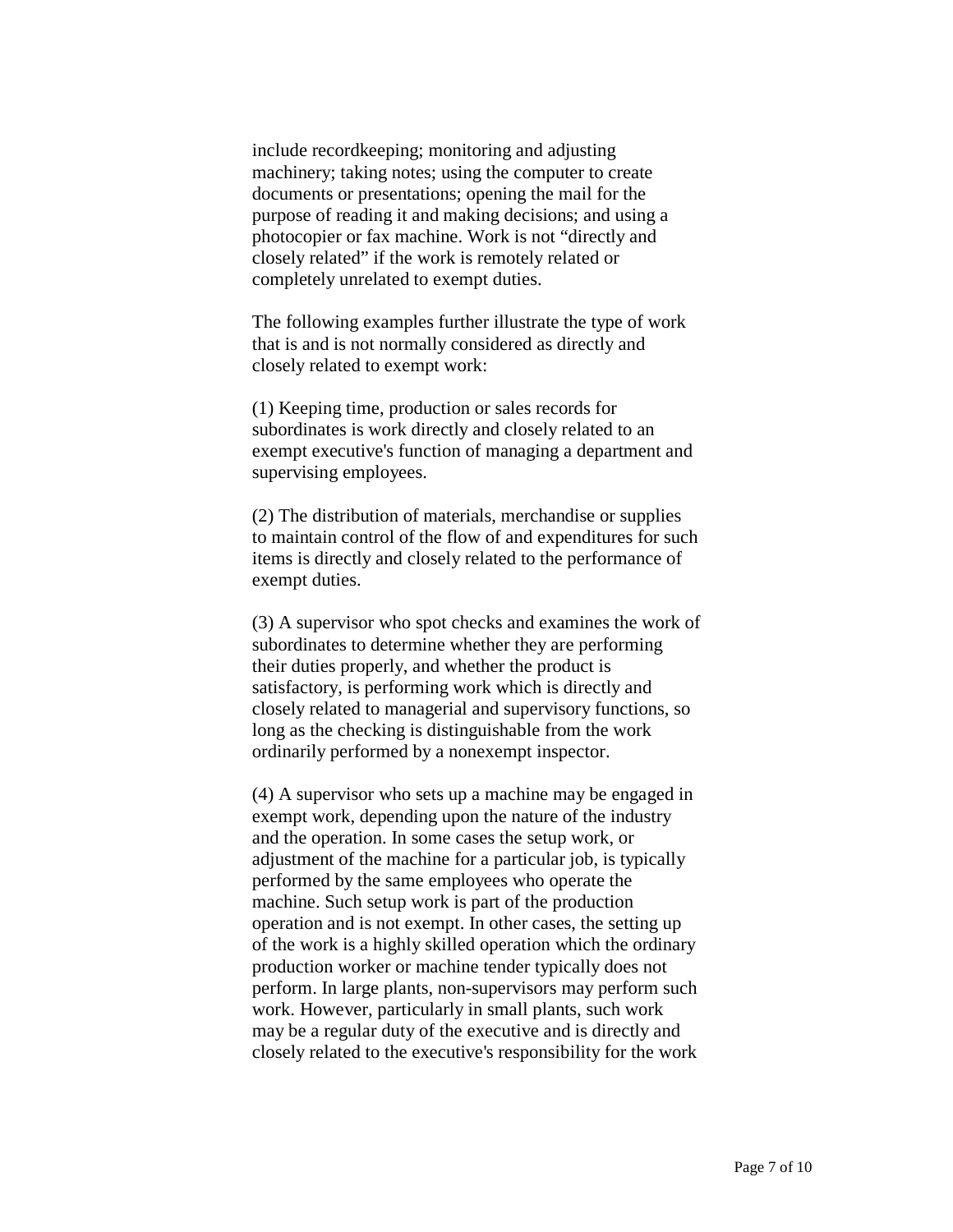include recordkeeping; monitoring and adjusting machinery; taking notes; using the computer to create documents or presentations; opening the mail for the purpose of reading it and making decisions; and using a photocopier or fax machine. Work is not “directly and closely related” if the work is remotely related or completely unrelated to exempt duties.

The following examples further illustrate the type of work that is and is not normally considered as directly and closely related to exempt work:

(1) Keeping time, production or sales records for subordinates is work directly and closely related to an exempt executive's function of managing a department and supervising employees.

(2) The distribution of materials, merchandise or supplies to maintain control of the flow of and expenditures for such items is directly and closely related to the performance of exempt duties.

(3) A supervisor who spot checks and examines the work of subordinates to determine whether they are performing their duties properly, and whether the product is satisfactory, is performing work which is directly and closely related to managerial and supervisory functions, so long as the checking is distinguishable from the work ordinarily performed by a nonexempt inspector.

(4) A supervisor who sets up a machine may be engaged in exempt work, depending upon the nature of the industry and the operation. In some cases the setup work, or adjustment of the machine for a particular job, is typically performed by the same employees who operate the machine. Such setup work is part of the production operation and is not exempt. In other cases, the setting up of the work is a highly skilled operation which the ordinary production worker or machine tender typically does not perform. In large plants, non-supervisors may perform such work. However, particularly in small plants, such work may be a regular duty of the executive and is directly and closely related to the executive's responsibility for the work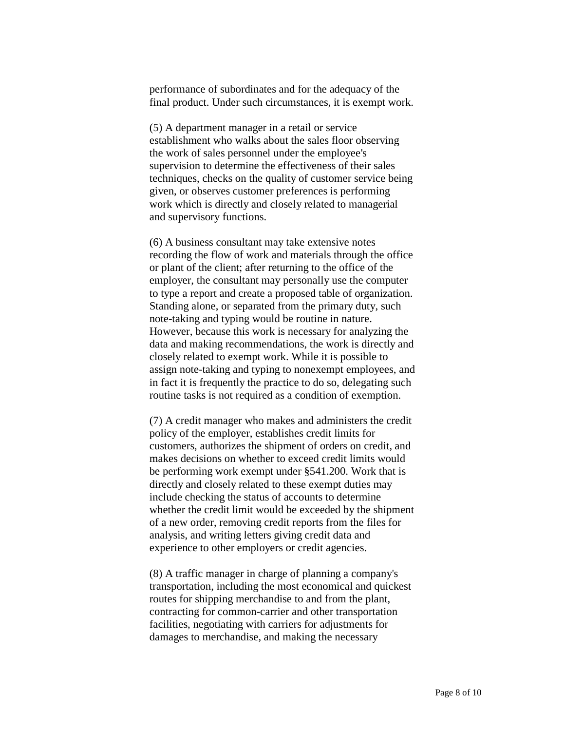performance of subordinates and for the adequacy of the final product. Under such circumstances, it is exempt work.

(5) A department manager in a retail or service establishment who walks about the sales floor observing the work of sales personnel under the employee's supervision to determine the effectiveness of their sales techniques, checks on the quality of customer service being given, or observes customer preferences is performing work which is directly and closely related to managerial and supervisory functions.

(6) A business consultant may take extensive notes recording the flow of work and materials through the office or plant of the client; after returning to the office of the employer, the consultant may personally use the computer to type a report and create a proposed table of organization. Standing alone, or separated from the primary duty, such note-taking and typing would be routine in nature. However, because this work is necessary for analyzing the data and making recommendations, the work is directly and closely related to exempt work. While it is possible to assign note-taking and typing to nonexempt employees, and in fact it is frequently the practice to do so, delegating such routine tasks is not required as a condition of exemption.

(7) A credit manager who makes and administers the credit policy of the employer, establishes credit limits for customers, authorizes the shipment of orders on credit, and makes decisions on whether to exceed credit limits would be performing work exempt under §541.200. Work that is directly and closely related to these exempt duties may include checking the status of accounts to determine whether the credit limit would be exceeded by the shipment of a new order, removing credit reports from the files for analysis, and writing letters giving credit data and experience to other employers or credit agencies.

(8) A traffic manager in charge of planning a company's transportation, including the most economical and quickest routes for shipping merchandise to and from the plant, contracting for common-carrier and other transportation facilities, negotiating with carriers for adjustments for damages to merchandise, and making the necessary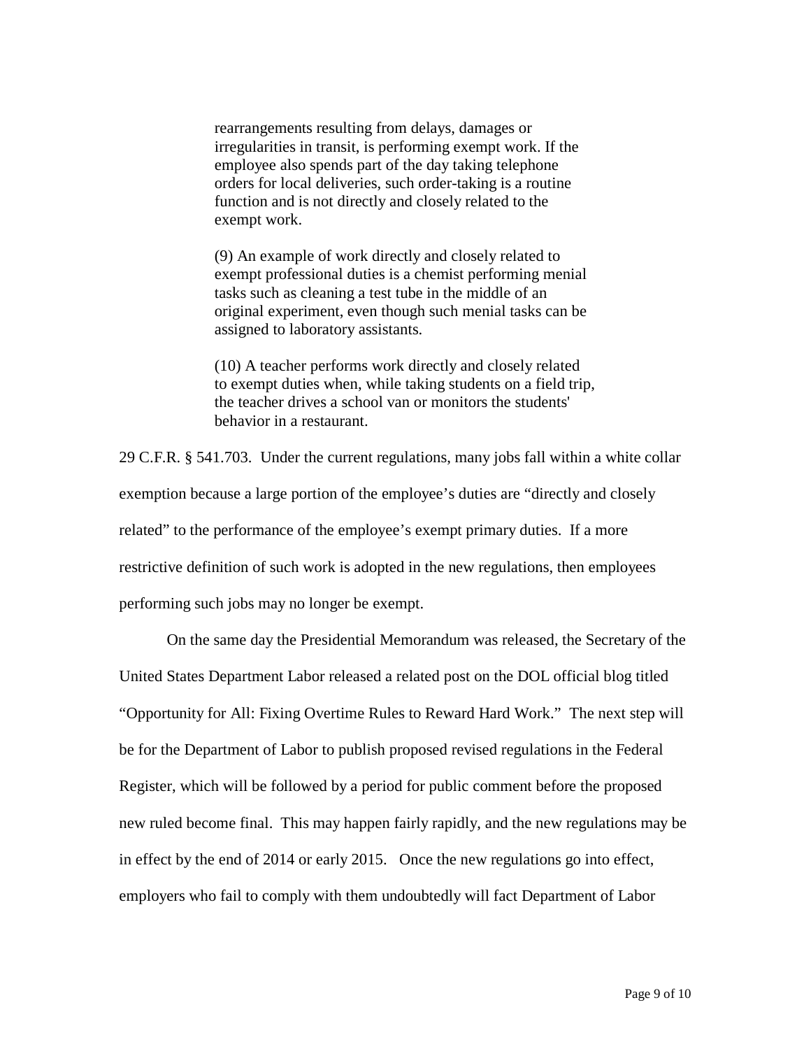> rearrangements resulting from delays, damages or irregularities in transit, is performing exempt work. If the employee also spends part of the day taking telephone orders for local deliveries, such order-taking is a routine function and is not directly and closely related to the exempt work.
>
> (9) An example of work directly and closely related to exempt professional duties is a chemist performing menial tasks such as cleaning a test tube in the middle of an original experiment, even though such menial tasks can be assigned to laboratory assistants.
>
> (10) A teacher performs work directly and closely related to exempt duties when, while taking students on a field trip, the teacher drives a school van or monitors the students' behavior in a restaurant.

29 C.F.R. § 541.703. Under the current regulations, many jobs fall within a white collar exemption because a large portion of the employee's duties are "directly and closely related" to the performance of the employee's exempt primary duties. If a more restrictive definition of such work is adopted in the new regulations, then employees performing such jobs may no longer be exempt.

On the same day the Presidential Memorandum was released, the Secretary of the United States Department Labor released a related post on the DOL official blog titled "Opportunity for All: Fixing Overtime Rules to Reward Hard Work." The next step will be for the Department of Labor to publish proposed revised regulations in the Federal Register, which will be followed by a period for public comment before the proposed new ruled become final. This may happen fairly rapidly, and the new regulations may be in effect by the end of 2014 or early 2015. Once the new regulations go into effect, employers who fail to comply with them undoubtedly will fact Department of Labor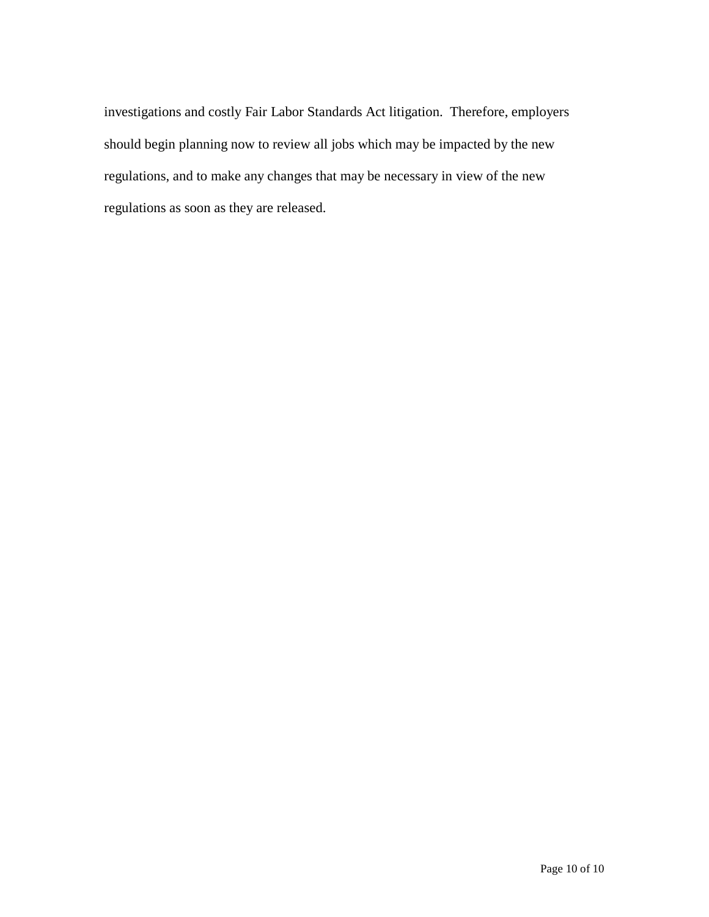investigations and costly Fair Labor Standards Act litigation. Therefore, employers should begin planning now to review all jobs which may be impacted by the new regulations, and to make any changes that may be necessary in view of the new regulations as soon as they are released.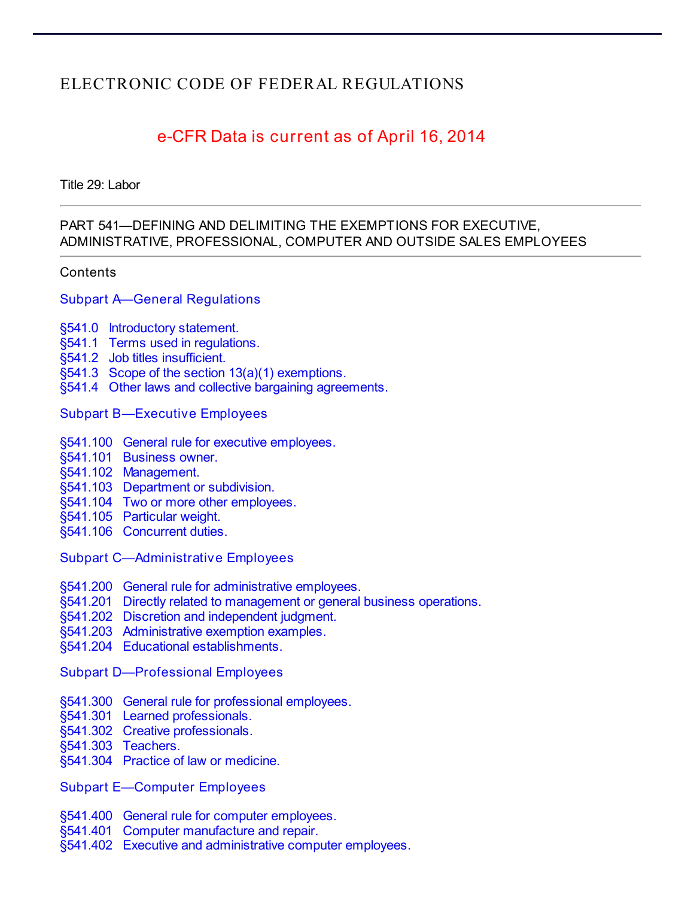# ELECTRONIC CODE OF FEDERAL REGULATIONS

**e-CFR Data is current as of April 16, 2014**

Title 29: Labor

---

PART 541—DEFINING AND DELIMITING THE EXEMPTIONS FOR EXECUTIVE, ADMINISTRATIVE, PROFESSIONAL, COMPUTER AND OUTSIDE SALES EMPLOYEES

---

Contents

## Subpart A—General Regulations

§541.0 Introductory statement.
§541.1 Terms used in regulations.
§541.2 Job titles insufficient.
§541.3 Scope of the section 13(a)(1) exemptions.
§541.4 Other laws and collective bargaining agreements.

## Subpart B—Executive Employees

§541.100 General rule for executive employees.
§541.101 Business owner.
§541.102 Management.
§541.103 Department or subdivision.
§541.104 Two or more other employees.
§541.105 Particular weight.
§541.106 Concurrent duties.

## Subpart C—Administrative Employees

§541.200 General rule for administrative employees.
§541.201 Directly related to management or general business operations.
§541.202 Discretion and independent judgment.
§541.203 Administrative exemption examples.
§541.204 Educational establishments.

## Subpart D—Professional Employees

§541.300 General rule for professional employees.
§541.301 Learned professionals.
§541.302 Creative professionals.
§541.303 Teachers.
§541.304 Practice of law or medicine.

## Subpart E—Computer Employees

§541.400 General rule for computer employees.
§541.401 Computer manufacture and repair.
§541.402 Executive and administrative computer employees.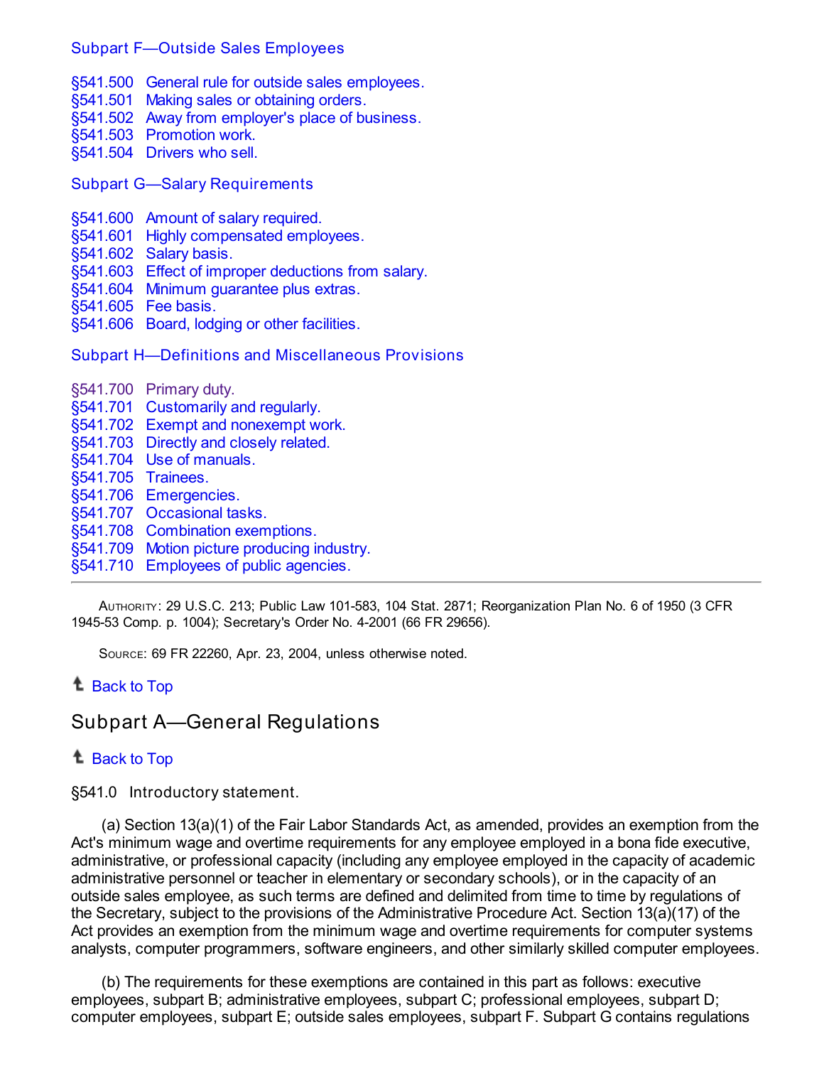Subpart F—Outside Sales Employees

§541.500 General rule for outside sales employees.
§541.501 Making sales or obtaining orders.
§541.502 Away from employer's place of business.
§541.503 Promotion work.
§541.504 Drivers who sell.

Subpart G—Salary Requirements

§541.600 Amount of salary required.
§541.601 Highly compensated employees.
§541.602 Salary basis.
§541.603 Effect of improper deductions from salary.
§541.604 Minimum guarantee plus extras.
§541.605 Fee basis.
§541.606 Board, lodging or other facilities.

Subpart H—Definitions and Miscellaneous Provisions

§541.700 Primary duty.
§541.701 Customarily and regularly.
§541.702 Exempt and nonexempt work.
§541.703 Directly and closely related.
§541.704 Use of manuals.
§541.705 Trainees.
§541.706 Emergencies.
§541.707 Occasional tasks.
§541.708 Combination exemptions.
§541.709 Motion picture producing industry.
§541.710 Employees of public agencies.

---

AUTHORITY: 29 U.S.C. 213; Public Law 101-583, 104 Stat. 2871; Reorganization Plan No. 6 of 1950 (3 CFR 1945-53 Comp. p. 1004); Secretary's Order No. 4-2001 (66 FR 29656).

SOURCE: 69 FR 22260, Apr. 23, 2004, unless otherwise noted.

Back to Top

## Subpart A—General Regulations

Back to Top

§541.0 Introductory statement.

(a) Section 13(a)(1) of the Fair Labor Standards Act, as amended, provides an exemption from the Act's minimum wage and overtime requirements for any employee employed in a bona fide executive, administrative, or professional capacity (including any employee employed in the capacity of academic administrative personnel or teacher in elementary or secondary schools), or in the capacity of an outside sales employee, as such terms are defined and delimited from time to time by regulations of the Secretary, subject to the provisions of the Administrative Procedure Act. Section 13(a)(17) of the Act provides an exemption from the minimum wage and overtime requirements for computer systems analysts, computer programmers, software engineers, and other similarly skilled computer employees.

(b) The requirements for these exemptions are contained in this part as follows: executive employees, subpart B; administrative employees, subpart C; professional employees, subpart D; computer employees, subpart E; outside sales employees, subpart F. Subpart G contains regulations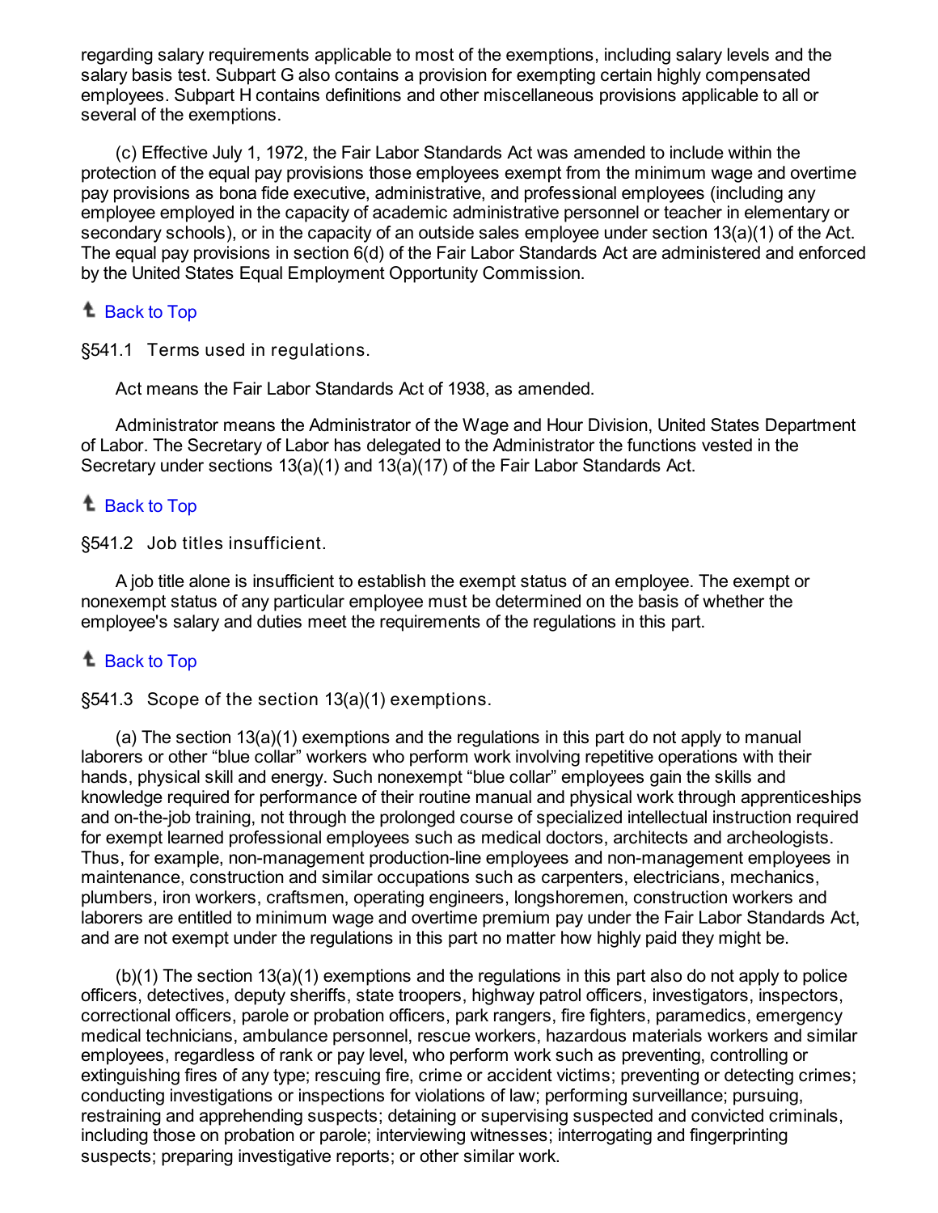regarding salary requirements applicable to most of the exemptions, including salary levels and the salary basis test. Subpart G also contains a provision for exempting certain highly compensated employees. Subpart H contains definitions and other miscellaneous provisions applicable to all or several of the exemptions.

(c) Effective July 1, 1972, the Fair Labor Standards Act was amended to include within the protection of the equal pay provisions those employees exempt from the minimum wage and overtime pay provisions as bona fide executive, administrative, and professional employees (including any employee employed in the capacity of academic administrative personnel or teacher in elementary or secondary schools), or in the capacity of an outside sales employee under section 13(a)(1) of the Act. The equal pay provisions in section 6(d) of the Fair Labor Standards Act are administered and enforced by the United States Equal Employment Opportunity Commission.

Back to Top

### §541.1 Terms used in regulations.

Act means the Fair Labor Standards Act of 1938, as amended.

Administrator means the Administrator of the Wage and Hour Division, United States Department of Labor. The Secretary of Labor has delegated to the Administrator the functions vested in the Secretary under sections 13(a)(1) and 13(a)(17) of the Fair Labor Standards Act.

Back to Top

### §541.2 Job titles insufficient.

A job title alone is insufficient to establish the exempt status of an employee. The exempt or nonexempt status of any particular employee must be determined on the basis of whether the employee's salary and duties meet the requirements of the regulations in this part.

Back to Top

### §541.3 Scope of the section 13(a)(1) exemptions.

(a) The section 13(a)(1) exemptions and the regulations in this part do not apply to manual laborers or other "blue collar" workers who perform work involving repetitive operations with their hands, physical skill and energy. Such nonexempt "blue collar" employees gain the skills and knowledge required for performance of their routine manual and physical work through apprenticeships and on-the-job training, not through the prolonged course of specialized intellectual instruction required for exempt learned professional employees such as medical doctors, architects and archeologists. Thus, for example, non-management production-line employees and non-management employees in maintenance, construction and similar occupations such as carpenters, electricians, mechanics, plumbers, iron workers, craftsmen, operating engineers, longshoremen, construction workers and laborers are entitled to minimum wage and overtime premium pay under the Fair Labor Standards Act, and are not exempt under the regulations in this part no matter how highly paid they might be.

(b)(1) The section 13(a)(1) exemptions and the regulations in this part also do not apply to police officers, detectives, deputy sheriffs, state troopers, highway patrol officers, investigators, inspectors, correctional officers, parole or probation officers, park rangers, fire fighters, paramedics, emergency medical technicians, ambulance personnel, rescue workers, hazardous materials workers and similar employees, regardless of rank or pay level, who perform work such as preventing, controlling or extinguishing fires of any type; rescuing fire, crime or accident victims; preventing or detecting crimes; conducting investigations or inspections for violations of law; performing surveillance; pursuing, restraining and apprehending suspects; detaining or supervising suspected and convicted criminals, including those on probation or parole; interviewing witnesses; interrogating and fingerprinting suspects; preparing investigative reports; or other similar work.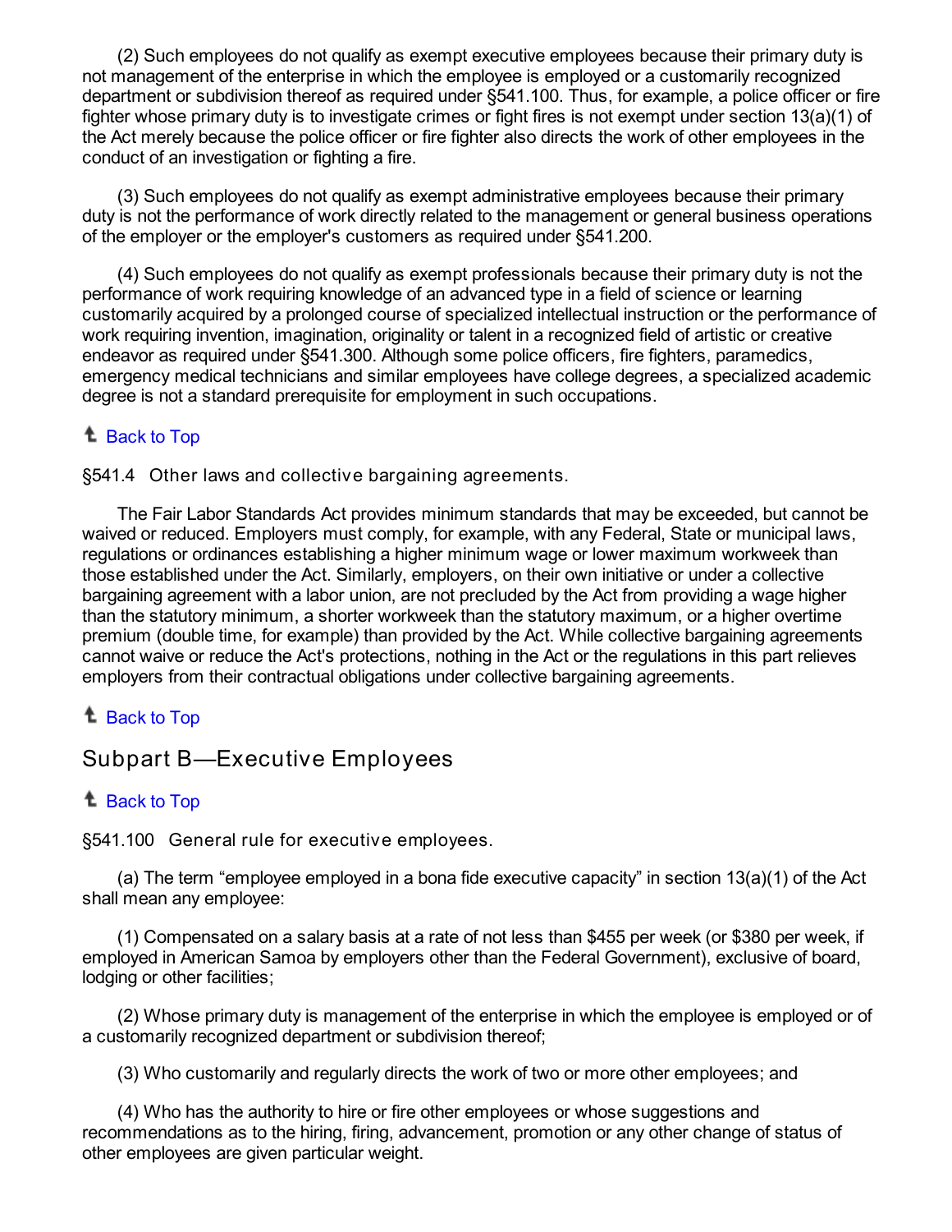(2) Such employees do not qualify as exempt executive employees because their primary duty is not management of the enterprise in which the employee is employed or a customarily recognized department or subdivision thereof as required under §541.100. Thus, for example, a police officer or fire fighter whose primary duty is to investigate crimes or fight fires is not exempt under section 13(a)(1) of the Act merely because the police officer or fire fighter also directs the work of other employees in the conduct of an investigation or fighting a fire.

(3) Such employees do not qualify as exempt administrative employees because their primary duty is not the performance of work directly related to the management or general business operations of the employer or the employer's customers as required under §541.200.

(4) Such employees do not qualify as exempt professionals because their primary duty is not the performance of work requiring knowledge of an advanced type in a field of science or learning customarily acquired by a prolonged course of specialized intellectual instruction or the performance of work requiring invention, imagination, originality or talent in a recognized field of artistic or creative endeavor as required under §541.300. Although some police officers, fire fighters, paramedics, emergency medical technicians and similar employees have college degrees, a specialized academic degree is not a standard prerequisite for employment in such occupations.

Back to Top

§541.4 Other laws and collective bargaining agreements.

The Fair Labor Standards Act provides minimum standards that may be exceeded, but cannot be waived or reduced. Employers must comply, for example, with any Federal, State or municipal laws, regulations or ordinances establishing a higher minimum wage or lower maximum workweek than those established under the Act. Similarly, employers, on their own initiative or under a collective bargaining agreement with a labor union, are not precluded by the Act from providing a wage higher than the statutory minimum, a shorter workweek than the statutory maximum, or a higher overtime premium (double time, for example) than provided by the Act. While collective bargaining agreements cannot waive or reduce the Act's protections, nothing in the Act or the regulations in this part relieves employers from their contractual obligations under collective bargaining agreements.

Back to Top

## Subpart B—Executive Employees

Back to Top

§541.100 General rule for executive employees.

(a) The term "employee employed in a bona fide executive capacity" in section 13(a)(1) of the Act shall mean any employee:

(1) Compensated on a salary basis at a rate of not less than $455 per week (or $380 per week, if employed in American Samoa by employers other than the Federal Government), exclusive of board, lodging or other facilities;

(2) Whose primary duty is management of the enterprise in which the employee is employed or of a customarily recognized department or subdivision thereof;

(3) Who customarily and regularly directs the work of two or more other employees; and

(4) Who has the authority to hire or fire other employees or whose suggestions and recommendations as to the hiring, firing, advancement, promotion or any other change of status of other employees are given particular weight.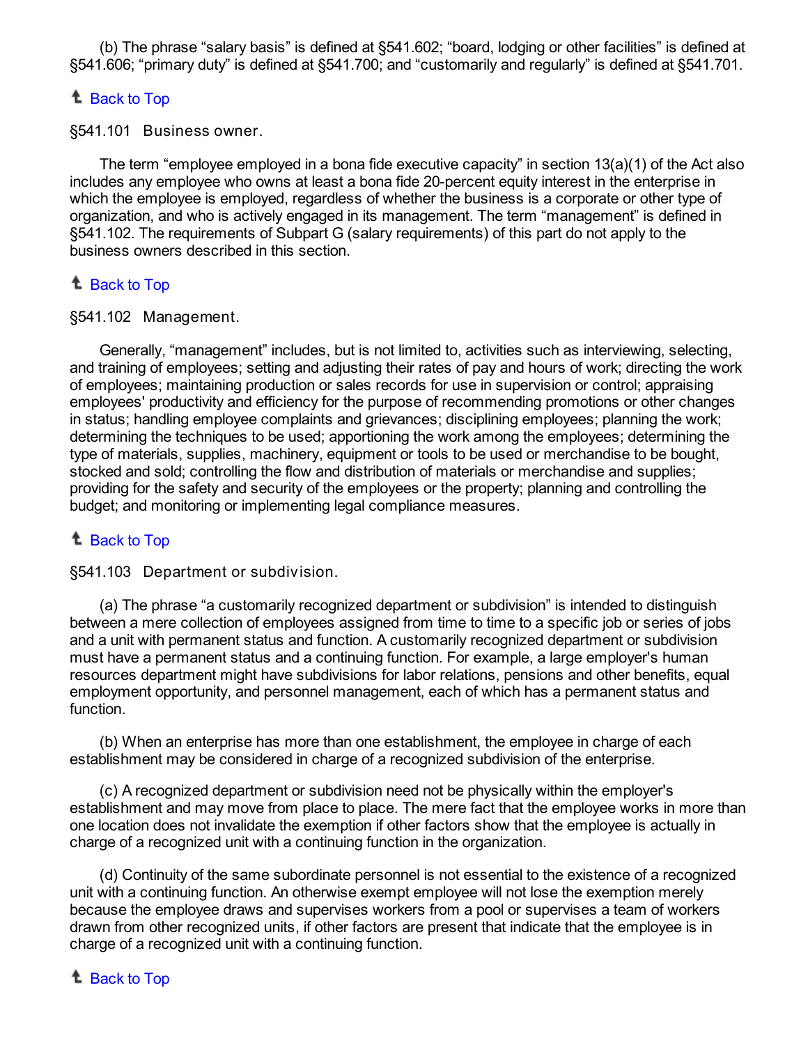(b) The phrase “salary basis” is defined at §541.602; “board, lodging or other facilities” is defined at §541.606; “primary duty” is defined at §541.700; and “customarily and regularly” is defined at §541.701.

Back to Top

### §541.101 Business owner.

The term “employee employed in a bona fide executive capacity” in section 13(a)(1) of the Act also includes any employee who owns at least a bona fide 20-percent equity interest in the enterprise in which the employee is employed, regardless of whether the business is a corporate or other type of organization, and who is actively engaged in its management. The term “management” is defined in §541.102. The requirements of Subpart G (salary requirements) of this part do not apply to the business owners described in this section.

Back to Top

### §541.102 Management.

Generally, “management” includes, but is not limited to, activities such as interviewing, selecting, and training of employees; setting and adjusting their rates of pay and hours of work; directing the work of employees; maintaining production or sales records for use in supervision or control; appraising employees' productivity and efficiency for the purpose of recommending promotions or other changes in status; handling employee complaints and grievances; disciplining employees; planning the work; determining the techniques to be used; apportioning the work among the employees; determining the type of materials, supplies, machinery, equipment or tools to be used or merchandise to be bought, stocked and sold; controlling the flow and distribution of materials or merchandise and supplies; providing for the safety and security of the employees or the property; planning and controlling the budget; and monitoring or implementing legal compliance measures.

Back to Top

### §541.103 Department or subdivision.

(a) The phrase “a customarily recognized department or subdivision” is intended to distinguish between a mere collection of employees assigned from time to time to a specific job or series of jobs and a unit with permanent status and function. A customarily recognized department or subdivision must have a permanent status and a continuing function. For example, a large employer's human resources department might have subdivisions for labor relations, pensions and other benefits, equal employment opportunity, and personnel management, each of which has a permanent status and function.

(b) When an enterprise has more than one establishment, the employee in charge of each establishment may be considered in charge of a recognized subdivision of the enterprise.

(c) A recognized department or subdivision need not be physically within the employer's establishment and may move from place to place. The mere fact that the employee works in more than one location does not invalidate the exemption if other factors show that the employee is actually in charge of a recognized unit with a continuing function in the organization.

(d) Continuity of the same subordinate personnel is not essential to the existence of a recognized unit with a continuing function. An otherwise exempt employee will not lose the exemption merely because the employee draws and supervises workers from a pool or supervises a team of workers drawn from other recognized units, if other factors are present that indicate that the employee is in charge of a recognized unit with a continuing function.

Back to Top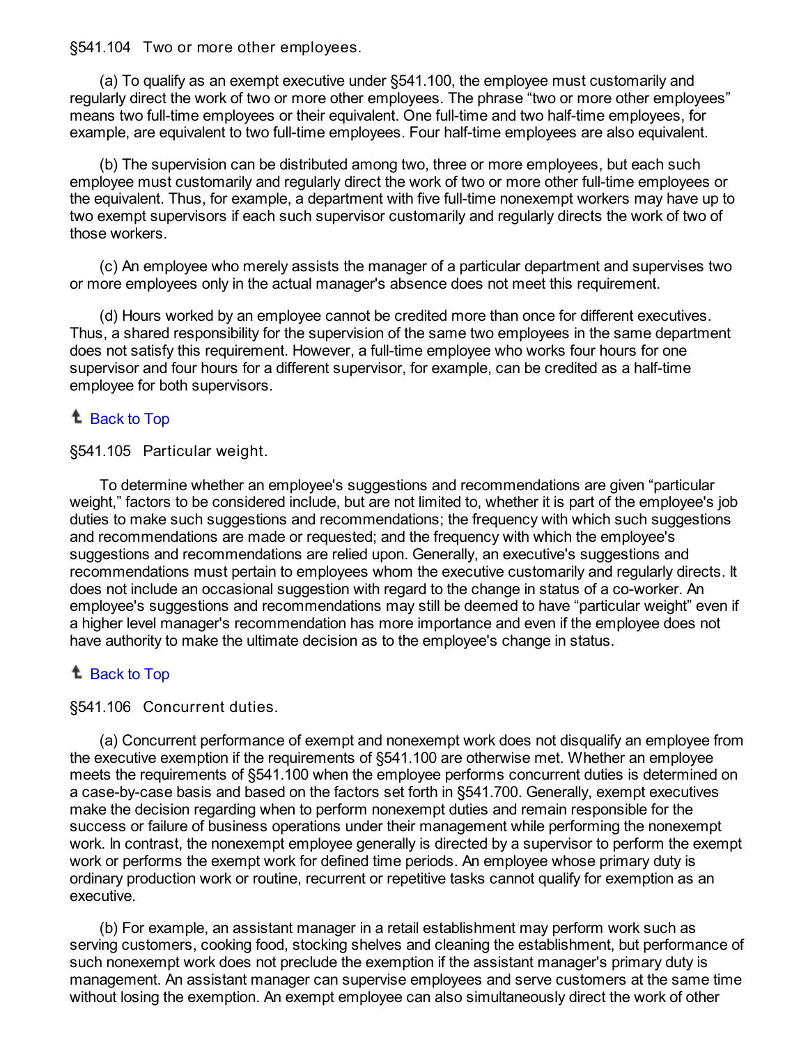§541.104 Two or more other employees.

(a) To qualify as an exempt executive under §541.100, the employee must customarily and regularly direct the work of two or more other employees. The phrase "two or more other employees" means two full-time employees or their equivalent. One full-time and two half-time employees, for example, are equivalent to two full-time employees. Four half-time employees are also equivalent.

(b) The supervision can be distributed among two, three or more employees, but each such employee must customarily and regularly direct the work of two or more other full-time employees or the equivalent. Thus, for example, a department with five full-time nonexempt workers may have up to two exempt supervisors if each such supervisor customarily and regularly directs the work of two of those workers.

(c) An employee who merely assists the manager of a particular department and supervises two or more employees only in the actual manager's absence does not meet this requirement.

(d) Hours worked by an employee cannot be credited more than once for different executives. Thus, a shared responsibility for the supervision of the same two employees in the same department does not satisfy this requirement. However, a full-time employee who works four hours for one supervisor and four hours for a different supervisor, for example, can be credited as a half-time employee for both supervisors.

Back to Top

§541.105 Particular weight.

To determine whether an employee's suggestions and recommendations are given "particular weight," factors to be considered include, but are not limited to, whether it is part of the employee's job duties to make such suggestions and recommendations; the frequency with which such suggestions and recommendations are made or requested; and the frequency with which the employee's suggestions and recommendations are relied upon. Generally, an executive's suggestions and recommendations must pertain to employees whom the executive customarily and regularly directs. It does not include an occasional suggestion with regard to the change in status of a co-worker. An employee's suggestions and recommendations may still be deemed to have "particular weight" even if a higher level manager's recommendation has more importance and even if the employee does not have authority to make the ultimate decision as to the employee's change in status.

Back to Top

§541.106 Concurrent duties.

(a) Concurrent performance of exempt and nonexempt work does not disqualify an employee from the executive exemption if the requirements of §541.100 are otherwise met. Whether an employee meets the requirements of §541.100 when the employee performs concurrent duties is determined on a case-by-case basis and based on the factors set forth in §541.700. Generally, exempt executives make the decision regarding when to perform nonexempt duties and remain responsible for the success or failure of business operations under their management while performing the nonexempt work. In contrast, the nonexempt employee generally is directed by a supervisor to perform the exempt work or performs the exempt work for defined time periods. An employee whose primary duty is ordinary production work or routine, recurrent or repetitive tasks cannot qualify for exemption as an executive.

(b) For example, an assistant manager in a retail establishment may perform work such as serving customers, cooking food, stocking shelves and cleaning the establishment, but performance of such nonexempt work does not preclude the exemption if the assistant manager's primary duty is management. An assistant manager can supervise employees and serve customers at the same time without losing the exemption. An exempt employee can also simultaneously direct the work of other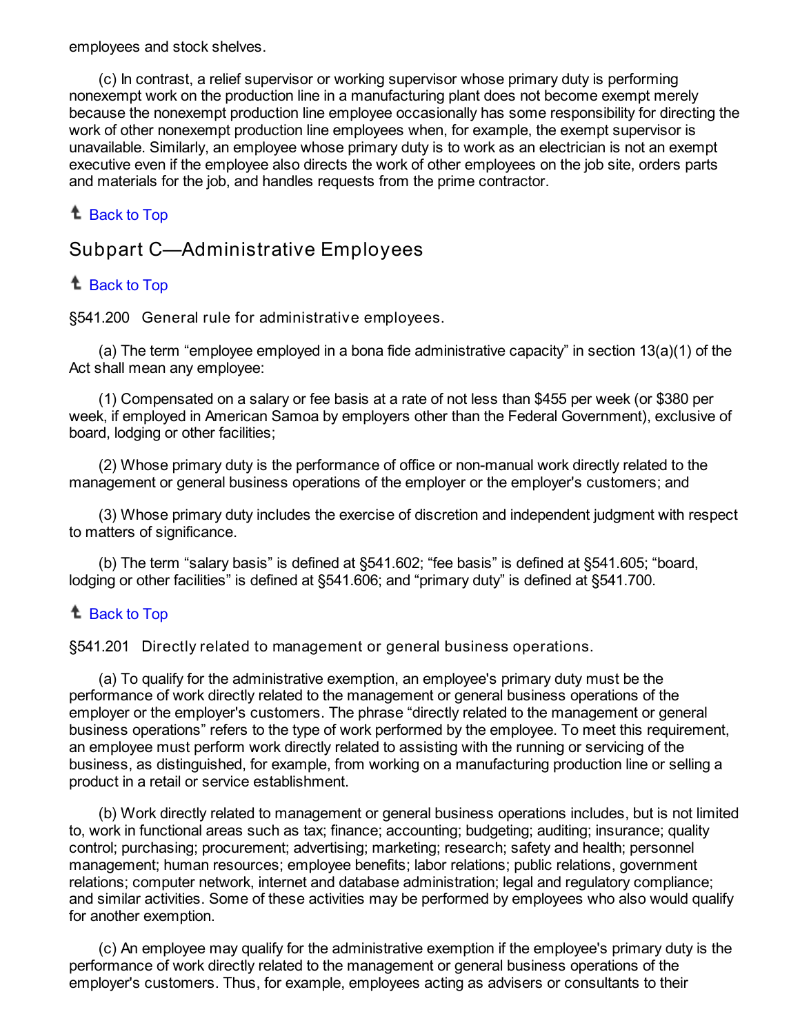employees and stock shelves.

(c) In contrast, a relief supervisor or working supervisor whose primary duty is performing nonexempt work on the production line in a manufacturing plant does not become exempt merely because the nonexempt production line employee occasionally has some responsibility for directing the work of other nonexempt production line employees when, for example, the exempt supervisor is unavailable. Similarly, an employee whose primary duty is to work as an electrician is not an exempt executive even if the employee also directs the work of other employees on the job site, orders parts and materials for the job, and handles requests from the prime contractor.

Back to Top

## Subpart C—Administrative Employees

Back to Top

### §541.200 General rule for administrative employees.

(a) The term “employee employed in a bona fide administrative capacity” in section 13(a)(1) of the Act shall mean any employee:

(1) Compensated on a salary or fee basis at a rate of not less than $455 per week (or $380 per week, if employed in American Samoa by employers other than the Federal Government), exclusive of board, lodging or other facilities;

(2) Whose primary duty is the performance of office or non-manual work directly related to the management or general business operations of the employer or the employer's customers; and

(3) Whose primary duty includes the exercise of discretion and independent judgment with respect to matters of significance.

(b) The term “salary basis” is defined at §541.602; “fee basis” is defined at §541.605; “board, lodging or other facilities” is defined at §541.606; and “primary duty” is defined at §541.700.

Back to Top

### §541.201 Directly related to management or general business operations.

(a) To qualify for the administrative exemption, an employee's primary duty must be the performance of work directly related to the management or general business operations of the employer or the employer's customers. The phrase “directly related to the management or general business operations” refers to the type of work performed by the employee. To meet this requirement, an employee must perform work directly related to assisting with the running or servicing of the business, as distinguished, for example, from working on a manufacturing production line or selling a product in a retail or service establishment.

(b) Work directly related to management or general business operations includes, but is not limited to, work in functional areas such as tax; finance; accounting; budgeting; auditing; insurance; quality control; purchasing; procurement; advertising; marketing; research; safety and health; personnel management; human resources; employee benefits; labor relations; public relations, government relations; computer network, internet and database administration; legal and regulatory compliance; and similar activities. Some of these activities may be performed by employees who also would qualify for another exemption.

(c) An employee may qualify for the administrative exemption if the employee's primary duty is the performance of work directly related to the management or general business operations of the employer's customers. Thus, for example, employees acting as advisers or consultants to their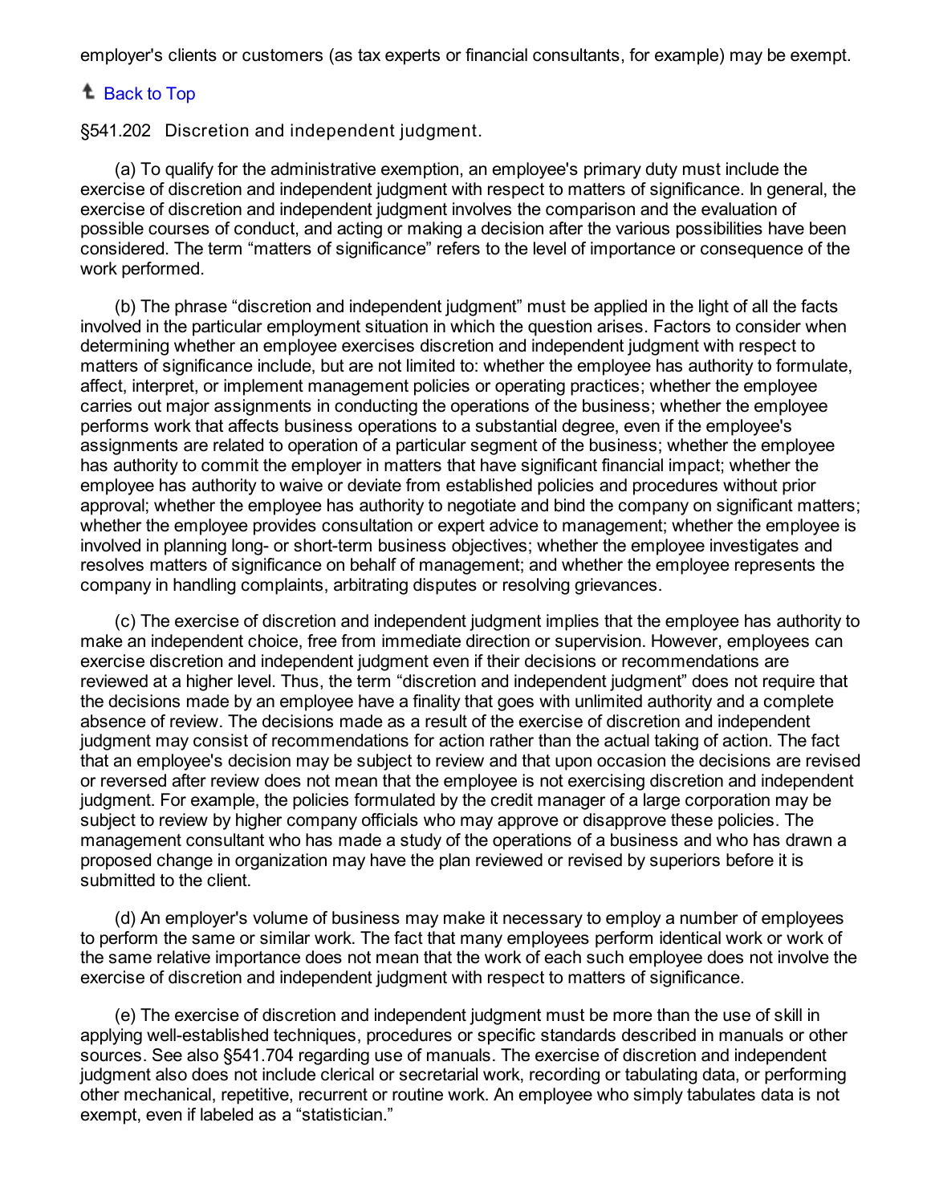employer's clients or customers (as tax experts or financial consultants, for example) may be exempt.

Back to Top

### §541.202 Discretion and independent judgment.

(a) To qualify for the administrative exemption, an employee's primary duty must include the exercise of discretion and independent judgment with respect to matters of significance. In general, the exercise of discretion and independent judgment involves the comparison and the evaluation of possible courses of conduct, and acting or making a decision after the various possibilities have been considered. The term "matters of significance" refers to the level of importance or consequence of the work performed.

(b) The phrase "discretion and independent judgment" must be applied in the light of all the facts involved in the particular employment situation in which the question arises. Factors to consider when determining whether an employee exercises discretion and independent judgment with respect to matters of significance include, but are not limited to: whether the employee has authority to formulate, affect, interpret, or implement management policies or operating practices; whether the employee carries out major assignments in conducting the operations of the business; whether the employee performs work that affects business operations to a substantial degree, even if the employee's assignments are related to operation of a particular segment of the business; whether the employee has authority to commit the employer in matters that have significant financial impact; whether the employee has authority to waive or deviate from established policies and procedures without prior approval; whether the employee has authority to negotiate and bind the company on significant matters; whether the employee provides consultation or expert advice to management; whether the employee is involved in planning long- or short-term business objectives; whether the employee investigates and resolves matters of significance on behalf of management; and whether the employee represents the company in handling complaints, arbitrating disputes or resolving grievances.

(c) The exercise of discretion and independent judgment implies that the employee has authority to make an independent choice, free from immediate direction or supervision. However, employees can exercise discretion and independent judgment even if their decisions or recommendations are reviewed at a higher level. Thus, the term "discretion and independent judgment" does not require that the decisions made by an employee have a finality that goes with unlimited authority and a complete absence of review. The decisions made as a result of the exercise of discretion and independent judgment may consist of recommendations for action rather than the actual taking of action. The fact that an employee's decision may be subject to review and that upon occasion the decisions are revised or reversed after review does not mean that the employee is not exercising discretion and independent judgment. For example, the policies formulated by the credit manager of a large corporation may be subject to review by higher company officials who may approve or disapprove these policies. The management consultant who has made a study of the operations of a business and who has drawn a proposed change in organization may have the plan reviewed or revised by superiors before it is submitted to the client.

(d) An employer's volume of business may make it necessary to employ a number of employees to perform the same or similar work. The fact that many employees perform identical work or work of the same relative importance does not mean that the work of each such employee does not involve the exercise of discretion and independent judgment with respect to matters of significance.

(e) The exercise of discretion and independent judgment must be more than the use of skill in applying well-established techniques, procedures or specific standards described in manuals or other sources. See also §541.704 regarding use of manuals. The exercise of discretion and independent judgment also does not include clerical or secretarial work, recording or tabulating data, or performing other mechanical, repetitive, recurrent or routine work. An employee who simply tabulates data is not exempt, even if labeled as a "statistician."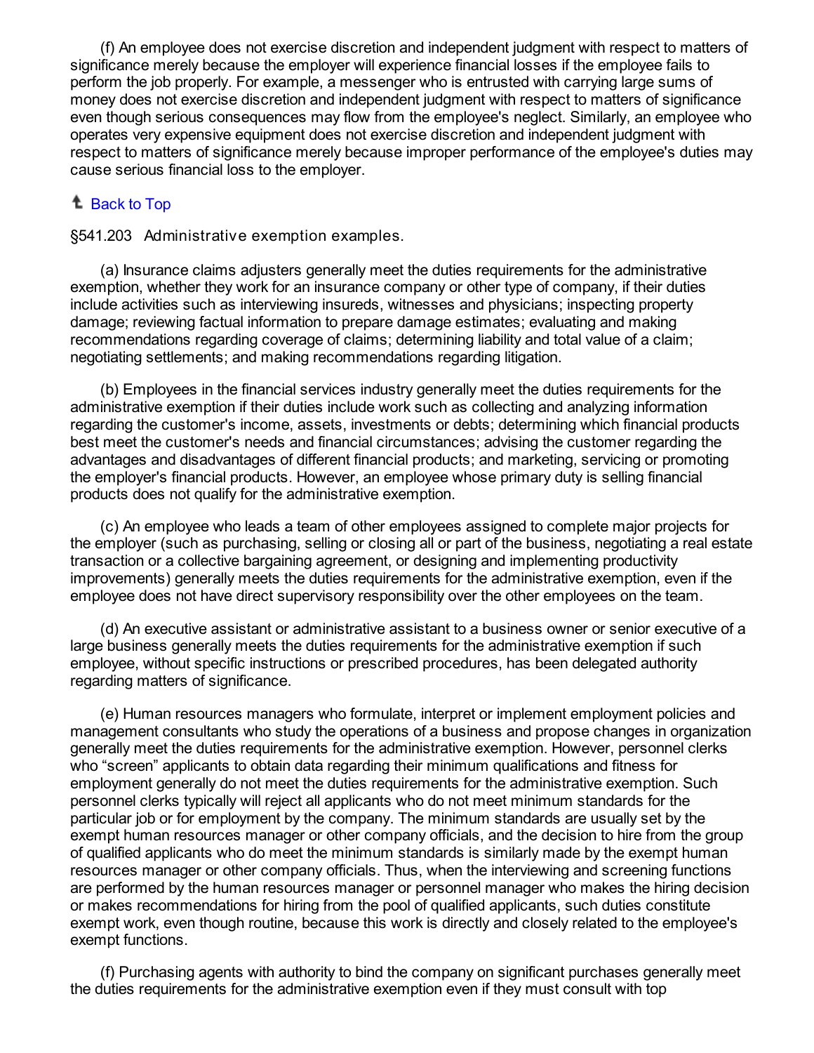(f) An employee does not exercise discretion and independent judgment with respect to matters of significance merely because the employer will experience financial losses if the employee fails to perform the job properly. For example, a messenger who is entrusted with carrying large sums of money does not exercise discretion and independent judgment with respect to matters of significance even though serious consequences may flow from the employee's neglect. Similarly, an employee who operates very expensive equipment does not exercise discretion and independent judgment with respect to matters of significance merely because improper performance of the employee's duties may cause serious financial loss to the employer.

Back to Top

§541.203 Administrative exemption examples.

(a) Insurance claims adjusters generally meet the duties requirements for the administrative exemption, whether they work for an insurance company or other type of company, if their duties include activities such as interviewing insureds, witnesses and physicians; inspecting property damage; reviewing factual information to prepare damage estimates; evaluating and making recommendations regarding coverage of claims; determining liability and total value of a claim; negotiating settlements; and making recommendations regarding litigation.

(b) Employees in the financial services industry generally meet the duties requirements for the administrative exemption if their duties include work such as collecting and analyzing information regarding the customer's income, assets, investments or debts; determining which financial products best meet the customer's needs and financial circumstances; advising the customer regarding the advantages and disadvantages of different financial products; and marketing, servicing or promoting the employer's financial products. However, an employee whose primary duty is selling financial products does not qualify for the administrative exemption.

(c) An employee who leads a team of other employees assigned to complete major projects for the employer (such as purchasing, selling or closing all or part of the business, negotiating a real estate transaction or a collective bargaining agreement, or designing and implementing productivity improvements) generally meets the duties requirements for the administrative exemption, even if the employee does not have direct supervisory responsibility over the other employees on the team.

(d) An executive assistant or administrative assistant to a business owner or senior executive of a large business generally meets the duties requirements for the administrative exemption if such employee, without specific instructions or prescribed procedures, has been delegated authority regarding matters of significance.

(e) Human resources managers who formulate, interpret or implement employment policies and management consultants who study the operations of a business and propose changes in organization generally meet the duties requirements for the administrative exemption. However, personnel clerks who "screen" applicants to obtain data regarding their minimum qualifications and fitness for employment generally do not meet the duties requirements for the administrative exemption. Such personnel clerks typically will reject all applicants who do not meet minimum standards for the particular job or for employment by the company. The minimum standards are usually set by the exempt human resources manager or other company officials, and the decision to hire from the group of qualified applicants who do meet the minimum standards is similarly made by the exempt human resources manager or other company officials. Thus, when the interviewing and screening functions are performed by the human resources manager or personnel manager who makes the hiring decision or makes recommendations for hiring from the pool of qualified applicants, such duties constitute exempt work, even though routine, because this work is directly and closely related to the employee's exempt functions.

(f) Purchasing agents with authority to bind the company on significant purchases generally meet the duties requirements for the administrative exemption even if they must consult with top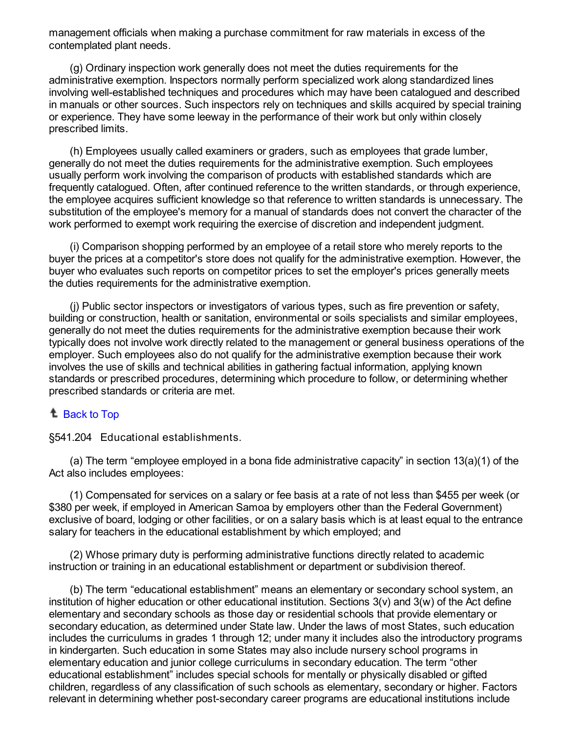management officials when making a purchase commitment for raw materials in excess of the contemplated plant needs.

(g) Ordinary inspection work generally does not meet the duties requirements for the administrative exemption. Inspectors normally perform specialized work along standardized lines involving well-established techniques and procedures which may have been catalogued and described in manuals or other sources. Such inspectors rely on techniques and skills acquired by special training or experience. They have some leeway in the performance of their work but only within closely prescribed limits.

(h) Employees usually called examiners or graders, such as employees that grade lumber, generally do not meet the duties requirements for the administrative exemption. Such employees usually perform work involving the comparison of products with established standards which are frequently catalogued. Often, after continued reference to the written standards, or through experience, the employee acquires sufficient knowledge so that reference to written standards is unnecessary. The substitution of the employee's memory for a manual of standards does not convert the character of the work performed to exempt work requiring the exercise of discretion and independent judgment.

(i) Comparison shopping performed by an employee of a retail store who merely reports to the buyer the prices at a competitor's store does not qualify for the administrative exemption. However, the buyer who evaluates such reports on competitor prices to set the employer's prices generally meets the duties requirements for the administrative exemption.

(j) Public sector inspectors or investigators of various types, such as fire prevention or safety, building or construction, health or sanitation, environmental or soils specialists and similar employees, generally do not meet the duties requirements for the administrative exemption because their work typically does not involve work directly related to the management or general business operations of the employer. Such employees also do not qualify for the administrative exemption because their work involves the use of skills and technical abilities in gathering factual information, applying known standards or prescribed procedures, determining which procedure to follow, or determining whether prescribed standards or criteria are met.

Back to Top

## §541.204 Educational establishments.

(a) The term "employee employed in a bona fide administrative capacity" in section 13(a)(1) of the Act also includes employees:

(1) Compensated for services on a salary or fee basis at a rate of not less than $455 per week (or $380 per week, if employed in American Samoa by employers other than the Federal Government) exclusive of board, lodging or other facilities, or on a salary basis which is at least equal to the entrance salary for teachers in the educational establishment by which employed; and

(2) Whose primary duty is performing administrative functions directly related to academic instruction or training in an educational establishment or department or subdivision thereof.

(b) The term "educational establishment" means an elementary or secondary school system, an institution of higher education or other educational institution. Sections 3(v) and 3(w) of the Act define elementary and secondary schools as those day or residential schools that provide elementary or secondary education, as determined under State law. Under the laws of most States, such education includes the curriculums in grades 1 through 12; under many it includes also the introductory programs in kindergarten. Such education in some States may also include nursery school programs in elementary education and junior college curriculums in secondary education. The term "other educational establishment" includes special schools for mentally or physically disabled or gifted children, regardless of any classification of such schools as elementary, secondary or higher. Factors relevant in determining whether post-secondary career programs are educational institutions include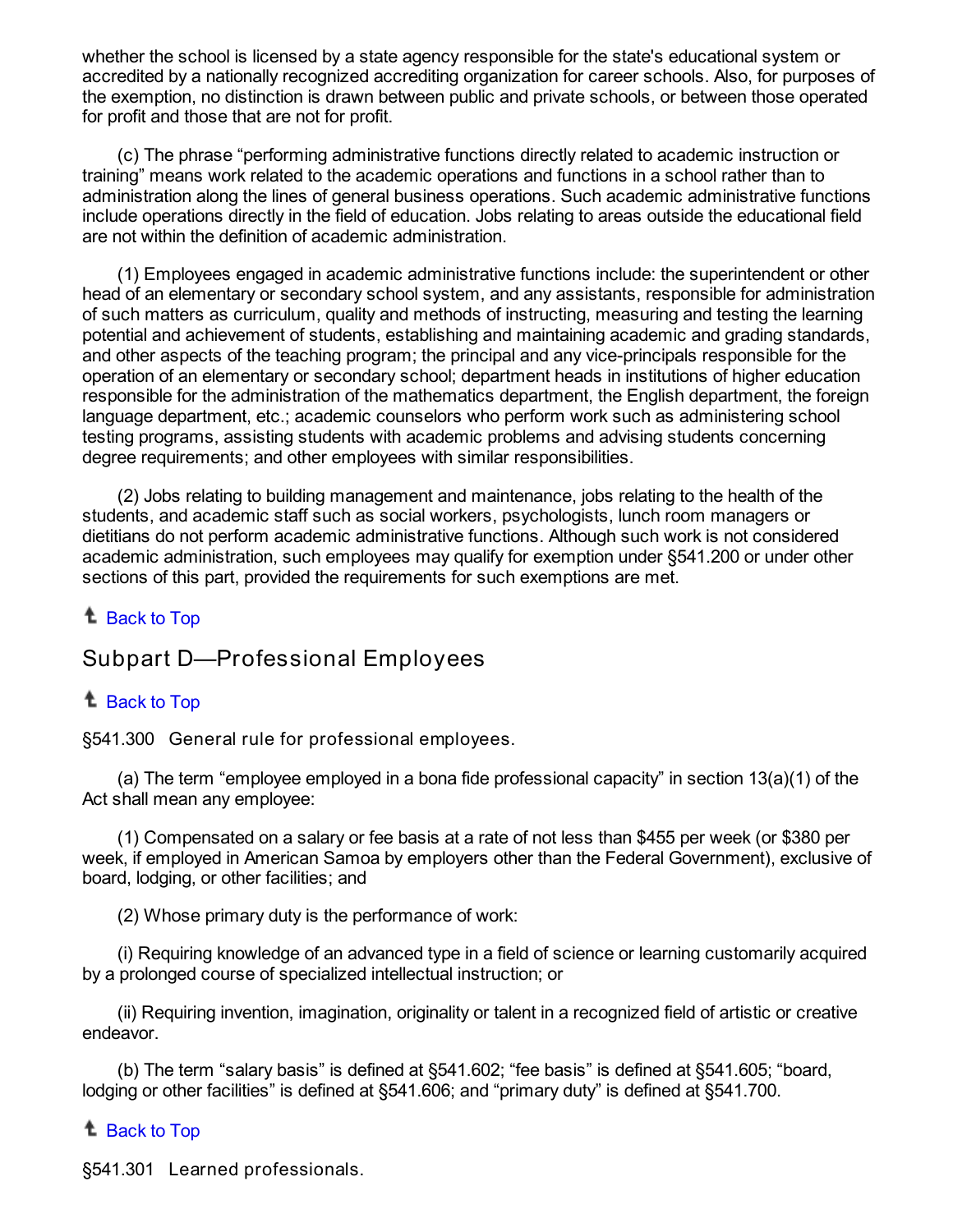whether the school is licensed by a state agency responsible for the state's educational system or accredited by a nationally recognized accrediting organization for career schools. Also, for purposes of the exemption, no distinction is drawn between public and private schools, or between those operated for profit and those that are not for profit.

(c) The phrase "performing administrative functions directly related to academic instruction or training" means work related to the academic operations and functions in a school rather than to administration along the lines of general business operations. Such academic administrative functions include operations directly in the field of education. Jobs relating to areas outside the educational field are not within the definition of academic administration.

(1) Employees engaged in academic administrative functions include: the superintendent or other head of an elementary or secondary school system, and any assistants, responsible for administration of such matters as curriculum, quality and methods of instructing, measuring and testing the learning potential and achievement of students, establishing and maintaining academic and grading standards, and other aspects of the teaching program; the principal and any vice-principals responsible for the operation of an elementary or secondary school; department heads in institutions of higher education responsible for the administration of the mathematics department, the English department, the foreign language department, etc.; academic counselors who perform work such as administering school testing programs, assisting students with academic problems and advising students concerning degree requirements; and other employees with similar responsibilities.

(2) Jobs relating to building management and maintenance, jobs relating to the health of the students, and academic staff such as social workers, psychologists, lunch room managers or dietitians do not perform academic administrative functions. Although such work is not considered academic administration, such employees may qualify for exemption under §541.200 or under other sections of this part, provided the requirements for such exemptions are met.

Back to Top

## Subpart D—Professional Employees

Back to Top

§541.300 General rule for professional employees.

(a) The term "employee employed in a bona fide professional capacity" in section 13(a)(1) of the Act shall mean any employee:

(1) Compensated on a salary or fee basis at a rate of not less than $455 per week (or $380 per week, if employed in American Samoa by employers other than the Federal Government), exclusive of board, lodging, or other facilities; and

(2) Whose primary duty is the performance of work:

(i) Requiring knowledge of an advanced type in a field of science or learning customarily acquired by a prolonged course of specialized intellectual instruction; or

(ii) Requiring invention, imagination, originality or talent in a recognized field of artistic or creative endeavor.

(b) The term "salary basis" is defined at §541.602; "fee basis" is defined at §541.605; "board, lodging or other facilities" is defined at §541.606; and "primary duty" is defined at §541.700.

Back to Top

§541.301 Learned professionals.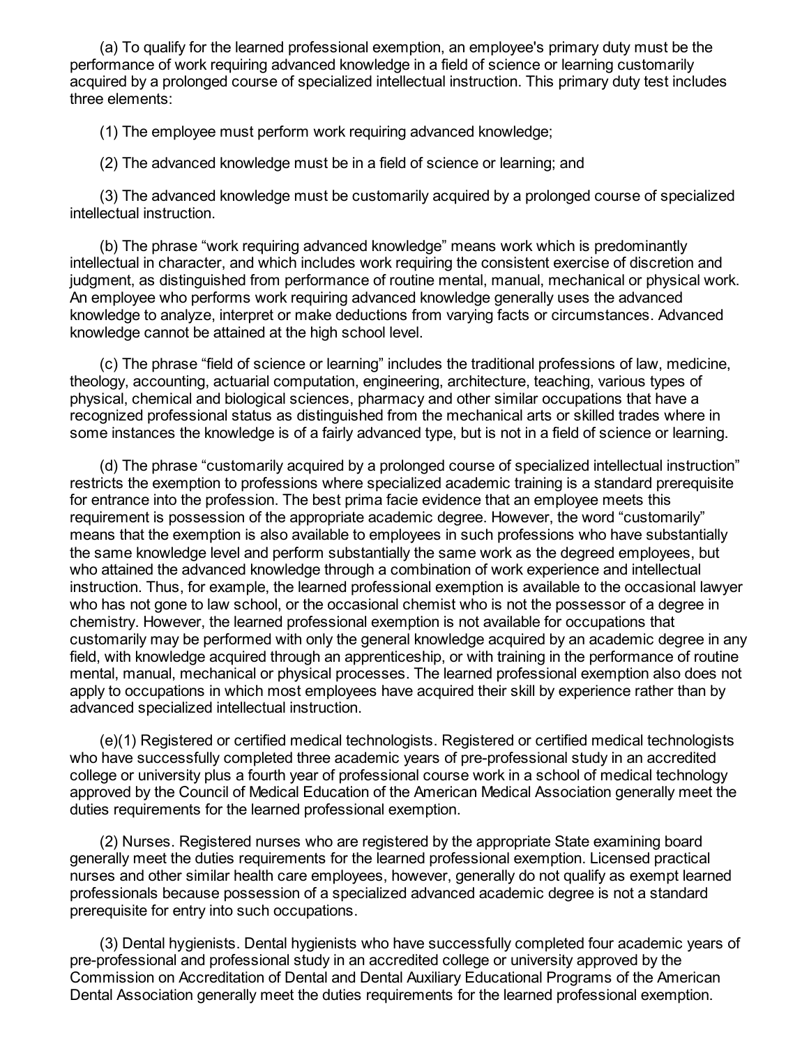(a) To qualify for the learned professional exemption, an employee's primary duty must be the performance of work requiring advanced knowledge in a field of science or learning customarily acquired by a prolonged course of specialized intellectual instruction. This primary duty test includes three elements:

(1) The employee must perform work requiring advanced knowledge;

(2) The advanced knowledge must be in a field of science or learning; and

(3) The advanced knowledge must be customarily acquired by a prolonged course of specialized intellectual instruction.

(b) The phrase "work requiring advanced knowledge" means work which is predominantly intellectual in character, and which includes work requiring the consistent exercise of discretion and judgment, as distinguished from performance of routine mental, manual, mechanical or physical work. An employee who performs work requiring advanced knowledge generally uses the advanced knowledge to analyze, interpret or make deductions from varying facts or circumstances. Advanced knowledge cannot be attained at the high school level.

(c) The phrase "field of science or learning" includes the traditional professions of law, medicine, theology, accounting, actuarial computation, engineering, architecture, teaching, various types of physical, chemical and biological sciences, pharmacy and other similar occupations that have a recognized professional status as distinguished from the mechanical arts or skilled trades where in some instances the knowledge is of a fairly advanced type, but is not in a field of science or learning.

(d) The phrase "customarily acquired by a prolonged course of specialized intellectual instruction" restricts the exemption to professions where specialized academic training is a standard prerequisite for entrance into the profession. The best prima facie evidence that an employee meets this requirement is possession of the appropriate academic degree. However, the word "customarily" means that the exemption is also available to employees in such professions who have substantially the same knowledge level and perform substantially the same work as the degreed employees, but who attained the advanced knowledge through a combination of work experience and intellectual instruction. Thus, for example, the learned professional exemption is available to the occasional lawyer who has not gone to law school, or the occasional chemist who is not the possessor of a degree in chemistry. However, the learned professional exemption is not available for occupations that customarily may be performed with only the general knowledge acquired by an academic degree in any field, with knowledge acquired through an apprenticeship, or with training in the performance of routine mental, manual, mechanical or physical processes. The learned professional exemption also does not apply to occupations in which most employees have acquired their skill by experience rather than by advanced specialized intellectual instruction.

(e)(1) Registered or certified medical technologists. Registered or certified medical technologists who have successfully completed three academic years of pre-professional study in an accredited college or university plus a fourth year of professional course work in a school of medical technology approved by the Council of Medical Education of the American Medical Association generally meet the duties requirements for the learned professional exemption.

(2) Nurses. Registered nurses who are registered by the appropriate State examining board generally meet the duties requirements for the learned professional exemption. Licensed practical nurses and other similar health care employees, however, generally do not qualify as exempt learned professionals because possession of a specialized advanced academic degree is not a standard prerequisite for entry into such occupations.

(3) Dental hygienists. Dental hygienists who have successfully completed four academic years of pre-professional and professional study in an accredited college or university approved by the Commission on Accreditation of Dental and Dental Auxiliary Educational Programs of the American Dental Association generally meet the duties requirements for the learned professional exemption.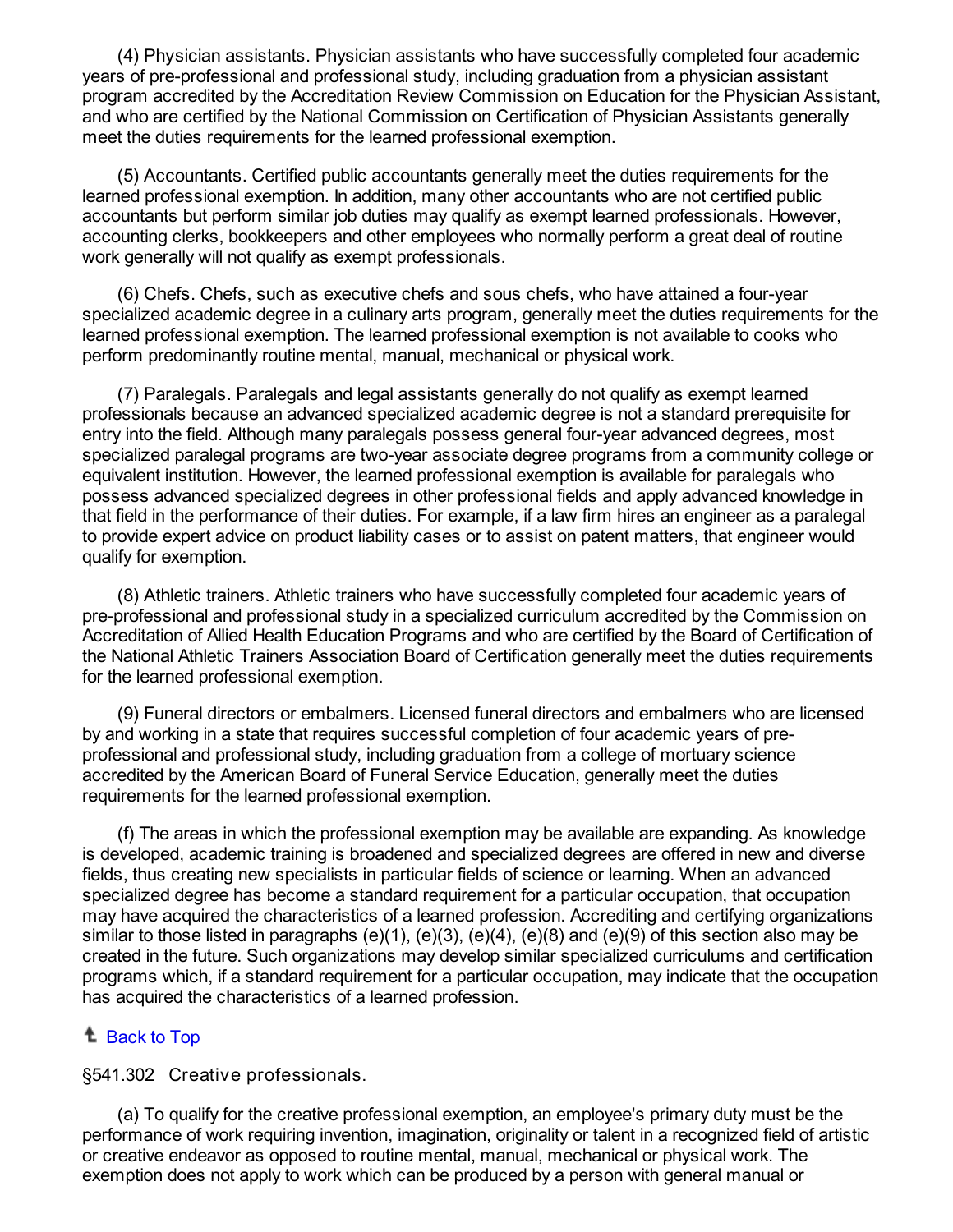(4) Physician assistants. Physician assistants who have successfully completed four academic years of pre-professional and professional study, including graduation from a physician assistant program accredited by the Accreditation Review Commission on Education for the Physician Assistant, and who are certified by the National Commission on Certification of Physician Assistants generally meet the duties requirements for the learned professional exemption.

(5) Accountants. Certified public accountants generally meet the duties requirements for the learned professional exemption. In addition, many other accountants who are not certified public accountants but perform similar job duties may qualify as exempt learned professionals. However, accounting clerks, bookkeepers and other employees who normally perform a great deal of routine work generally will not qualify as exempt professionals.

(6) Chefs. Chefs, such as executive chefs and sous chefs, who have attained a four-year specialized academic degree in a culinary arts program, generally meet the duties requirements for the learned professional exemption. The learned professional exemption is not available to cooks who perform predominantly routine mental, manual, mechanical or physical work.

(7) Paralegals. Paralegals and legal assistants generally do not qualify as exempt learned professionals because an advanced specialized academic degree is not a standard prerequisite for entry into the field. Although many paralegals possess general four-year advanced degrees, most specialized paralegal programs are two-year associate degree programs from a community college or equivalent institution. However, the learned professional exemption is available for paralegals who possess advanced specialized degrees in other professional fields and apply advanced knowledge in that field in the performance of their duties. For example, if a law firm hires an engineer as a paralegal to provide expert advice on product liability cases or to assist on patent matters, that engineer would qualify for exemption.

(8) Athletic trainers. Athletic trainers who have successfully completed four academic years of pre-professional and professional study in a specialized curriculum accredited by the Commission on Accreditation of Allied Health Education Programs and who are certified by the Board of Certification of the National Athletic Trainers Association Board of Certification generally meet the duties requirements for the learned professional exemption.

(9) Funeral directors or embalmers. Licensed funeral directors and embalmers who are licensed by and working in a state that requires successful completion of four academic years of pre-professional and professional study, including graduation from a college of mortuary science accredited by the American Board of Funeral Service Education, generally meet the duties requirements for the learned professional exemption.

(f) The areas in which the professional exemption may be available are expanding. As knowledge is developed, academic training is broadened and specialized degrees are offered in new and diverse fields, thus creating new specialists in particular fields of science or learning. When an advanced specialized degree has become a standard requirement for a particular occupation, that occupation may have acquired the characteristics of a learned profession. Accrediting and certifying organizations similar to those listed in paragraphs (e)(1), (e)(3), (e)(4), (e)(8) and (e)(9) of this section also may be created in the future. Such organizations may develop similar specialized curriculums and certification programs which, if a standard requirement for a particular occupation, may indicate that the occupation has acquired the characteristics of a learned profession.

Back to Top

§541.302 Creative professionals.

(a) To qualify for the creative professional exemption, an employee's primary duty must be the performance of work requiring invention, imagination, originality or talent in a recognized field of artistic or creative endeavor as opposed to routine mental, manual, mechanical or physical work. The exemption does not apply to work which can be produced by a person with general manual or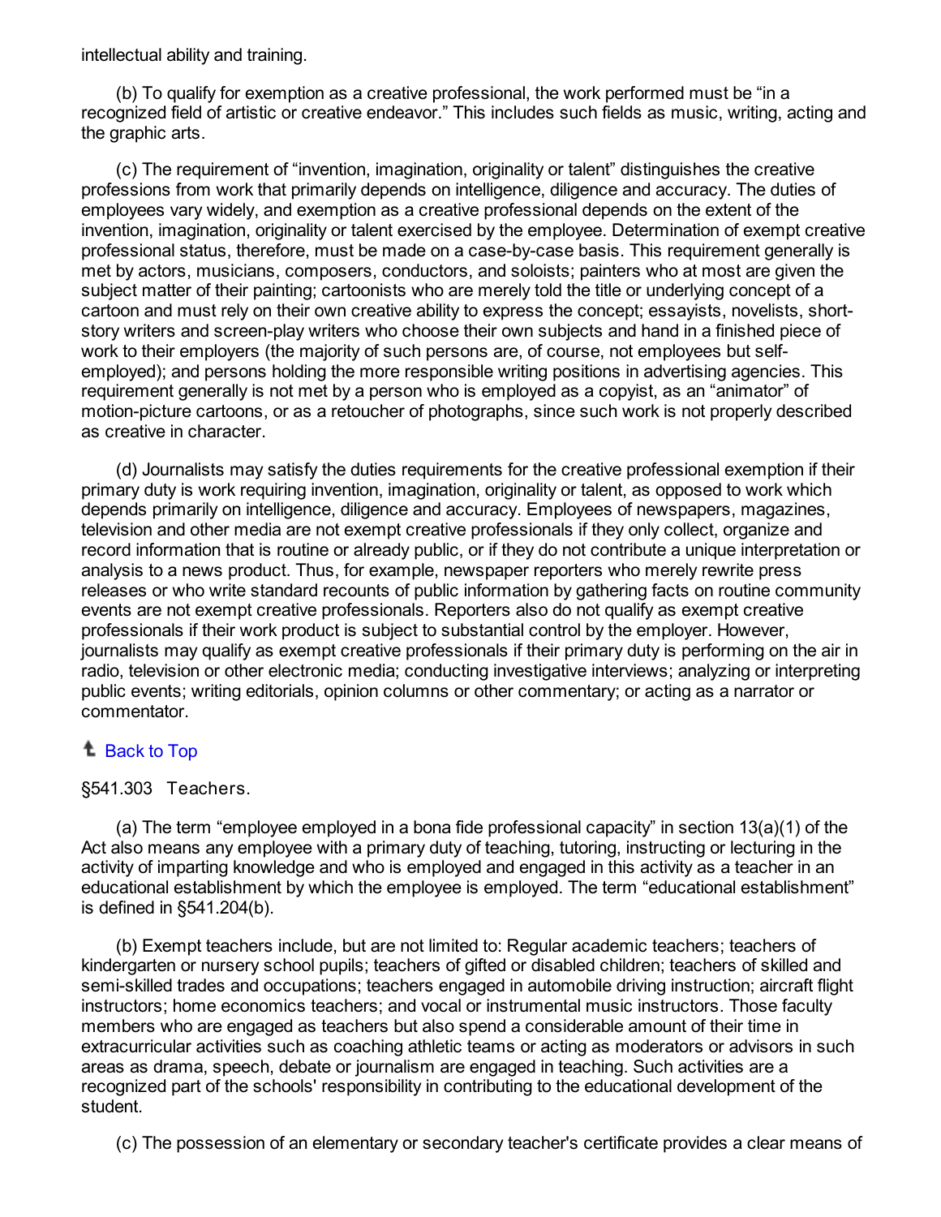intellectual ability and training.

(b) To qualify for exemption as a creative professional, the work performed must be "in a recognized field of artistic or creative endeavor." This includes such fields as music, writing, acting and the graphic arts.

(c) The requirement of "invention, imagination, originality or talent" distinguishes the creative professions from work that primarily depends on intelligence, diligence and accuracy. The duties of employees vary widely, and exemption as a creative professional depends on the extent of the invention, imagination, originality or talent exercised by the employee. Determination of exempt creative professional status, therefore, must be made on a case-by-case basis. This requirement generally is met by actors, musicians, composers, conductors, and soloists; painters who at most are given the subject matter of their painting; cartoonists who are merely told the title or underlying concept of a cartoon and must rely on their own creative ability to express the concept; essayists, novelists, short-story writers and screen-play writers who choose their own subjects and hand in a finished piece of work to their employers (the majority of such persons are, of course, not employees but self-employed); and persons holding the more responsible writing positions in advertising agencies. This requirement generally is not met by a person who is employed as a copyist, as an "animator" of motion-picture cartoons, or as a retoucher of photographs, since such work is not properly described as creative in character.

(d) Journalists may satisfy the duties requirements for the creative professional exemption if their primary duty is work requiring invention, imagination, originality or talent, as opposed to work which depends primarily on intelligence, diligence and accuracy. Employees of newspapers, magazines, television and other media are not exempt creative professionals if they only collect, organize and record information that is routine or already public, or if they do not contribute a unique interpretation or analysis to a news product. Thus, for example, newspaper reporters who merely rewrite press releases or who write standard recounts of public information by gathering facts on routine community events are not exempt creative professionals. Reporters also do not qualify as exempt creative professionals if their work product is subject to substantial control by the employer. However, journalists may qualify as exempt creative professionals if their primary duty is performing on the air in radio, television or other electronic media; conducting investigative interviews; analyzing or interpreting public events; writing editorials, opinion columns or other commentary; or acting as a narrator or commentator.

Back to Top

### §541.303 Teachers.

(a) The term "employee employed in a bona fide professional capacity" in section 13(a)(1) of the Act also means any employee with a primary duty of teaching, tutoring, instructing or lecturing in the activity of imparting knowledge and who is employed and engaged in this activity as a teacher in an educational establishment by which the employee is employed. The term "educational establishment" is defined in §541.204(b).

(b) Exempt teachers include, but are not limited to: Regular academic teachers; teachers of kindergarten or nursery school pupils; teachers of gifted or disabled children; teachers of skilled and semi-skilled trades and occupations; teachers engaged in automobile driving instruction; aircraft flight instructors; home economics teachers; and vocal or instrumental music instructors. Those faculty members who are engaged as teachers but also spend a considerable amount of their time in extracurricular activities such as coaching athletic teams or acting as moderators or advisors in such areas as drama, speech, debate or journalism are engaged in teaching. Such activities are a recognized part of the schools' responsibility in contributing to the educational development of the student.

(c) The possession of an elementary or secondary teacher's certificate provides a clear means of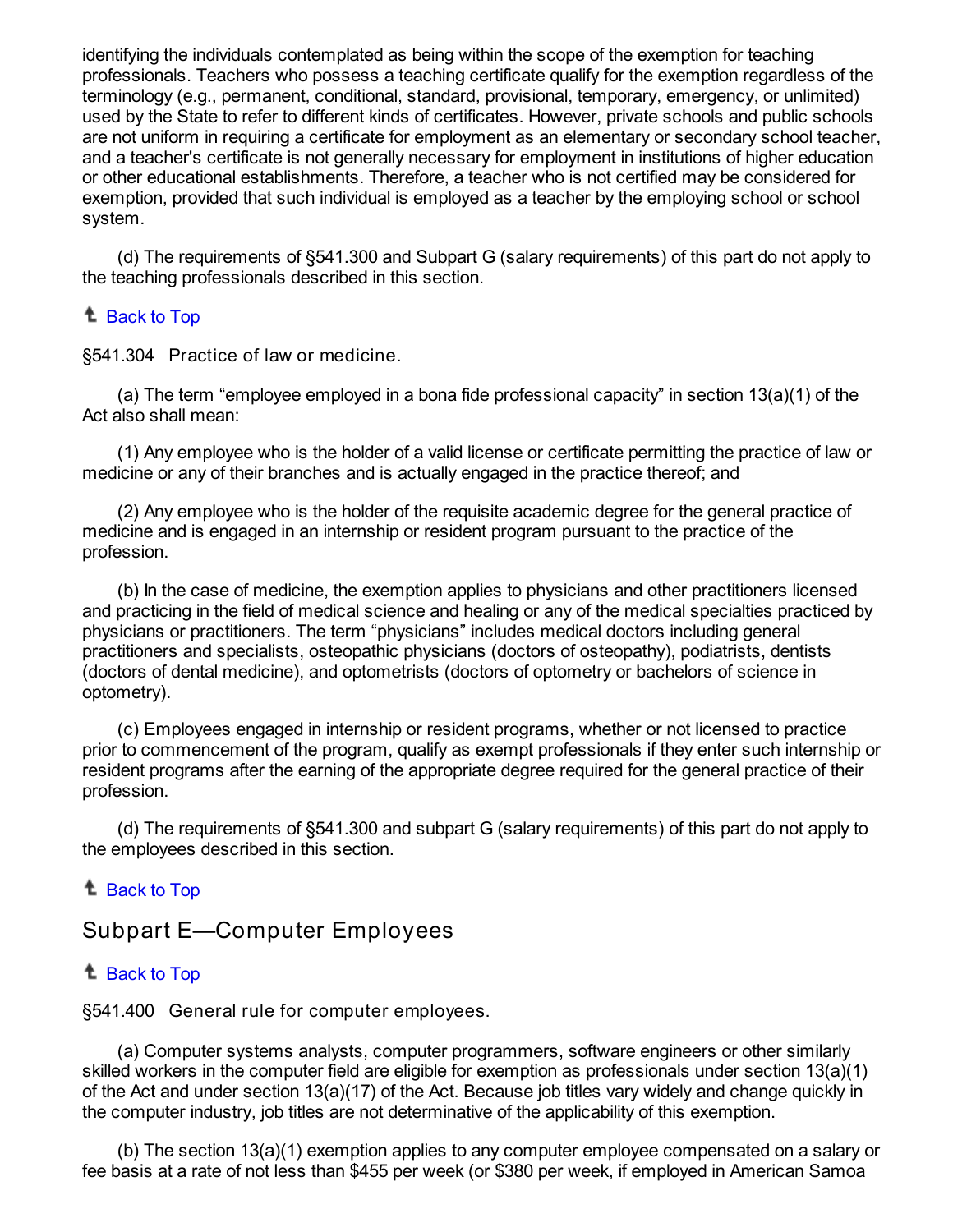identifying the individuals contemplated as being within the scope of the exemption for teaching professionals. Teachers who possess a teaching certificate qualify for the exemption regardless of the terminology (e.g., permanent, conditional, standard, provisional, temporary, emergency, or unlimited) used by the State to refer to different kinds of certificates. However, private schools and public schools are not uniform in requiring a certificate for employment as an elementary or secondary school teacher, and a teacher's certificate is not generally necessary for employment in institutions of higher education or other educational establishments. Therefore, a teacher who is not certified may be considered for exemption, provided that such individual is employed as a teacher by the employing school or school system.

(d) The requirements of §541.300 and Subpart G (salary requirements) of this part do not apply to the teaching professionals described in this section.

Back to Top

§541.304 Practice of law or medicine.

(a) The term "employee employed in a bona fide professional capacity" in section 13(a)(1) of the Act also shall mean:

(1) Any employee who is the holder of a valid license or certificate permitting the practice of law or medicine or any of their branches and is actually engaged in the practice thereof; and

(2) Any employee who is the holder of the requisite academic degree for the general practice of medicine and is engaged in an internship or resident program pursuant to the practice of the profession.

(b) In the case of medicine, the exemption applies to physicians and other practitioners licensed and practicing in the field of medical science and healing or any of the medical specialties practiced by physicians or practitioners. The term "physicians" includes medical doctors including general practitioners and specialists, osteopathic physicians (doctors of osteopathy), podiatrists, dentists (doctors of dental medicine), and optometrists (doctors of optometry or bachelors of science in optometry).

(c) Employees engaged in internship or resident programs, whether or not licensed to practice prior to commencement of the program, qualify as exempt professionals if they enter such internship or resident programs after the earning of the appropriate degree required for the general practice of their profession.

(d) The requirements of §541.300 and subpart G (salary requirements) of this part do not apply to the employees described in this section.

Back to Top

## Subpart E—Computer Employees

Back to Top

§541.400 General rule for computer employees.

(a) Computer systems analysts, computer programmers, software engineers or other similarly skilled workers in the computer field are eligible for exemption as professionals under section 13(a)(1) of the Act and under section 13(a)(17) of the Act. Because job titles vary widely and change quickly in the computer industry, job titles are not determinative of the applicability of this exemption.

(b) The section 13(a)(1) exemption applies to any computer employee compensated on a salary or fee basis at a rate of not less than $455 per week (or $380 per week, if employed in American Samoa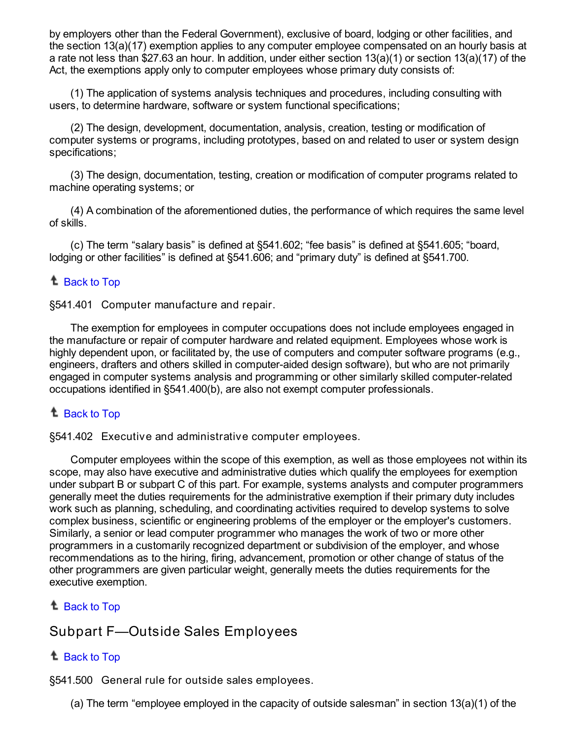by employers other than the Federal Government), exclusive of board, lodging or other facilities, and the section 13(a)(17) exemption applies to any computer employee compensated on an hourly basis at a rate not less than $27.63 an hour. In addition, under either section 13(a)(1) or section 13(a)(17) of the Act, the exemptions apply only to computer employees whose primary duty consists of:

(1) The application of systems analysis techniques and procedures, including consulting with users, to determine hardware, software or system functional specifications;

(2) The design, development, documentation, analysis, creation, testing or modification of computer systems or programs, including prototypes, based on and related to user or system design specifications;

(3) The design, documentation, testing, creation or modification of computer programs related to machine operating systems; or

(4) A combination of the aforementioned duties, the performance of which requires the same level of skills.

(c) The term "salary basis" is defined at §541.602; "fee basis" is defined at §541.605; "board, lodging or other facilities" is defined at §541.606; and "primary duty" is defined at §541.700.

Back to Top

§541.401 Computer manufacture and repair.

The exemption for employees in computer occupations does not include employees engaged in the manufacture or repair of computer hardware and related equipment. Employees whose work is highly dependent upon, or facilitated by, the use of computers and computer software programs (e.g., engineers, drafters and others skilled in computer-aided design software), but who are not primarily engaged in computer systems analysis and programming or other similarly skilled computer-related occupations identified in §541.400(b), are also not exempt computer professionals.

Back to Top

§541.402 Executive and administrative computer employees.

Computer employees within the scope of this exemption, as well as those employees not within its scope, may also have executive and administrative duties which qualify the employees for exemption under subpart B or subpart C of this part. For example, systems analysts and computer programmers generally meet the duties requirements for the administrative exemption if their primary duty includes work such as planning, scheduling, and coordinating activities required to develop systems to solve complex business, scientific or engineering problems of the employer or the employer's customers. Similarly, a senior or lead computer programmer who manages the work of two or more other programmers in a customarily recognized department or subdivision of the employer, and whose recommendations as to the hiring, firing, advancement, promotion or other change of status of the other programmers are given particular weight, generally meets the duties requirements for the executive exemption.

Back to Top

## Subpart F—Outside Sales Employees

Back to Top

§541.500 General rule for outside sales employees.

(a) The term "employee employed in the capacity of outside salesman" in section 13(a)(1) of the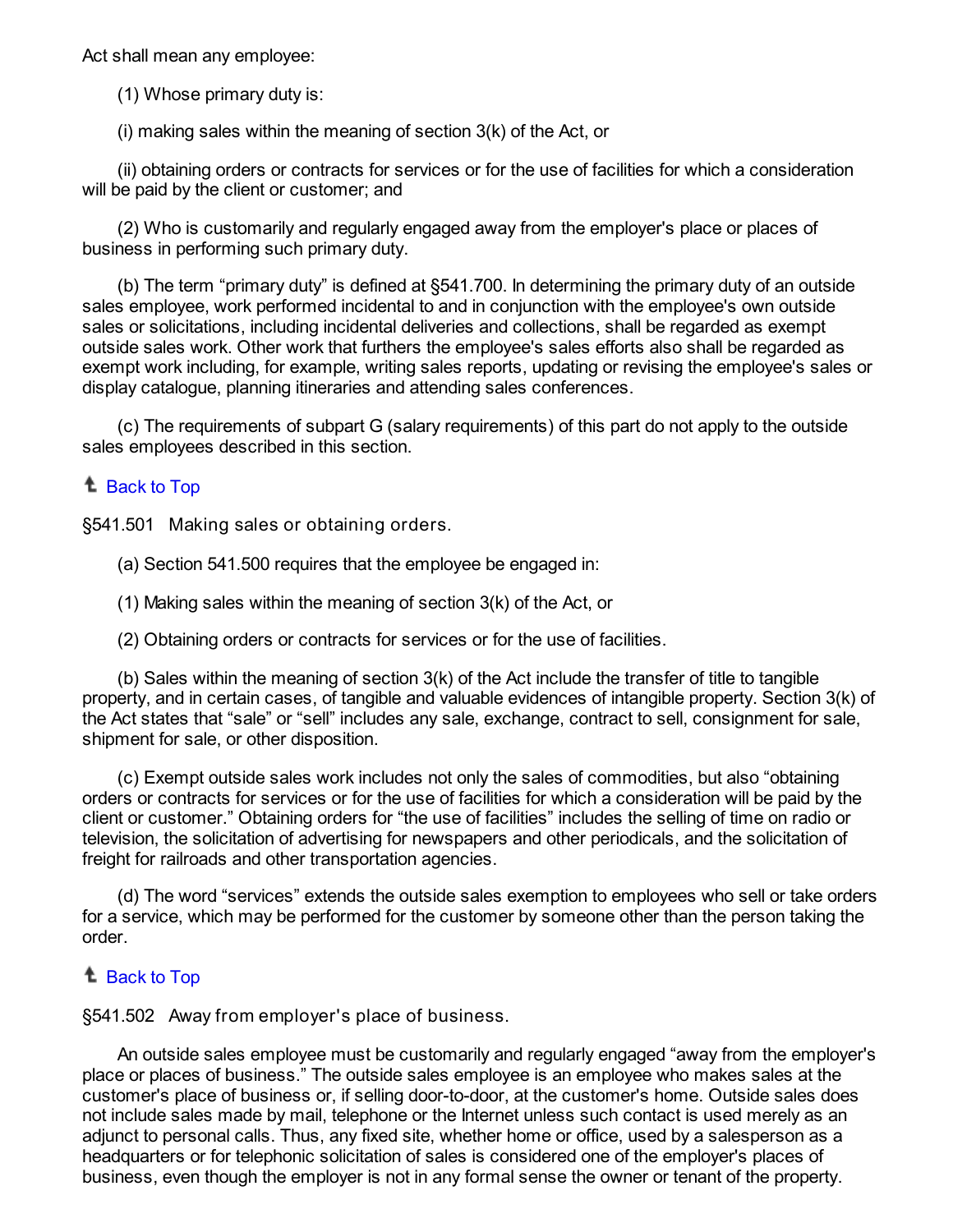Act shall mean any employee:

(1) Whose primary duty is:

(i) making sales within the meaning of section 3(k) of the Act, or

(ii) obtaining orders or contracts for services or for the use of facilities for which a consideration will be paid by the client or customer; and

(2) Who is customarily and regularly engaged away from the employer's place or places of business in performing such primary duty.

(b) The term "primary duty" is defined at §541.700. In determining the primary duty of an outside sales employee, work performed incidental to and in conjunction with the employee's own outside sales or solicitations, including incidental deliveries and collections, shall be regarded as exempt outside sales work. Other work that furthers the employee's sales efforts also shall be regarded as exempt work including, for example, writing sales reports, updating or revising the employee's sales or display catalogue, planning itineraries and attending sales conferences.

(c) The requirements of subpart G (salary requirements) of this part do not apply to the outside sales employees described in this section.

Back to Top

§541.501 Making sales or obtaining orders.

(a) Section 541.500 requires that the employee be engaged in:

(1) Making sales within the meaning of section 3(k) of the Act, or

(2) Obtaining orders or contracts for services or for the use of facilities.

(b) Sales within the meaning of section 3(k) of the Act include the transfer of title to tangible property, and in certain cases, of tangible and valuable evidences of intangible property. Section 3(k) of the Act states that "sale" or "sell" includes any sale, exchange, contract to sell, consignment for sale, shipment for sale, or other disposition.

(c) Exempt outside sales work includes not only the sales of commodities, but also "obtaining orders or contracts for services or for the use of facilities for which a consideration will be paid by the client or customer." Obtaining orders for "the use of facilities" includes the selling of time on radio or television, the solicitation of advertising for newspapers and other periodicals, and the solicitation of freight for railroads and other transportation agencies.

(d) The word "services" extends the outside sales exemption to employees who sell or take orders for a service, which may be performed for the customer by someone other than the person taking the order.

Back to Top

§541.502 Away from employer's place of business.

An outside sales employee must be customarily and regularly engaged "away from the employer's place or places of business." The outside sales employee is an employee who makes sales at the customer's place of business or, if selling door-to-door, at the customer's home. Outside sales does not include sales made by mail, telephone or the Internet unless such contact is used merely as an adjunct to personal calls. Thus, any fixed site, whether home or office, used by a salesperson as a headquarters or for telephonic solicitation of sales is considered one of the employer's places of business, even though the employer is not in any formal sense the owner or tenant of the property.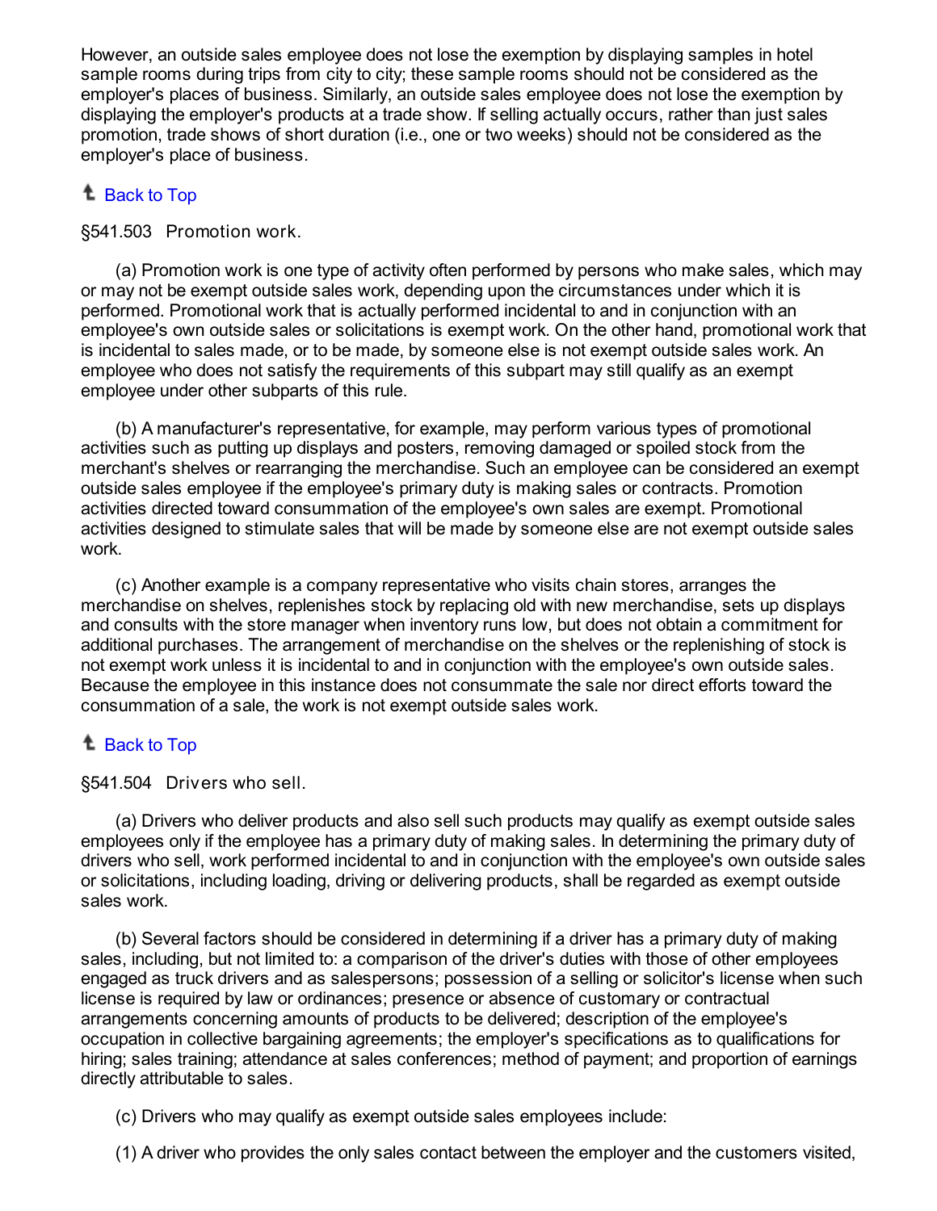However, an outside sales employee does not lose the exemption by displaying samples in hotel sample rooms during trips from city to city; these sample rooms should not be considered as the employer's places of business. Similarly, an outside sales employee does not lose the exemption by displaying the employer's products at a trade show. If selling actually occurs, rather than just sales promotion, trade shows of short duration (i.e., one or two weeks) should not be considered as the employer's place of business.

Back to Top

§541.503 Promotion work.

(a) Promotion work is one type of activity often performed by persons who make sales, which may or may not be exempt outside sales work, depending upon the circumstances under which it is performed. Promotional work that is actually performed incidental to and in conjunction with an employee's own outside sales or solicitations is exempt work. On the other hand, promotional work that is incidental to sales made, or to be made, by someone else is not exempt outside sales work. An employee who does not satisfy the requirements of this subpart may still qualify as an exempt employee under other subparts of this rule.

(b) A manufacturer's representative, for example, may perform various types of promotional activities such as putting up displays and posters, removing damaged or spoiled stock from the merchant's shelves or rearranging the merchandise. Such an employee can be considered an exempt outside sales employee if the employee's primary duty is making sales or contracts. Promotion activities directed toward consummation of the employee's own sales are exempt. Promotional activities designed to stimulate sales that will be made by someone else are not exempt outside sales work.

(c) Another example is a company representative who visits chain stores, arranges the merchandise on shelves, replenishes stock by replacing old with new merchandise, sets up displays and consults with the store manager when inventory runs low, but does not obtain a commitment for additional purchases. The arrangement of merchandise on the shelves or the replenishing of stock is not exempt work unless it is incidental to and in conjunction with the employee's own outside sales. Because the employee in this instance does not consummate the sale nor direct efforts toward the consummation of a sale, the work is not exempt outside sales work.

Back to Top

§541.504 Drivers who sell.

(a) Drivers who deliver products and also sell such products may qualify as exempt outside sales employees only if the employee has a primary duty of making sales. In determining the primary duty of drivers who sell, work performed incidental to and in conjunction with the employee's own outside sales or solicitations, including loading, driving or delivering products, shall be regarded as exempt outside sales work.

(b) Several factors should be considered in determining if a driver has a primary duty of making sales, including, but not limited to: a comparison of the driver's duties with those of other employees engaged as truck drivers and as salespersons; possession of a selling or solicitor's license when such license is required by law or ordinances; presence or absence of customary or contractual arrangements concerning amounts of products to be delivered; description of the employee's occupation in collective bargaining agreements; the employer's specifications as to qualifications for hiring; sales training; attendance at sales conferences; method of payment; and proportion of earnings directly attributable to sales.

(c) Drivers who may qualify as exempt outside sales employees include:

(1) A driver who provides the only sales contact between the employer and the customers visited,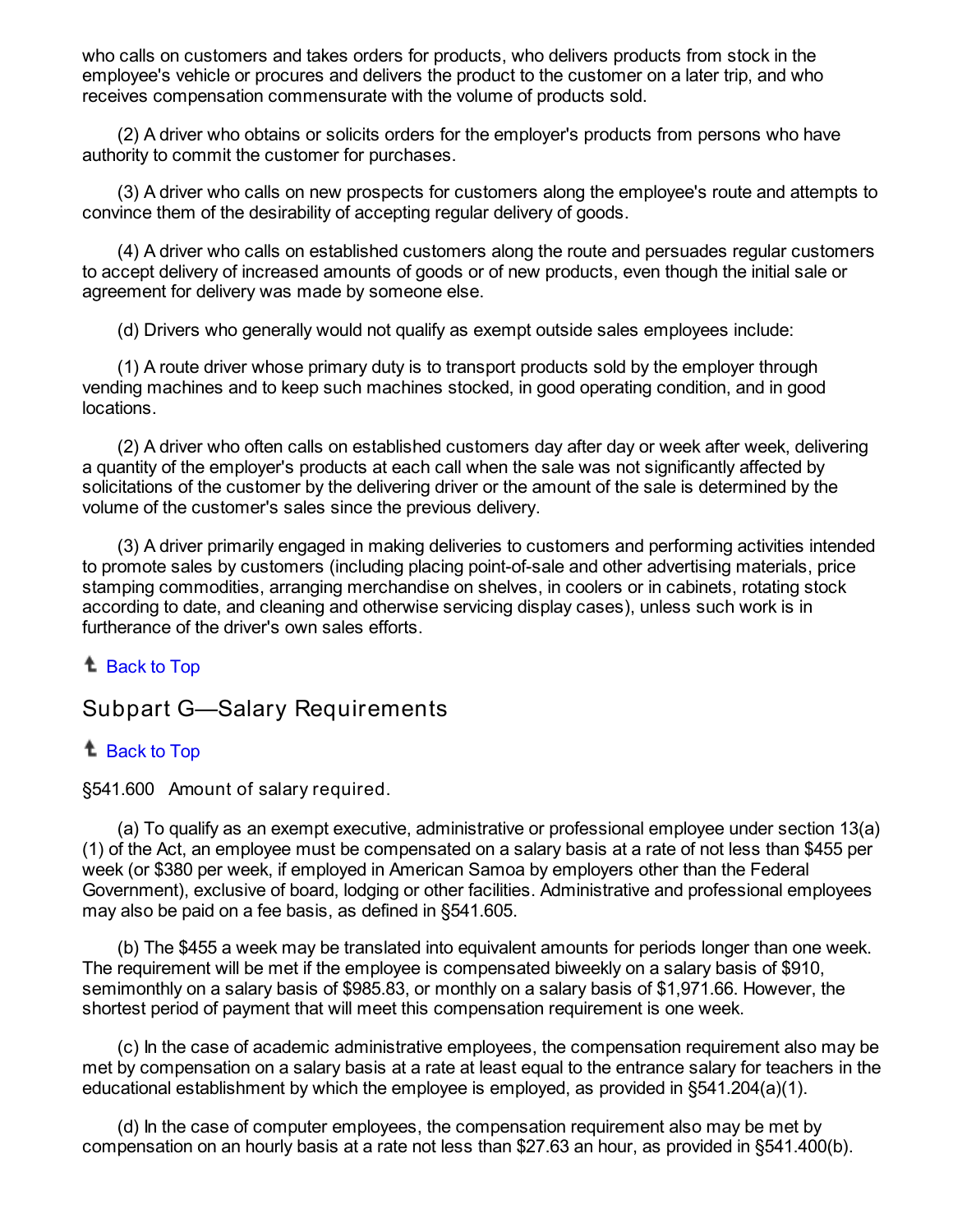who calls on customers and takes orders for products, who delivers products from stock in the employee's vehicle or procures and delivers the product to the customer on a later trip, and who receives compensation commensurate with the volume of products sold.

(2) A driver who obtains or solicits orders for the employer's products from persons who have authority to commit the customer for purchases.

(3) A driver who calls on new prospects for customers along the employee's route and attempts to convince them of the desirability of accepting regular delivery of goods.

(4) A driver who calls on established customers along the route and persuades regular customers to accept delivery of increased amounts of goods or of new products, even though the initial sale or agreement for delivery was made by someone else.

(d) Drivers who generally would not qualify as exempt outside sales employees include:

(1) A route driver whose primary duty is to transport products sold by the employer through vending machines and to keep such machines stocked, in good operating condition, and in good locations.

(2) A driver who often calls on established customers day after day or week after week, delivering a quantity of the employer's products at each call when the sale was not significantly affected by solicitations of the customer by the delivering driver or the amount of the sale is determined by the volume of the customer's sales since the previous delivery.

(3) A driver primarily engaged in making deliveries to customers and performing activities intended to promote sales by customers (including placing point-of-sale and other advertising materials, price stamping commodities, arranging merchandise on shelves, in coolers or in cabinets, rotating stock according to date, and cleaning and otherwise servicing display cases), unless such work is in furtherance of the driver's own sales efforts.

Back to Top

## Subpart G—Salary Requirements

Back to Top

§541.600 Amount of salary required.

(a) To qualify as an exempt executive, administrative or professional employee under section 13(a)(1) of the Act, an employee must be compensated on a salary basis at a rate of not less than $455 per week (or $380 per week, if employed in American Samoa by employers other than the Federal Government), exclusive of board, lodging or other facilities. Administrative and professional employees may also be paid on a fee basis, as defined in §541.605.

(b) The $455 a week may be translated into equivalent amounts for periods longer than one week. The requirement will be met if the employee is compensated biweekly on a salary basis of $910, semimonthly on a salary basis of $985.83, or monthly on a salary basis of $1,971.66. However, the shortest period of payment that will meet this compensation requirement is one week.

(c) In the case of academic administrative employees, the compensation requirement also may be met by compensation on a salary basis at a rate at least equal to the entrance salary for teachers in the educational establishment by which the employee is employed, as provided in §541.204(a)(1).

(d) In the case of computer employees, the compensation requirement also may be met by compensation on an hourly basis at a rate not less than $27.63 an hour, as provided in §541.400(b).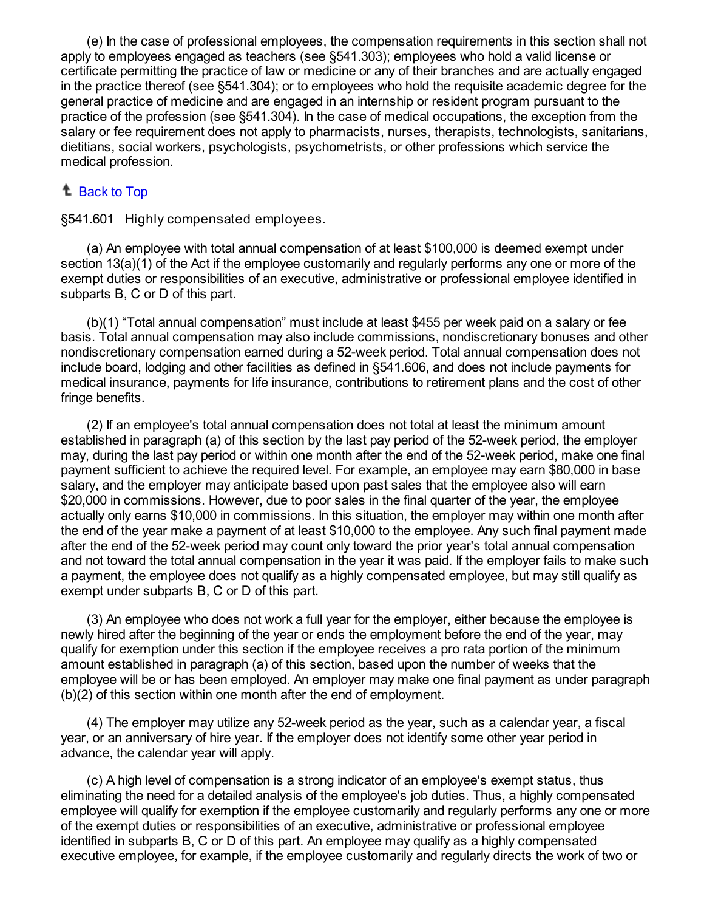(e) In the case of professional employees, the compensation requirements in this section shall not apply to employees engaged as teachers (see §541.303); employees who hold a valid license or certificate permitting the practice of law or medicine or any of their branches and are actually engaged in the practice thereof (see §541.304); or to employees who hold the requisite academic degree for the general practice of medicine and are engaged in an internship or resident program pursuant to the practice of the profession (see §541.304). In the case of medical occupations, the exception from the salary or fee requirement does not apply to pharmacists, nurses, therapists, technologists, sanitarians, dietitians, social workers, psychologists, psychometrists, or other professions which service the medical profession.

Back to Top

§541.601 Highly compensated employees.

(a) An employee with total annual compensation of at least $100,000 is deemed exempt under section 13(a)(1) of the Act if the employee customarily and regularly performs any one or more of the exempt duties or responsibilities of an executive, administrative or professional employee identified in subparts B, C or D of this part.

(b)(1) "Total annual compensation" must include at least $455 per week paid on a salary or fee basis. Total annual compensation may also include commissions, nondiscretionary bonuses and other nondiscretionary compensation earned during a 52-week period. Total annual compensation does not include board, lodging and other facilities as defined in §541.606, and does not include payments for medical insurance, payments for life insurance, contributions to retirement plans and the cost of other fringe benefits.

(2) If an employee's total annual compensation does not total at least the minimum amount established in paragraph (a) of this section by the last pay period of the 52-week period, the employer may, during the last pay period or within one month after the end of the 52-week period, make one final payment sufficient to achieve the required level. For example, an employee may earn $80,000 in base salary, and the employer may anticipate based upon past sales that the employee also will earn $20,000 in commissions. However, due to poor sales in the final quarter of the year, the employee actually only earns $10,000 in commissions. In this situation, the employer may within one month after the end of the year make a payment of at least $10,000 to the employee. Any such final payment made after the end of the 52-week period may count only toward the prior year's total annual compensation and not toward the total annual compensation in the year it was paid. If the employer fails to make such a payment, the employee does not qualify as a highly compensated employee, but may still qualify as exempt under subparts B, C or D of this part.

(3) An employee who does not work a full year for the employer, either because the employee is newly hired after the beginning of the year or ends the employment before the end of the year, may qualify for exemption under this section if the employee receives a pro rata portion of the minimum amount established in paragraph (a) of this section, based upon the number of weeks that the employee will be or has been employed. An employer may make one final payment as under paragraph (b)(2) of this section within one month after the end of employment.

(4) The employer may utilize any 52-week period as the year, such as a calendar year, a fiscal year, or an anniversary of hire year. If the employer does not identify some other year period in advance, the calendar year will apply.

(c) A high level of compensation is a strong indicator of an employee's exempt status, thus eliminating the need for a detailed analysis of the employee's job duties. Thus, a highly compensated employee will qualify for exemption if the employee customarily and regularly performs any one or more of the exempt duties or responsibilities of an executive, administrative or professional employee identified in subparts B, C or D of this part. An employee may qualify as a highly compensated executive employee, for example, if the employee customarily and regularly directs the work of two or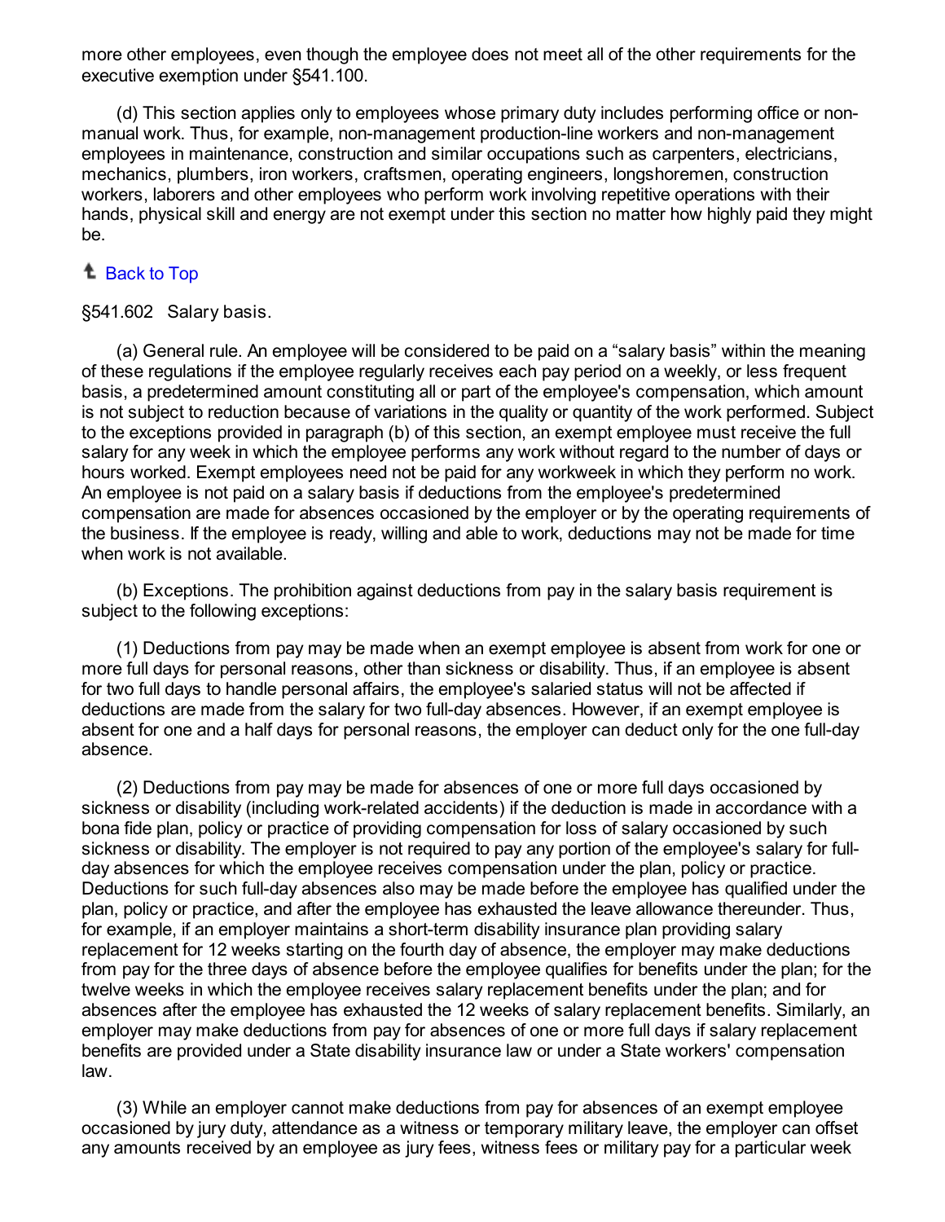more other employees, even though the employee does not meet all of the other requirements for the executive exemption under §541.100.

(d) This section applies only to employees whose primary duty includes performing office or non-manual work. Thus, for example, non-management production-line workers and non-management employees in maintenance, construction and similar occupations such as carpenters, electricians, mechanics, plumbers, iron workers, craftsmen, operating engineers, longshoremen, construction workers, laborers and other employees who perform work involving repetitive operations with their hands, physical skill and energy are not exempt under this section no matter how highly paid they might be.

Back to Top

§541.602 Salary basis.

(a) General rule. An employee will be considered to be paid on a "salary basis" within the meaning of these regulations if the employee regularly receives each pay period on a weekly, or less frequent basis, a predetermined amount constituting all or part of the employee's compensation, which amount is not subject to reduction because of variations in the quality or quantity of the work performed. Subject to the exceptions provided in paragraph (b) of this section, an exempt employee must receive the full salary for any week in which the employee performs any work without regard to the number of days or hours worked. Exempt employees need not be paid for any workweek in which they perform no work. An employee is not paid on a salary basis if deductions from the employee's predetermined compensation are made for absences occasioned by the employer or by the operating requirements of the business. If the employee is ready, willing and able to work, deductions may not be made for time when work is not available.

(b) Exceptions. The prohibition against deductions from pay in the salary basis requirement is subject to the following exceptions:

(1) Deductions from pay may be made when an exempt employee is absent from work for one or more full days for personal reasons, other than sickness or disability. Thus, if an employee is absent for two full days to handle personal affairs, the employee's salaried status will not be affected if deductions are made from the salary for two full-day absences. However, if an exempt employee is absent for one and a half days for personal reasons, the employer can deduct only for the one full-day absence.

(2) Deductions from pay may be made for absences of one or more full days occasioned by sickness or disability (including work-related accidents) if the deduction is made in accordance with a bona fide plan, policy or practice of providing compensation for loss of salary occasioned by such sickness or disability. The employer is not required to pay any portion of the employee's salary for full-day absences for which the employee receives compensation under the plan, policy or practice. Deductions for such full-day absences also may be made before the employee has qualified under the plan, policy or practice, and after the employee has exhausted the leave allowance thereunder. Thus, for example, if an employer maintains a short-term disability insurance plan providing salary replacement for 12 weeks starting on the fourth day of absence, the employer may make deductions from pay for the three days of absence before the employee qualifies for benefits under the plan; for the twelve weeks in which the employee receives salary replacement benefits under the plan; and for absences after the employee has exhausted the 12 weeks of salary replacement benefits. Similarly, an employer may make deductions from pay for absences of one or more full days if salary replacement benefits are provided under a State disability insurance law or under a State workers' compensation law.

(3) While an employer cannot make deductions from pay for absences of an exempt employee occasioned by jury duty, attendance as a witness or temporary military leave, the employer can offset any amounts received by an employee as jury fees, witness fees or military pay for a particular week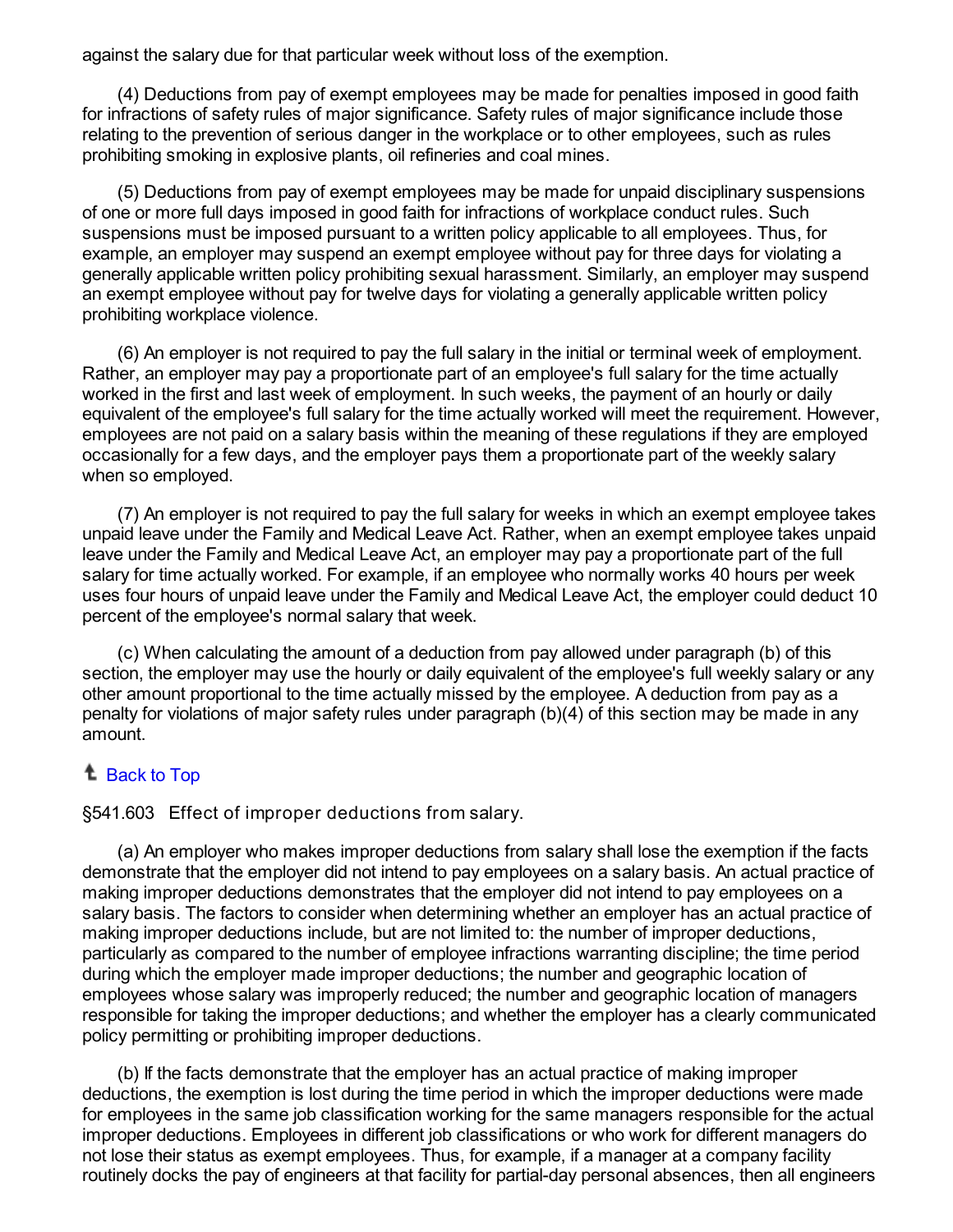against the salary due for that particular week without loss of the exemption.

(4) Deductions from pay of exempt employees may be made for penalties imposed in good faith for infractions of safety rules of major significance. Safety rules of major significance include those relating to the prevention of serious danger in the workplace or to other employees, such as rules prohibiting smoking in explosive plants, oil refineries and coal mines.

(5) Deductions from pay of exempt employees may be made for unpaid disciplinary suspensions of one or more full days imposed in good faith for infractions of workplace conduct rules. Such suspensions must be imposed pursuant to a written policy applicable to all employees. Thus, for example, an employer may suspend an exempt employee without pay for three days for violating a generally applicable written policy prohibiting sexual harassment. Similarly, an employer may suspend an exempt employee without pay for twelve days for violating a generally applicable written policy prohibiting workplace violence.

(6) An employer is not required to pay the full salary in the initial or terminal week of employment. Rather, an employer may pay a proportionate part of an employee's full salary for the time actually worked in the first and last week of employment. In such weeks, the payment of an hourly or daily equivalent of the employee's full salary for the time actually worked will meet the requirement. However, employees are not paid on a salary basis within the meaning of these regulations if they are employed occasionally for a few days, and the employer pays them a proportionate part of the weekly salary when so employed.

(7) An employer is not required to pay the full salary for weeks in which an exempt employee takes unpaid leave under the Family and Medical Leave Act. Rather, when an exempt employee takes unpaid leave under the Family and Medical Leave Act, an employer may pay a proportionate part of the full salary for time actually worked. For example, if an employee who normally works 40 hours per week uses four hours of unpaid leave under the Family and Medical Leave Act, the employer could deduct 10 percent of the employee's normal salary that week.

(c) When calculating the amount of a deduction from pay allowed under paragraph (b) of this section, the employer may use the hourly or daily equivalent of the employee's full weekly salary or any other amount proportional to the time actually missed by the employee. A deduction from pay as a penalty for violations of major safety rules under paragraph (b)(4) of this section may be made in any amount.

Back to Top

§541.603 Effect of improper deductions from salary.

(a) An employer who makes improper deductions from salary shall lose the exemption if the facts demonstrate that the employer did not intend to pay employees on a salary basis. An actual practice of making improper deductions demonstrates that the employer did not intend to pay employees on a salary basis. The factors to consider when determining whether an employer has an actual practice of making improper deductions include, but are not limited to: the number of improper deductions, particularly as compared to the number of employee infractions warranting discipline; the time period during which the employer made improper deductions; the number and geographic location of employees whose salary was improperly reduced; the number and geographic location of managers responsible for taking the improper deductions; and whether the employer has a clearly communicated policy permitting or prohibiting improper deductions.

(b) If the facts demonstrate that the employer has an actual practice of making improper deductions, the exemption is lost during the time period in which the improper deductions were made for employees in the same job classification working for the same managers responsible for the actual improper deductions. Employees in different job classifications or who work for different managers do not lose their status as exempt employees. Thus, for example, if a manager at a company facility routinely docks the pay of engineers at that facility for partial-day personal absences, then all engineers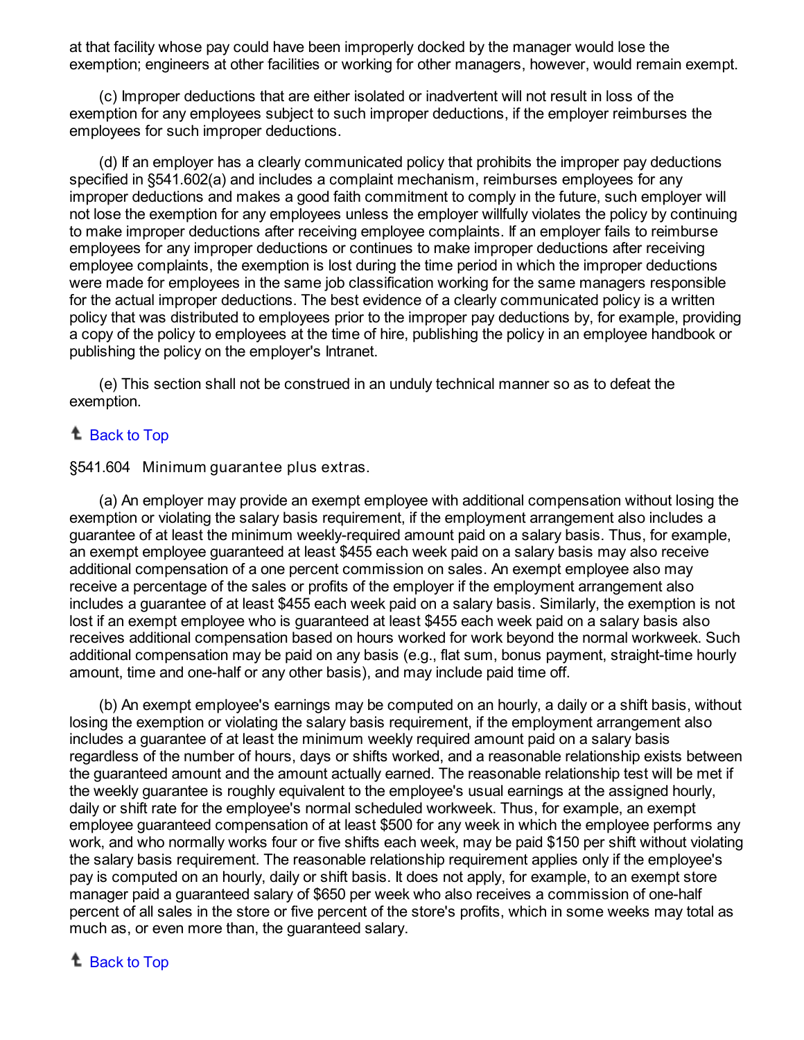at that facility whose pay could have been improperly docked by the manager would lose the exemption; engineers at other facilities or working for other managers, however, would remain exempt.

(c) Improper deductions that are either isolated or inadvertent will not result in loss of the exemption for any employees subject to such improper deductions, if the employer reimburses the employees for such improper deductions.

(d) If an employer has a clearly communicated policy that prohibits the improper pay deductions specified in §541.602(a) and includes a complaint mechanism, reimburses employees for any improper deductions and makes a good faith commitment to comply in the future, such employer will not lose the exemption for any employees unless the employer willfully violates the policy by continuing to make improper deductions after receiving employee complaints. If an employer fails to reimburse employees for any improper deductions or continues to make improper deductions after receiving employee complaints, the exemption is lost during the time period in which the improper deductions were made for employees in the same job classification working for the same managers responsible for the actual improper deductions. The best evidence of a clearly communicated policy is a written policy that was distributed to employees prior to the improper pay deductions by, for example, providing a copy of the policy to employees at the time of hire, publishing the policy in an employee handbook or publishing the policy on the employer's Intranet.

(e) This section shall not be construed in an unduly technical manner so as to defeat the exemption.

Back to Top

### §541.604 Minimum guarantee plus extras.

(a) An employer may provide an exempt employee with additional compensation without losing the exemption or violating the salary basis requirement, if the employment arrangement also includes a guarantee of at least the minimum weekly-required amount paid on a salary basis. Thus, for example, an exempt employee guaranteed at least $455 each week paid on a salary basis may also receive additional compensation of a one percent commission on sales. An exempt employee also may receive a percentage of the sales or profits of the employer if the employment arrangement also includes a guarantee of at least $455 each week paid on a salary basis. Similarly, the exemption is not lost if an exempt employee who is guaranteed at least $455 each week paid on a salary basis also receives additional compensation based on hours worked for work beyond the normal workweek. Such additional compensation may be paid on any basis (e.g., flat sum, bonus payment, straight-time hourly amount, time and one-half or any other basis), and may include paid time off.

(b) An exempt employee's earnings may be computed on an hourly, a daily or a shift basis, without losing the exemption or violating the salary basis requirement, if the employment arrangement also includes a guarantee of at least the minimum weekly required amount paid on a salary basis regardless of the number of hours, days or shifts worked, and a reasonable relationship exists between the guaranteed amount and the amount actually earned. The reasonable relationship test will be met if the weekly guarantee is roughly equivalent to the employee's usual earnings at the assigned hourly, daily or shift rate for the employee's normal scheduled workweek. Thus, for example, an exempt employee guaranteed compensation of at least $500 for any week in which the employee performs any work, and who normally works four or five shifts each week, may be paid $150 per shift without violating the salary basis requirement. The reasonable relationship requirement applies only if the employee's pay is computed on an hourly, daily or shift basis. It does not apply, for example, to an exempt store manager paid a guaranteed salary of $650 per week who also receives a commission of one-half percent of all sales in the store or five percent of the store's profits, which in some weeks may total as much as, or even more than, the guaranteed salary.

Back to Top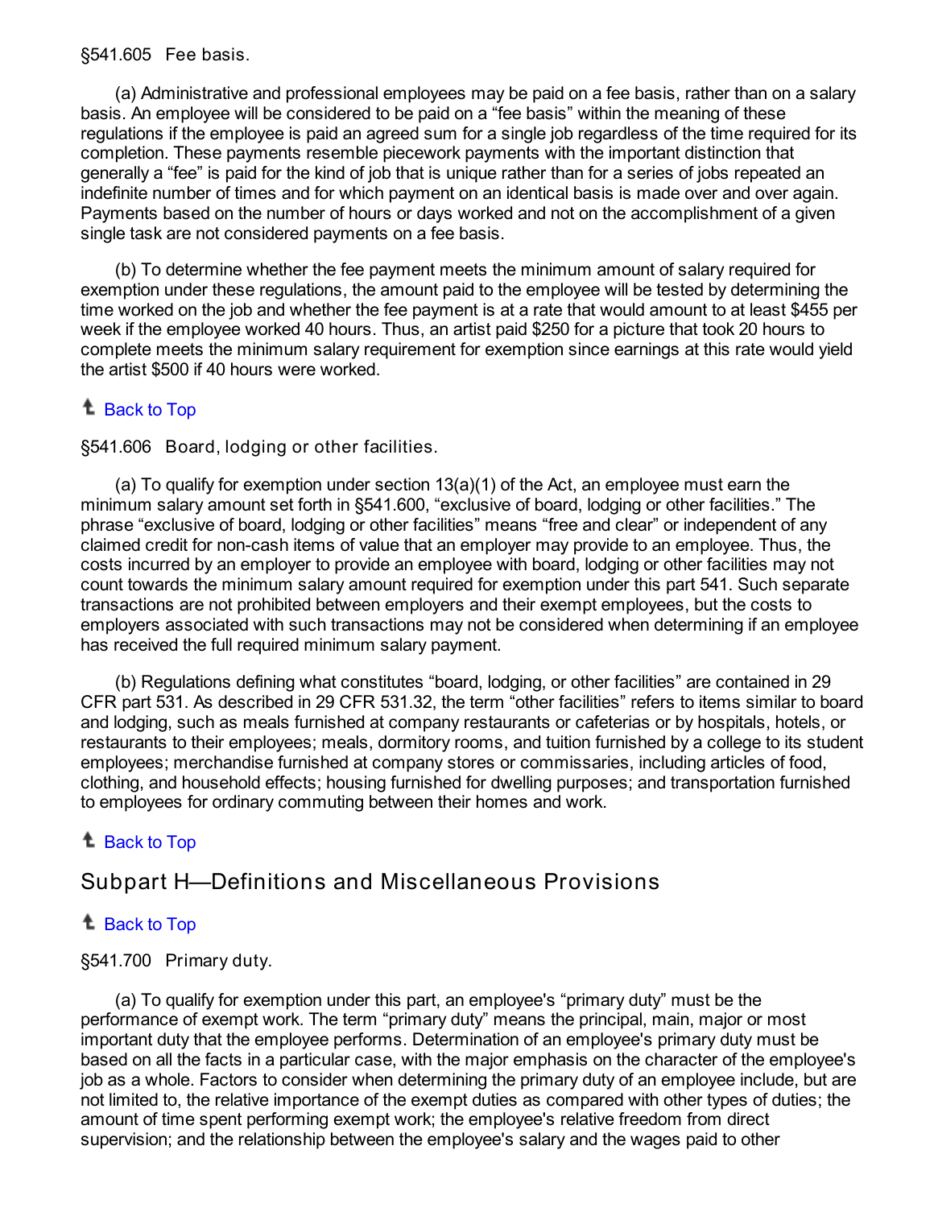§541.605 Fee basis.

(a) Administrative and professional employees may be paid on a fee basis, rather than on a salary basis. An employee will be considered to be paid on a "fee basis" within the meaning of these regulations if the employee is paid an agreed sum for a single job regardless of the time required for its completion. These payments resemble piecework payments with the important distinction that generally a "fee" is paid for the kind of job that is unique rather than for a series of jobs repeated an indefinite number of times and for which payment on an identical basis is made over and over again. Payments based on the number of hours or days worked and not on the accomplishment of a given single task are not considered payments on a fee basis.

(b) To determine whether the fee payment meets the minimum amount of salary required for exemption under these regulations, the amount paid to the employee will be tested by determining the time worked on the job and whether the fee payment is at a rate that would amount to at least $455 per week if the employee worked 40 hours. Thus, an artist paid $250 for a picture that took 20 hours to complete meets the minimum salary requirement for exemption since earnings at this rate would yield the artist $500 if 40 hours were worked.

Back to Top

§541.606 Board, lodging or other facilities.

(a) To qualify for exemption under section 13(a)(1) of the Act, an employee must earn the minimum salary amount set forth in §541.600, "exclusive of board, lodging or other facilities." The phrase "exclusive of board, lodging or other facilities" means "free and clear" or independent of any claimed credit for non-cash items of value that an employer may provide to an employee. Thus, the costs incurred by an employer to provide an employee with board, lodging or other facilities may not count towards the minimum salary amount required for exemption under this part 541. Such separate transactions are not prohibited between employers and their exempt employees, but the costs to employers associated with such transactions may not be considered when determining if an employee has received the full required minimum salary payment.

(b) Regulations defining what constitutes "board, lodging, or other facilities" are contained in 29 CFR part 531. As described in 29 CFR 531.32, the term "other facilities" refers to items similar to board and lodging, such as meals furnished at company restaurants or cafeterias or by hospitals, hotels, or restaurants to their employees; meals, dormitory rooms, and tuition furnished by a college to its student employees; merchandise furnished at company stores or commissaries, including articles of food, clothing, and household effects; housing furnished for dwelling purposes; and transportation furnished to employees for ordinary commuting between their homes and work.

Back to Top

## Subpart H—Definitions and Miscellaneous Provisions

Back to Top

§541.700 Primary duty.

(a) To qualify for exemption under this part, an employee's "primary duty" must be the performance of exempt work. The term "primary duty" means the principal, main, major or most important duty that the employee performs. Determination of an employee's primary duty must be based on all the facts in a particular case, with the major emphasis on the character of the employee's job as a whole. Factors to consider when determining the primary duty of an employee include, but are not limited to, the relative importance of the exempt duties as compared with other types of duties; the amount of time spent performing exempt work; the employee's relative freedom from direct supervision; and the relationship between the employee's salary and the wages paid to other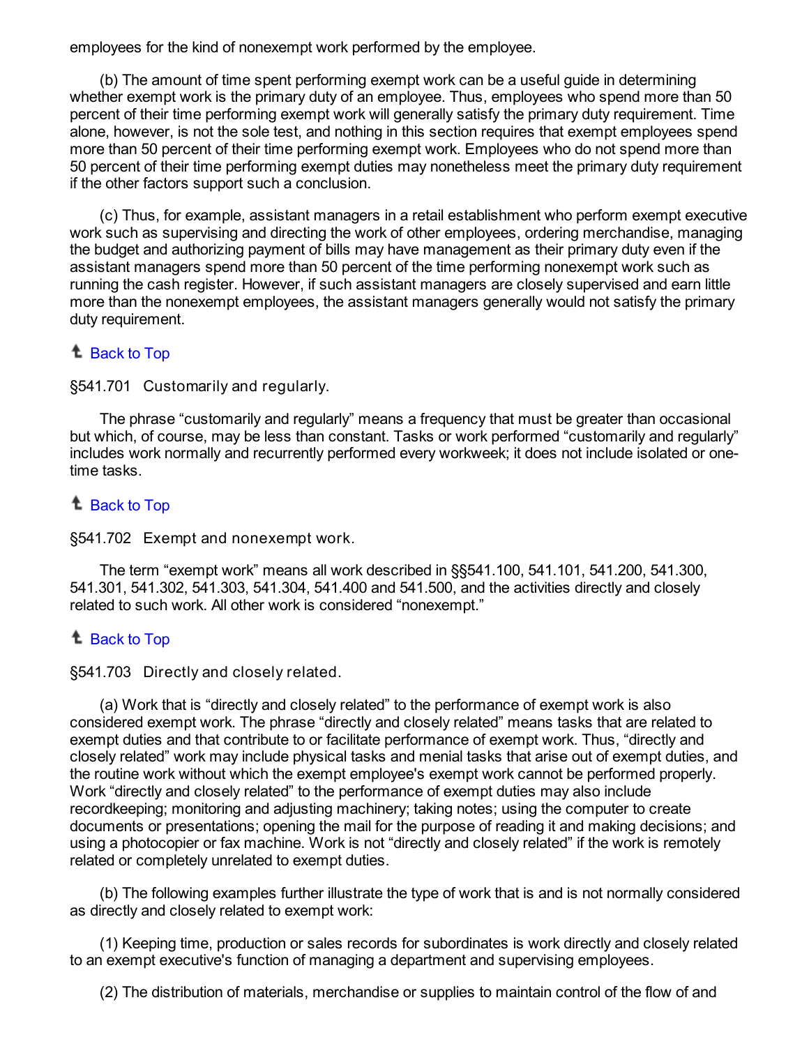employees for the kind of nonexempt work performed by the employee.

(b) The amount of time spent performing exempt work can be a useful guide in determining whether exempt work is the primary duty of an employee. Thus, employees who spend more than 50 percent of their time performing exempt work will generally satisfy the primary duty requirement. Time alone, however, is not the sole test, and nothing in this section requires that exempt employees spend more than 50 percent of their time performing exempt work. Employees who do not spend more than 50 percent of their time performing exempt duties may nonetheless meet the primary duty requirement if the other factors support such a conclusion.

(c) Thus, for example, assistant managers in a retail establishment who perform exempt executive work such as supervising and directing the work of other employees, ordering merchandise, managing the budget and authorizing payment of bills may have management as their primary duty even if the assistant managers spend more than 50 percent of the time performing nonexempt work such as running the cash register. However, if such assistant managers are closely supervised and earn little more than the nonexempt employees, the assistant managers generally would not satisfy the primary duty requirement.

Back to Top

§541.701 Customarily and regularly.

The phrase "customarily and regularly" means a frequency that must be greater than occasional but which, of course, may be less than constant. Tasks or work performed "customarily and regularly" includes work normally and recurrently performed every workweek; it does not include isolated or one-time tasks.

Back to Top

§541.702 Exempt and nonexempt work.

The term "exempt work" means all work described in §§541.100, 541.101, 541.200, 541.300, 541.301, 541.302, 541.303, 541.304, 541.400 and 541.500, and the activities directly and closely related to such work. All other work is considered "nonexempt."

Back to Top

§541.703 Directly and closely related.

(a) Work that is "directly and closely related" to the performance of exempt work is also considered exempt work. The phrase "directly and closely related" means tasks that are related to exempt duties and that contribute to or facilitate performance of exempt work. Thus, "directly and closely related" work may include physical tasks and menial tasks that arise out of exempt duties, and the routine work without which the exempt employee's exempt work cannot be performed properly. Work "directly and closely related" to the performance of exempt duties may also include recordkeeping; monitoring and adjusting machinery; taking notes; using the computer to create documents or presentations; opening the mail for the purpose of reading it and making decisions; and using a photocopier or fax machine. Work is not "directly and closely related" if the work is remotely related or completely unrelated to exempt duties.

(b) The following examples further illustrate the type of work that is and is not normally considered as directly and closely related to exempt work:

(1) Keeping time, production or sales records for subordinates is work directly and closely related to an exempt executive's function of managing a department and supervising employees.

(2) The distribution of materials, merchandise or supplies to maintain control of the flow of and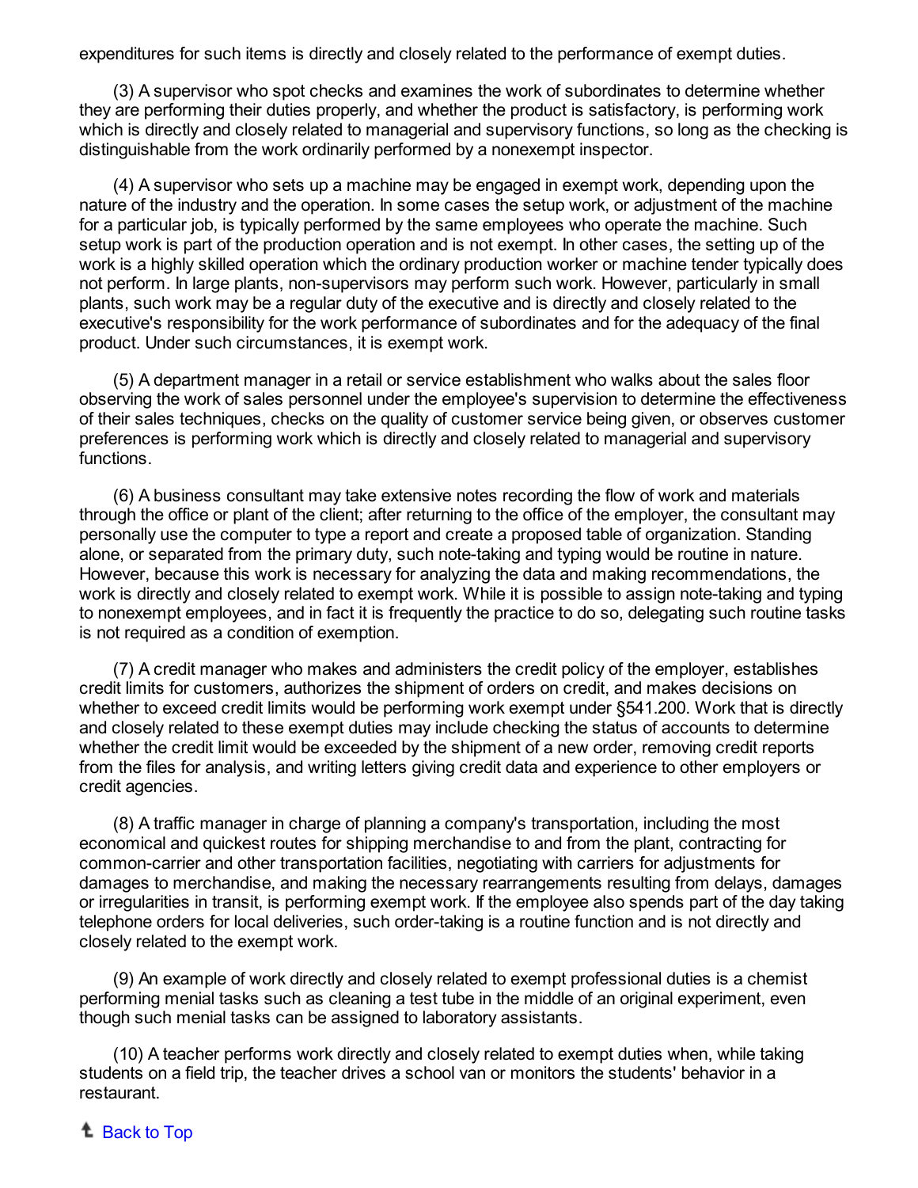expenditures for such items is directly and closely related to the performance of exempt duties.

(3) A supervisor who spot checks and examines the work of subordinates to determine whether they are performing their duties properly, and whether the product is satisfactory, is performing work which is directly and closely related to managerial and supervisory functions, so long as the checking is distinguishable from the work ordinarily performed by a nonexempt inspector.

(4) A supervisor who sets up a machine may be engaged in exempt work, depending upon the nature of the industry and the operation. In some cases the setup work, or adjustment of the machine for a particular job, is typically performed by the same employees who operate the machine. Such setup work is part of the production operation and is not exempt. In other cases, the setting up of the work is a highly skilled operation which the ordinary production worker or machine tender typically does not perform. In large plants, non-supervisors may perform such work. However, particularly in small plants, such work may be a regular duty of the executive and is directly and closely related to the executive's responsibility for the work performance of subordinates and for the adequacy of the final product. Under such circumstances, it is exempt work.

(5) A department manager in a retail or service establishment who walks about the sales floor observing the work of sales personnel under the employee's supervision to determine the effectiveness of their sales techniques, checks on the quality of customer service being given, or observes customer preferences is performing work which is directly and closely related to managerial and supervisory functions.

(6) A business consultant may take extensive notes recording the flow of work and materials through the office or plant of the client; after returning to the office of the employer, the consultant may personally use the computer to type a report and create a proposed table of organization. Standing alone, or separated from the primary duty, such note-taking and typing would be routine in nature. However, because this work is necessary for analyzing the data and making recommendations, the work is directly and closely related to exempt work. While it is possible to assign note-taking and typing to nonexempt employees, and in fact it is frequently the practice to do so, delegating such routine tasks is not required as a condition of exemption.

(7) A credit manager who makes and administers the credit policy of the employer, establishes credit limits for customers, authorizes the shipment of orders on credit, and makes decisions on whether to exceed credit limits would be performing work exempt under §541.200. Work that is directly and closely related to these exempt duties may include checking the status of accounts to determine whether the credit limit would be exceeded by the shipment of a new order, removing credit reports from the files for analysis, and writing letters giving credit data and experience to other employers or credit agencies.

(8) A traffic manager in charge of planning a company's transportation, including the most economical and quickest routes for shipping merchandise to and from the plant, contracting for common-carrier and other transportation facilities, negotiating with carriers for adjustments for damages to merchandise, and making the necessary rearrangements resulting from delays, damages or irregularities in transit, is performing exempt work. If the employee also spends part of the day taking telephone orders for local deliveries, such order-taking is a routine function and is not directly and closely related to the exempt work.

(9) An example of work directly and closely related to exempt professional duties is a chemist performing menial tasks such as cleaning a test tube in the middle of an original experiment, even though such menial tasks can be assigned to laboratory assistants.

(10) A teacher performs work directly and closely related to exempt duties when, while taking students on a field trip, the teacher drives a school van or monitors the students' behavior in a restaurant.

Back to Top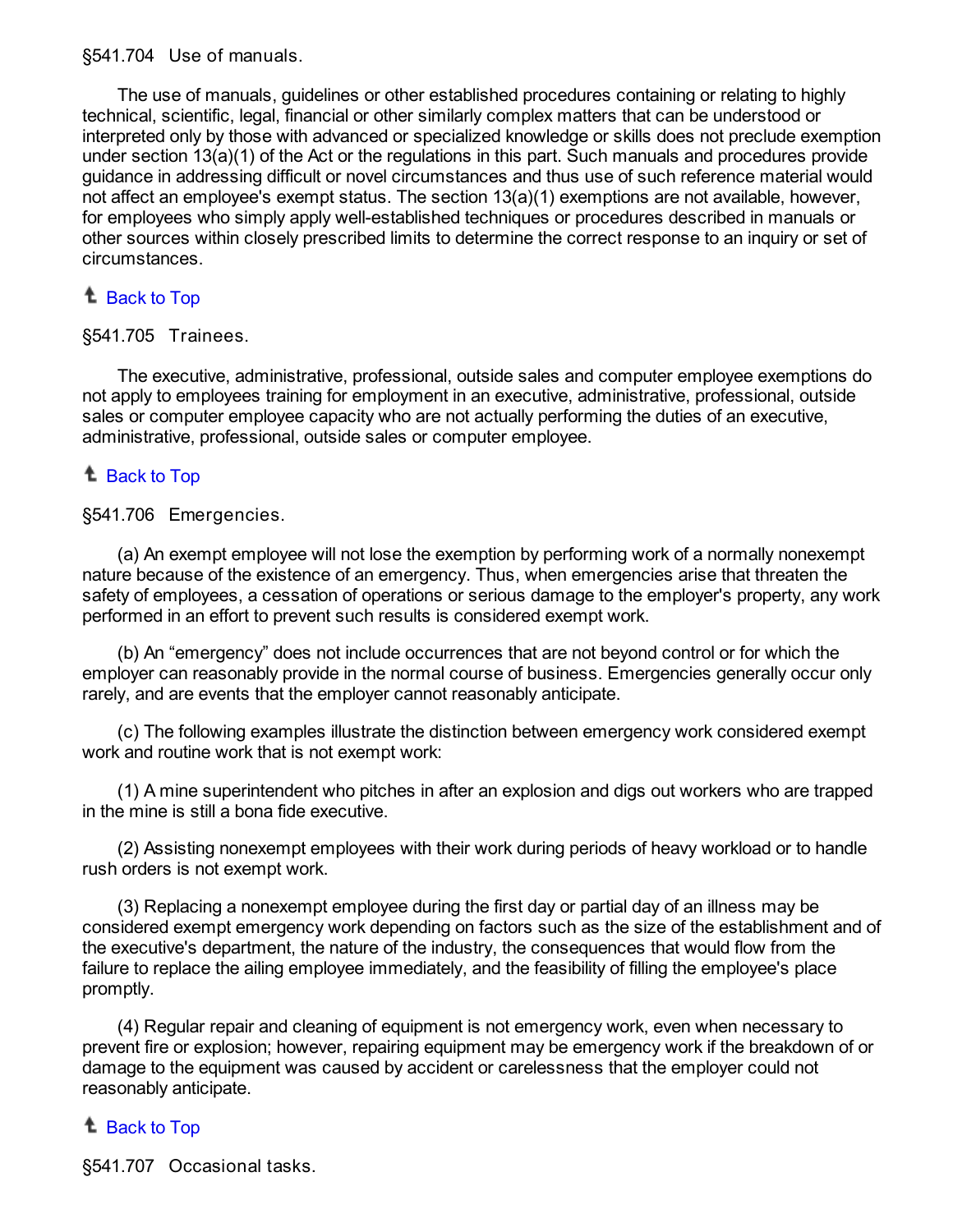§541.704 Use of manuals.

The use of manuals, guidelines or other established procedures containing or relating to highly technical, scientific, legal, financial or other similarly complex matters that can be understood or interpreted only by those with advanced or specialized knowledge or skills does not preclude exemption under section 13(a)(1) of the Act or the regulations in this part. Such manuals and procedures provide guidance in addressing difficult or novel circumstances and thus use of such reference material would not affect an employee's exempt status. The section 13(a)(1) exemptions are not available, however, for employees who simply apply well-established techniques or procedures described in manuals or other sources within closely prescribed limits to determine the correct response to an inquiry or set of circumstances.

Back to Top

§541.705 Trainees.

The executive, administrative, professional, outside sales and computer employee exemptions do not apply to employees training for employment in an executive, administrative, professional, outside sales or computer employee capacity who are not actually performing the duties of an executive, administrative, professional, outside sales or computer employee.

Back to Top

§541.706 Emergencies.

(a) An exempt employee will not lose the exemption by performing work of a normally nonexempt nature because of the existence of an emergency. Thus, when emergencies arise that threaten the safety of employees, a cessation of operations or serious damage to the employer's property, any work performed in an effort to prevent such results is considered exempt work.

(b) An "emergency" does not include occurrences that are not beyond control or for which the employer can reasonably provide in the normal course of business. Emergencies generally occur only rarely, and are events that the employer cannot reasonably anticipate.

(c) The following examples illustrate the distinction between emergency work considered exempt work and routine work that is not exempt work:

(1) A mine superintendent who pitches in after an explosion and digs out workers who are trapped in the mine is still a bona fide executive.

(2) Assisting nonexempt employees with their work during periods of heavy workload or to handle rush orders is not exempt work.

(3) Replacing a nonexempt employee during the first day or partial day of an illness may be considered exempt emergency work depending on factors such as the size of the establishment and of the executive's department, the nature of the industry, the consequences that would flow from the failure to replace the ailing employee immediately, and the feasibility of filling the employee's place promptly.

(4) Regular repair and cleaning of equipment is not emergency work, even when necessary to prevent fire or explosion; however, repairing equipment may be emergency work if the breakdown of or damage to the equipment was caused by accident or carelessness that the employer could not reasonably anticipate.

Back to Top

§541.707 Occasional tasks.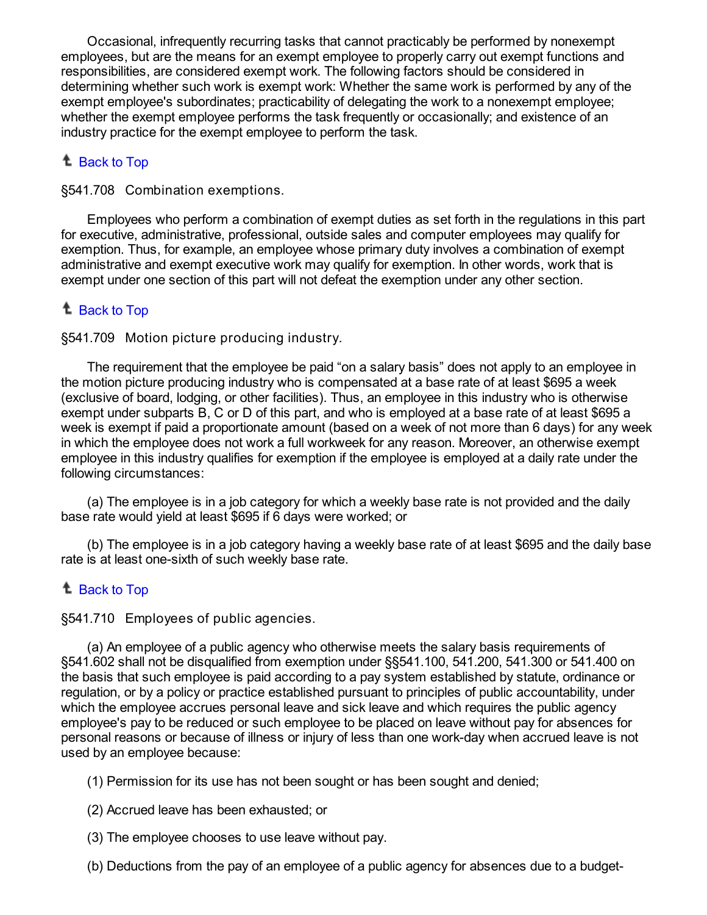Occasional, infrequently recurring tasks that cannot practicably be performed by nonexempt employees, but are the means for an exempt employee to properly carry out exempt functions and responsibilities, are considered exempt work. The following factors should be considered in determining whether such work is exempt work: Whether the same work is performed by any of the exempt employee's subordinates; practicability of delegating the work to a nonexempt employee; whether the exempt employee performs the task frequently or occasionally; and existence of an industry practice for the exempt employee to perform the task.

Back to Top

§541.708 Combination exemptions.

Employees who perform a combination of exempt duties as set forth in the regulations in this part for executive, administrative, professional, outside sales and computer employees may qualify for exemption. Thus, for example, an employee whose primary duty involves a combination of exempt administrative and exempt executive work may qualify for exemption. In other words, work that is exempt under one section of this part will not defeat the exemption under any other section.

Back to Top

§541.709 Motion picture producing industry.

The requirement that the employee be paid "on a salary basis" does not apply to an employee in the motion picture producing industry who is compensated at a base rate of at least $695 a week (exclusive of board, lodging, or other facilities). Thus, an employee in this industry who is otherwise exempt under subparts B, C or D of this part, and who is employed at a base rate of at least $695 a week is exempt if paid a proportionate amount (based on a week of not more than 6 days) for any week in which the employee does not work a full workweek for any reason. Moreover, an otherwise exempt employee in this industry qualifies for exemption if the employee is employed at a daily rate under the following circumstances:

(a) The employee is in a job category for which a weekly base rate is not provided and the daily base rate would yield at least $695 if 6 days were worked; or

(b) The employee is in a job category having a weekly base rate of at least $695 and the daily base rate is at least one-sixth of such weekly base rate.

Back to Top

§541.710 Employees of public agencies.

(a) An employee of a public agency who otherwise meets the salary basis requirements of §541.602 shall not be disqualified from exemption under §§541.100, 541.200, 541.300 or 541.400 on the basis that such employee is paid according to a pay system established by statute, ordinance or regulation, or by a policy or practice established pursuant to principles of public accountability, under which the employee accrues personal leave and sick leave and which requires the public agency employee's pay to be reduced or such employee to be placed on leave without pay for absences for personal reasons or because of illness or injury of less than one work-day when accrued leave is not used by an employee because:

(1) Permission for its use has not been sought or has been sought and denied;

(2) Accrued leave has been exhausted; or

(3) The employee chooses to use leave without pay.

(b) Deductions from the pay of an employee of a public agency for absences due to a budget-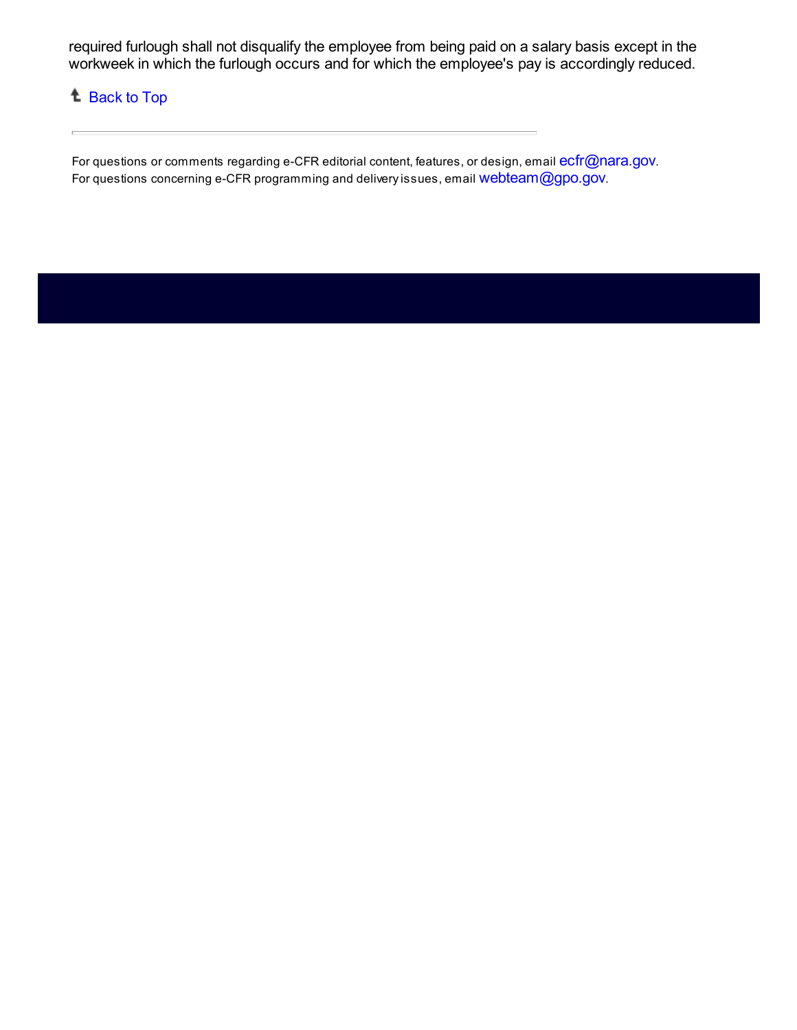required furlough shall not disqualify the employee from being paid on a salary basis except in the workweek in which the furlough occurs and for which the employee's pay is accordingly reduced.

Back to Top

---

For questions or comments regarding e-CFR editorial content, features, or design, email ecfr@nara.gov.
For questions concerning e-CFR programming and delivery issues, email webteam@gpo.gov.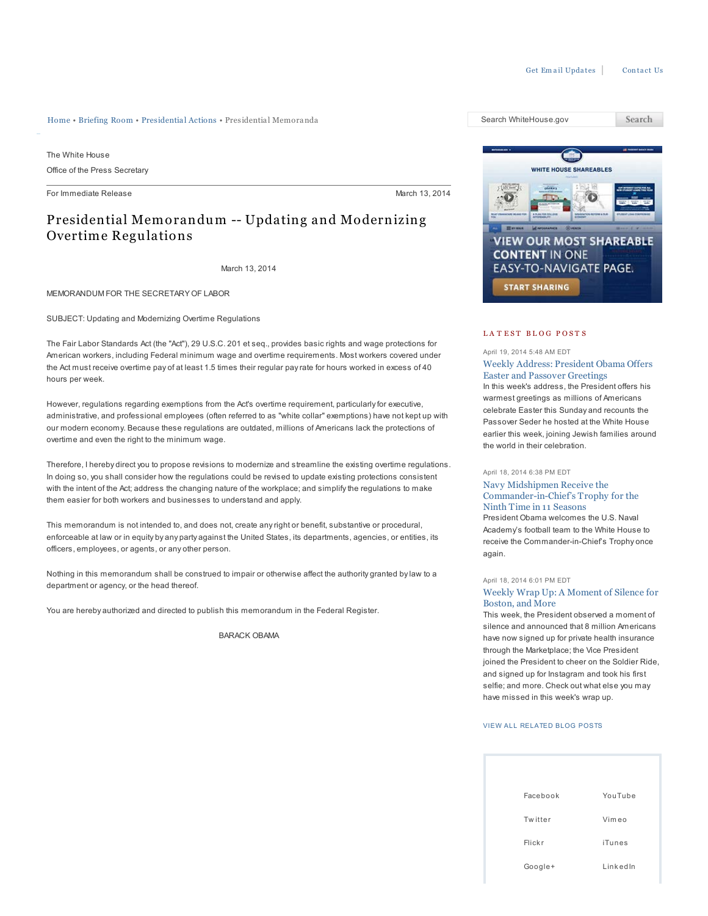Get Email Updates | Contact Us

Home • Briefing Room • Presidential Actions • Presidential Memoranda

The White House

Office of the Press Secretary

For Immediate Release March 13, 2014

# Presidential Memorandum -- Updating and Modernizing Overtime Regulations

March 13, 2014

MEMORANDUM FOR THE SECRETARY OF LABOR

SUBJECT: Updating and Modernizing Overtime Regulations

The Fair Labor Standards Act (the "Act"), 29 U.S.C. 201 et seq., provides basic rights and wage protections for American workers, including Federal minimum wage and overtime requirements. Most workers covered under the Act must receive overtime pay of at least 1.5 times their regular pay rate for hours worked in excess of 40 hours per week.

However, regulations regarding exemptions from the Act's overtime requirement, particularly for executive, administrative, and professional employees (often referred to as "white collar" exemptions) have not kept up with our modern economy. Because these regulations are outdated, millions of Americans lack the protections of overtime and even the right to the minimum wage.

Therefore, I hereby direct you to propose revisions to modernize and streamline the existing overtime regulations. In doing so, you shall consider how the regulations could be revised to update existing protections consistent with the intent of the Act; address the changing nature of the workplace; and simplify the regulations to make them easier for both workers and businesses to understand and apply.

This memorandum is not intended to, and does not, create any right or benefit, substantive or procedural, enforceable at law or in equity by any party against the United States, its departments, agencies, or entities, its officers, employees, or agents, or any other person.

Nothing in this memorandum shall be construed to impair or otherwise affect the authority granted by law to a department or agency, or the head thereof.

You are hereby authorized and directed to publish this memorandum in the Federal Register.

BARACK OBAMA

Search WhiteHouse.gov Search

WHITE HOUSE SHAREABLES

VIEW OUR MOST SHAREABLE CONTENT IN ONE EASY-TO-NAVIGATE PAGE.

START SHARING

## LATEST BLOG POSTS

April 19, 2014 5:48 AM EDT

**Weekly Address: President Obama Offers Easter and Passover Greetings**

In this week's address, the President offers his warmest greetings as millions of Americans celebrate Easter this Sunday and recounts the Passover Seder he hosted at the White House earlier this week, joining Jewish families around the world in their celebration.

April 18, 2014 6:38 PM EDT

**Navy Midshipmen Receive the Commander-in-Chief's Trophy for the Ninth Time in 11 Seasons**

President Obama welcomes the U.S. Naval Academy's football team to the White House to receive the Commander-in-Chief's Trophy once again.

April 18, 2014 6:01 PM EDT

**Weekly Wrap Up: A Moment of Silence for Boston, and More**

This week, the President observed a moment of silence and announced that 8 million Americans have now signed up for private health insurance through the Marketplace; the Vice President joined the President to cheer on the Soldier Ride, and signed up for Instagram and took his first selfie; and more. Check out what else you may have missed in this week's wrap up.

VIEW ALL RELATED BLOG POSTS

Facebook YouTube

Twitter Vimeo

Flickr iTunes

Google+ LinkedIn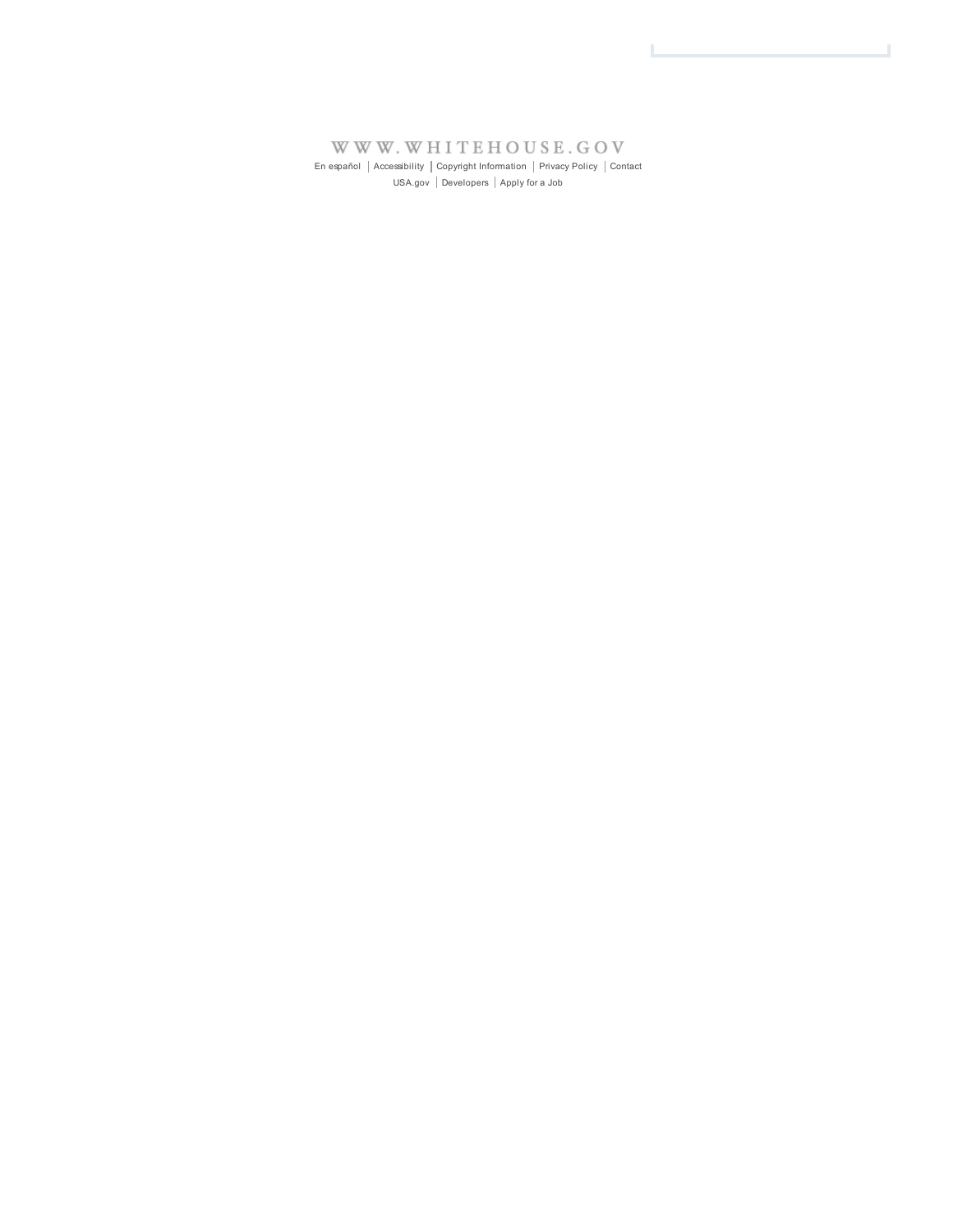WWW.WHITEHOUSE.GOV

En español | Accessibility | Copyright Information | Privacy Policy | Contact

USA.gov | Developers | Apply for a Job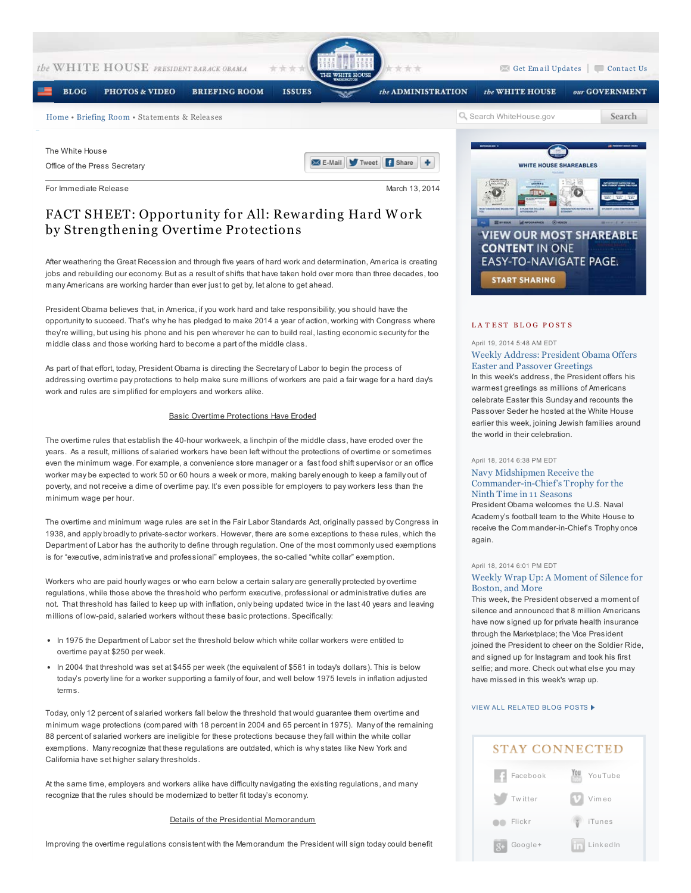The White House

Office of the Press Secretary

For Immediate Release March 13, 2014

# FACT SHEET: Opportunity for All: Rewarding Hard Work by Strengthening Overtime Protections

After weathering the Great Recession and through five years of hard work and determination, America is creating jobs and rebuilding our economy. But as a result of shifts that have taken hold over more than three decades, too many Americans are working harder than ever just to get by, let alone to get ahead.

President Obama believes that, in America, if you work hard and take responsibility, you should have the opportunity to succeed. That's why he has pledged to make 2014 a year of action, working with Congress where they're willing, but using his phone and his pen wherever he can to build real, lasting economic security for the middle class and those working hard to become a part of the middle class.

As part of that effort, today, President Obama is directing the Secretary of Labor to begin the process of addressing overtime pay protections to help make sure millions of workers are paid a fair wage for a hard day's work and rules are simplified for employers and workers alike.

## Basic Overtime Protections Have Eroded

The overtime rules that establish the 40-hour workweek, a linchpin of the middle class, have eroded over the years. As a result, millions of salaried workers have been left without the protections of overtime or sometimes even the minimum wage. For example, a convenience store manager or a fast food shift supervisor or an office worker may be expected to work 50 or 60 hours a week or more, making barely enough to keep a family out of poverty, and not receive a dime of overtime pay. It's even possible for employers to pay workers less than the minimum wage per hour.

The overtime and minimum wage rules are set in the Fair Labor Standards Act, originally passed by Congress in 1938, and apply broadly to private-sector workers. However, there are some exceptions to these rules, which the Department of Labor has the authority to define through regulation. One of the most commonly used exemptions is for "executive, administrative and professional" employees, the so-called "white collar" exemption.

Workers who are paid hourly wages or who earn below a certain salary are generally protected by overtime regulations, while those above the threshold who perform executive, professional or administrative duties are not. That threshold has failed to keep up with inflation, only being updated twice in the last 40 years and leaving millions of low-paid, salaried workers without these basic protections. Specifically:

- In 1975 the Department of Labor set the threshold below which white collar workers were entitled to overtime pay at $250 per week.
- In 2004 that threshold was set at $455 per week (the equivalent of $561 in today's dollars). This is below today's poverty line for a worker supporting a family of four, and well below 1975 levels in inflation adjusted terms.

Today, only 12 percent of salaried workers fall below the threshold that would guarantee them overtime and minimum wage protections (compared with 18 percent in 2004 and 65 percent in 1975). Many of the remaining 88 percent of salaried workers are ineligible for these protections because they fall within the white collar exemptions. Many recognize that these regulations are outdated, which is why states like New York and California have set higher salary thresholds.

At the same time, employers and workers alike have difficulty navigating the existing regulations, and many recognize that the rules should be modernized to better fit today's economy.

## Details of the Presidential Memorandum

Improving the overtime regulations consistent with the Memorandum the President will sign today could benefit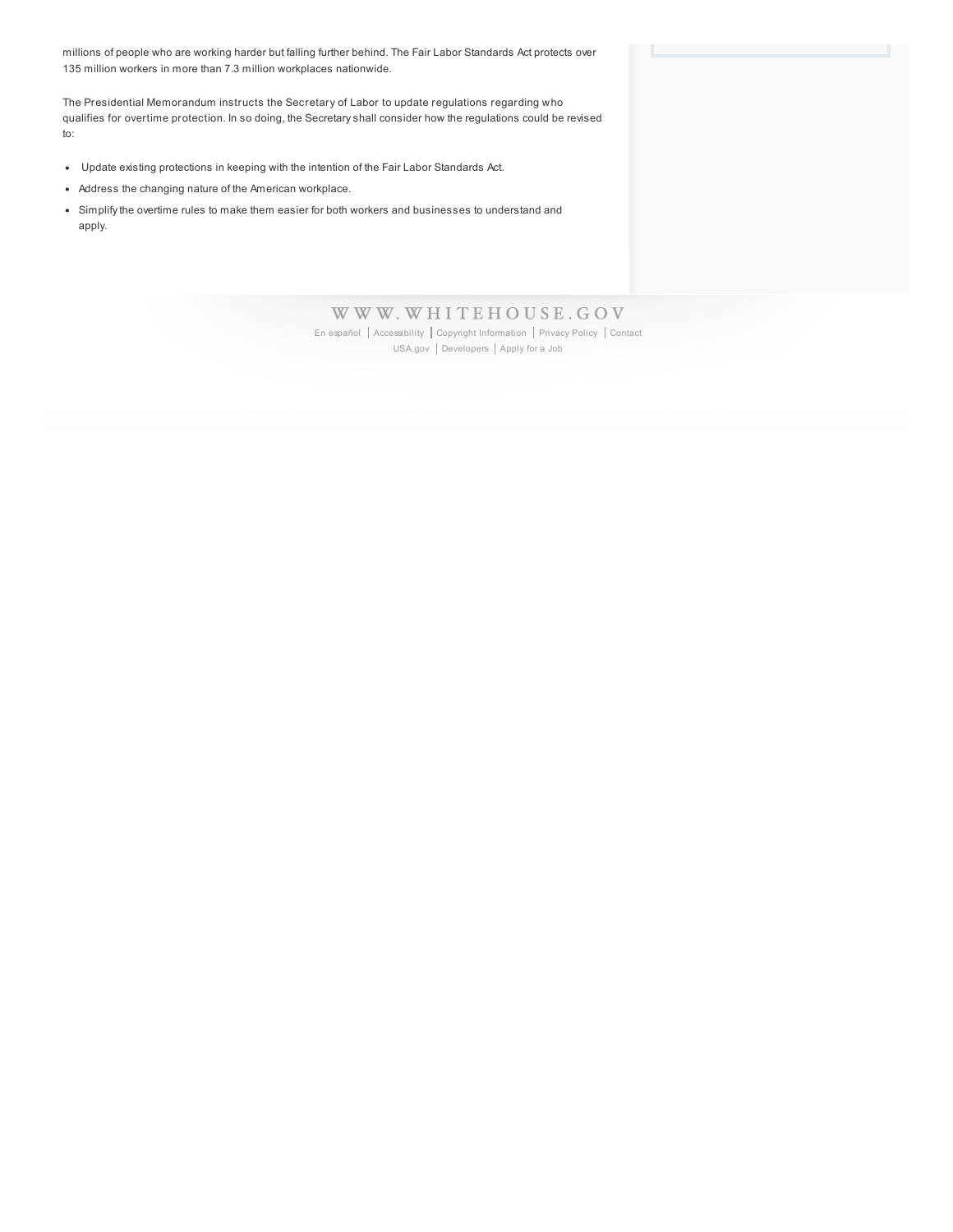millions of people who are working harder but falling further behind. The Fair Labor Standards Act protects over 135 million workers in more than 7.3 million workplaces nationwide.

The Presidential Memorandum instructs the Secretary of Labor to update regulations regarding who qualifies for overtime protection. In so doing, the Secretary shall consider how the regulations could be revised to:

- Update existing protections in keeping with the intention of the Fair Labor Standards Act.
- Address the changing nature of the American workplace.
- Simplify the overtime rules to make them easier for both workers and businesses to understand and apply.

WWW.WHITEHOUSE.GOV

En español | Accessibility | Copyright Information | Privacy Policy | Contact
USA.gov | Developers | Apply for a Job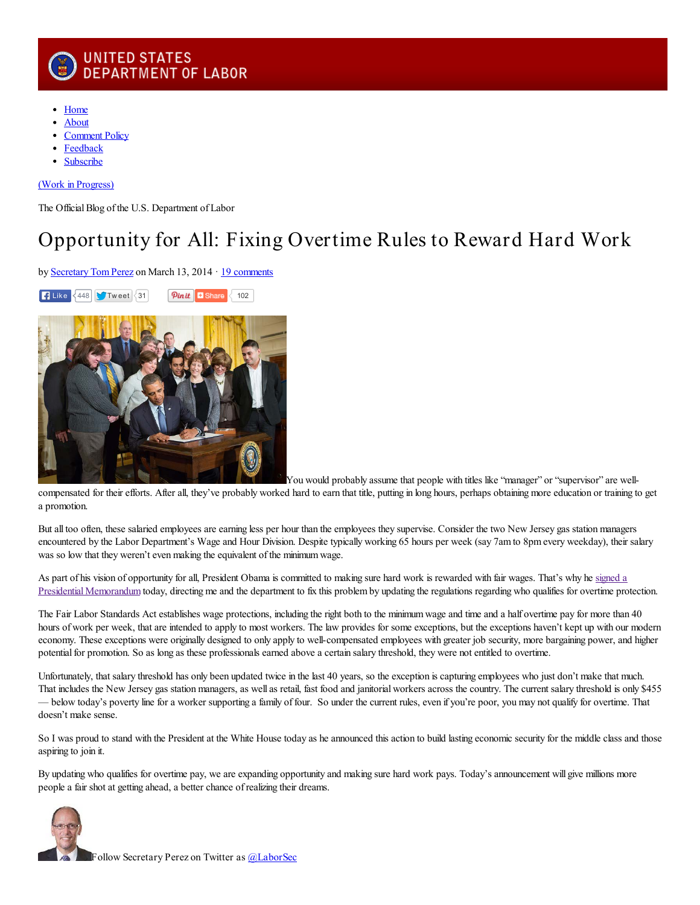UNITED STATES DEPARTMENT OF LABOR

- Home
- About
- Comment Policy
- Feedback
- Subscribe

(Work in Progress)

The Official Blog of the U.S. Department of Labor

# Opportunity for All: Fixing Overtime Rules to Reward Hard Work

by Secretary Tom Perez on March 13, 2014 · 19 comments

Like 448 Tweet 31 Pin it Share 102

You would probably assume that people with titles like "manager" or "supervisor" are well-compensated for their efforts. After all, they've probably worked hard to earn that title, putting in long hours, perhaps obtaining more education or training to get a promotion.

But all too often, these salaried employees are earning less per hour than the employees they supervise. Consider the two New Jersey gas station managers encountered by the Labor Department's Wage and Hour Division. Despite typically working 65 hours per week (say 7am to 8pm every weekday), their salary was so low that they weren't even making the equivalent of the minimum wage.

As part of his vision of opportunity for all, President Obama is committed to making sure hard work is rewarded with fair wages. That's why he signed a Presidential Memorandum today, directing me and the department to fix this problem by updating the regulations regarding who qualifies for overtime protection.

The Fair Labor Standards Act establishes wage protections, including the right both to the minimum wage and time and a half overtime pay for more than 40 hours of work per week, that are intended to apply to most workers. The law provides for some exceptions, but the exceptions haven't kept up with our modern economy. These exceptions were originally designed to only apply to well-compensated employees with greater job security, more bargaining power, and higher potential for promotion. So as long as these professionals earned above a certain salary threshold, they were not entitled to overtime.

Unfortunately, that salary threshold has only been updated twice in the last 40 years, so the exception is capturing employees who just don't make that much. That includes the New Jersey gas station managers, as well as retail, fast food and janitorial workers across the country. The current salary threshold is only $455 — below today's poverty line for a worker supporting a family of four. So under the current rules, even if you're poor, you may not qualify for overtime. That doesn't make sense.

So I was proud to stand with the President at the White House today as he announced this action to build lasting economic security for the middle class and those aspiring to join it.

By updating who qualifies for overtime pay, we are expanding opportunity and making sure hard work pays. Today's announcement will give millions more people a fair shot at getting ahead, a better chance of realizing their dreams.

Follow Secretary Perez on Twitter as @LaborSec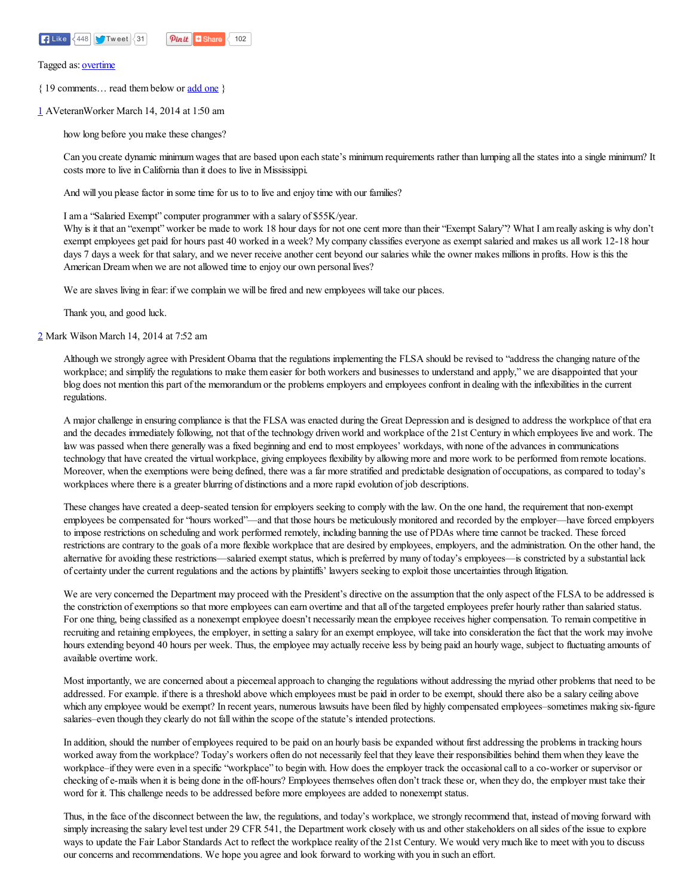Like 448 Tweet 31 Pin it Share 102

Tagged as: [overtime](#)

{ 19 comments… read them below or [add one](#) }

[1](#) AVeteranWorker March 14, 2014 at 1:50 am

> how long before you make these changes?
>
> Can you create dynamic minimum wages that are based upon each state's minimum requirements rather than lumping all the states into a single minimum? It costs more to live in California than it does to live in Mississippi.
>
> And will you please factor in some time for us to to live and enjoy time with our families?
>
> I am a "Salaried Exempt" computer programmer with a salary of $55K/year.
> Why is it that an "exempt" worker be made to work 18 hour days for not one cent more than their "Exempt Salary"? What I am really asking is why don't exempt employees get paid for hours past 40 worked in a week? My company classifies everyone as exempt salaried and makes us all work 12-18 hour days 7 days a week for that salary, and we never receive another cent beyond our salaries while the owner makes millions in profits. How is this the American Dream when we are not allowed time to enjoy our own personal lives?
>
> We are slaves living in fear: if we complain we will be fired and new employees will take our places.
>
> Thank you, and good luck.

[2](#) Mark Wilson March 14, 2014 at 7:52 am

> Although we strongly agree with President Obama that the regulations implementing the FLSA should be revised to "address the changing nature of the workplace; and simplify the regulations to make them easier for both workers and businesses to understand and apply," we are disappointed that your blog does not mention this part of the memorandum or the problems employers and employees confront in dealing with the inflexibilities in the current regulations.
>
> A major challenge in ensuring compliance is that the FLSA was enacted during the Great Depression and is designed to address the workplace of that era and the decades immediately following, not that of the technology driven world and workplace of the 21st Century in which employees live and work. The law was passed when there generally was a fixed beginning and end to most employees' workdays, with none of the advances in communications technology that have created the virtual workplace, giving employees flexibility by allowing more and more work to be performed from remote locations. Moreover, when the exemptions were being defined, there was a far more stratified and predictable designation of occupations, as compared to today's workplaces where there is a greater blurring of distinctions and a more rapid evolution of job descriptions.
>
> These changes have created a deep-seated tension for employers seeking to comply with the law. On the one hand, the requirement that non-exempt employees be compensated for "hours worked"—and that those hours be meticulously monitored and recorded by the employer—have forced employers to impose restrictions on scheduling and work performed remotely, including banning the use of PDAs where time cannot be tracked. These forced restrictions are contrary to the goals of a more flexible workplace that are desired by employees, employers, and the administration. On the other hand, the alternative for avoiding these restrictions—salaried exempt status, which is preferred by many of today's employees—is constricted by a substantial lack of certainty under the current regulations and the actions by plaintiffs' lawyers seeking to exploit those uncertainties through litigation.
>
> We are very concerned the Department may proceed with the President's directive on the assumption that the only aspect of the FLSA to be addressed is the constriction of exemptions so that more employees can earn overtime and that all of the targeted employees prefer hourly rather than salaried status. For one thing, being classified as a nonexempt employee doesn't necessarily mean the employee receives higher compensation. To remain competitive in recruiting and retaining employees, the employer, in setting a salary for an exempt employee, will take into consideration the fact that the work may involve hours extending beyond 40 hours per week. Thus, the employee may actually receive less by being paid an hourly wage, subject to fluctuating amounts of available overtime work.
>
> Most importantly, we are concerned about a piecemeal approach to changing the regulations without addressing the myriad other problems that need to be addressed. For example. if there is a threshold above which employees must be paid in order to be exempt, should there also be a salary ceiling above which any employee would be exempt? In recent years, numerous lawsuits have been filed by highly compensated employees–sometimes making six-figure salaries–even though they clearly do not fall within the scope of the statute's intended protections.
>
> In addition, should the number of employees required to be paid on an hourly basis be expanded without first addressing the problems in tracking hours worked away from the workplace? Today's workers often do not necessarily feel that they leave their responsibilities behind them when they leave the workplace–if they were even in a specific "workplace" to begin with. How does the employer track the occasional call to a co-worker or supervisor or checking of e-mails when it is being done in the off-hours? Employees themselves often don't track these or, when they do, the employer must take their word for it. This challenge needs to be addressed before more employees are added to nonexempt status.
>
> Thus, in the face of the disconnect between the law, the regulations, and today's workplace, we strongly recommend that, instead of moving forward with simply increasing the salary level test under 29 CFR 541, the Department work closely with us and other stakeholders on all sides of the issue to explore ways to update the Fair Labor Standards Act to reflect the workplace reality of the 21st Century. We would very much like to meet with you to discuss our concerns and recommendations. We hope you agree and look forward to working with you in such an effort.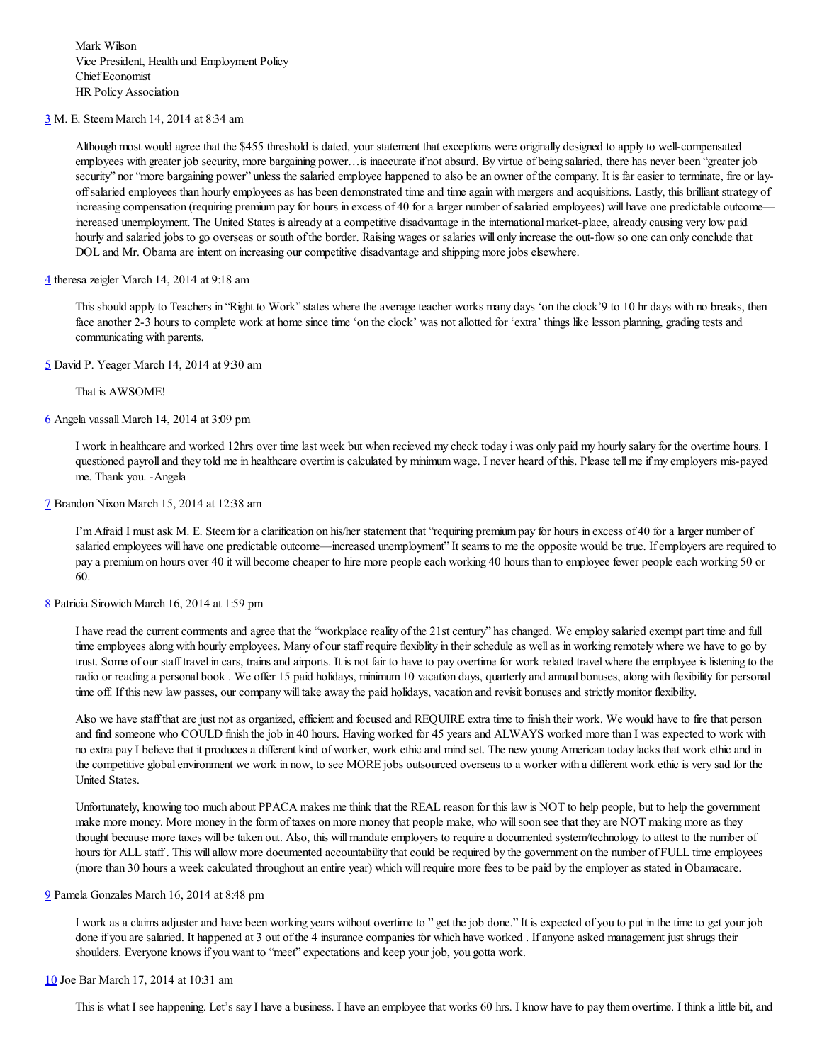Mark Wilson
Vice President, Health and Employment Policy
Chief Economist
HR Policy Association

3 M. E. Steem March 14, 2014 at 8:34 am

> Although most would agree that the $455 threshold is dated, your statement that exceptions were originally designed to apply to well-compensated employees with greater job security, more bargaining power…is inaccurate if not absurd. By virtue of being salaried, there has never been "greater job security" nor "more bargaining power" unless the salaried employee happened to also be an owner of the company. It is far easier to terminate, fire or lay-off salaried employees than hourly employees as has been demonstrated time and time again with mergers and acquisitions. Lastly, this brilliant strategy of increasing compensation (requiring premium pay for hours in excess of 40 for a larger number of salaried employees) will have one predictable outcome—increased unemployment. The United States is already at a competitive disadvantage in the international market-place, already causing very low paid hourly and salaried jobs to go overseas or south of the border. Raising wages or salaries will only increase the out-flow so one can only conclude that DOL and Mr. Obama are intent on increasing our competitive disadvantage and shipping more jobs elsewhere.

4 theresa zeigler March 14, 2014 at 9:18 am

> This should apply to Teachers in "Right to Work" states where the average teacher works many days 'on the clock'9 to 10 hr days with no breaks, then face another 2-3 hours to complete work at home since time 'on the clock' was not allotted for 'extra' things like lesson planning, grading tests and communicating with parents.

5 David P. Yeager March 14, 2014 at 9:30 am

> That is AWSOME!

6 Angela vassall March 14, 2014 at 3:09 pm

> I work in healthcare and worked 12hrs over time last week but when recieved my check today i was only paid my hourly salary for the overtime hours. I questioned payroll and they told me in healthcare overtim is calculated by minimum wage. I never heard of this. Please tell me if my employers mis-payed me. Thank you. -Angela

7 Brandon Nixon March 15, 2014 at 12:38 am

> I'm Afraid I must ask M. E. Steem for a clarification on his/her statement that "requiring premium pay for hours in excess of 40 for a larger number of salaried employees will have one predictable outcome—increased unemployment" It seams to me the opposite would be true. If employers are required to pay a premium on hours over 40 it will become cheaper to hire more people each working 40 hours than to employee fewer people each working 50 or 60.

8 Patricia Sirowich March 16, 2014 at 1:59 pm

> I have read the current comments and agree that the "workplace reality of the 21st century" has changed. We employ salaried exempt part time and full time employees along with hourly employees. Many of our staff require flexiblity in their schedule as well as in working remotely where we have to go by trust. Some of our staff travel in cars, trains and airports. It is not fair to have to pay overtime for work related travel where the employee is listening to the radio or reading a personal book . We offer 15 paid holidays, minimum 10 vacation days, quarterly and annual bonuses, along with flexibility for personal time off. If this new law passes, our company will take away the paid holidays, vacation and revisit bonuses and strictly monitor flexibility.
>
> Also we have staff that are just not as organized, efficient and focused and REQUIRE extra time to finish their work. We would have to fire that person and find someone who COULD finish the job in 40 hours. Having worked for 45 years and ALWAYS worked more than I was expected to work with no extra pay I believe that it produces a different kind of worker, work ethic and mind set. The new young American today lacks that work ethic and in the competitive global environment we work in now, to see MORE jobs outsourced overseas to a worker with a different work ethic is very sad for the United States.
>
> Unfortunately, knowing too much about PPACA makes me think that the REAL reason for this law is NOT to help people, but to help the government make more money. More money in the form of taxes on more money that people make, who will soon see that they are NOT making more as they thought because more taxes will be taken out. Also, this will mandate employers to require a documented system/technology to attest to the number of hours for ALL staff . This will allow more documented accountability that could be required by the government on the number of FULL time employees (more than 30 hours a week calculated throughout an entire year) which will require more fees to be paid by the employer as stated in Obamacare.

9 Pamela Gonzales March 16, 2014 at 8:48 pm

> I work as a claims adjuster and have been working years without overtime to " get the job done." It is expected of you to put in the time to get your job done if you are salaried. It happened at 3 out of the 4 insurance companies for which have worked . If anyone asked management just shrugs their shoulders. Everyone knows if you want to "meet" expectations and keep your job, you gotta work.

10 Joe Bar March 17, 2014 at 10:31 am

> This is what I see happening. Let's say I have a business. I have an employee that works 60 hrs. I know have to pay them overtime. I think a little bit, and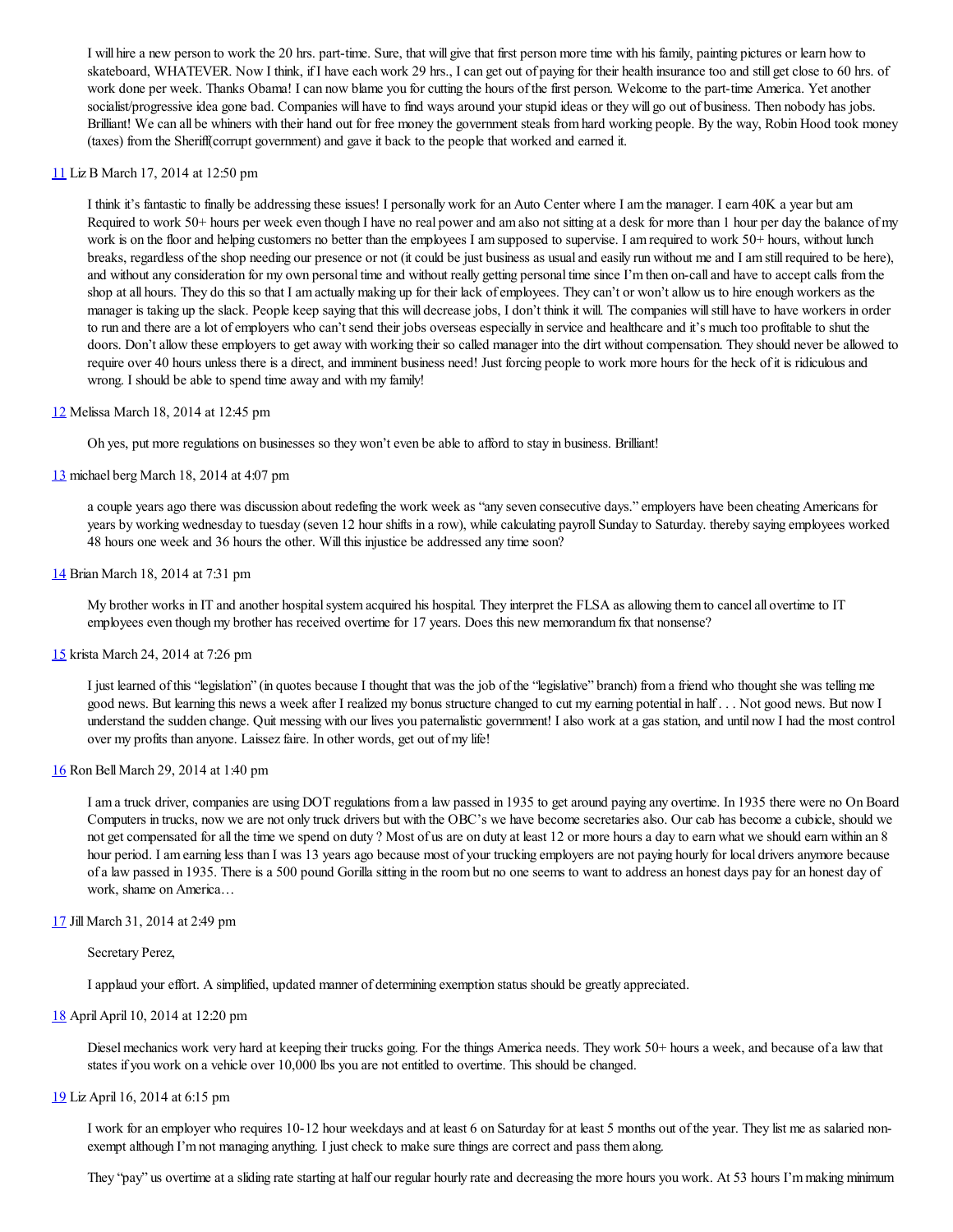I will hire a new person to work the 20 hrs. part-time. Sure, that will give that first person more time with his family, painting pictures or learn how to skateboard, WHATEVER. Now I think, if I have each work 29 hrs., I can get out of paying for their health insurance too and still get close to 60 hrs. of work done per week. Thanks Obama! I can now blame you for cutting the hours of the first person. Welcome to the part-time America. Yet another socialist/progressive idea gone bad. Companies will have to find ways around your stupid ideas or they will go out of business. Then nobody has jobs. Brilliant! We can all be whiners with their hand out for free money the government steals from hard working people. By the way, Robin Hood took money (taxes) from the Sheriff(corrupt government) and gave it back to the people that worked and earned it.

11 Liz B March 17, 2014 at 12:50 pm

I think it's fantastic to finally be addressing these issues! I personally work for an Auto Center where I am the manager. I earn 40K a year but am Required to work 50+ hours per week even though I have no real power and am also not sitting at a desk for more than 1 hour per day the balance of my work is on the floor and helping customers no better than the employees I am supposed to supervise. I am required to work 50+ hours, without lunch breaks, regardless of the shop needing our presence or not (it could be just business as usual and easily run without me and I am still required to be here), and without any consideration for my own personal time and without really getting personal time since I'm then on-call and have to accept calls from the shop at all hours. They do this so that I am actually making up for their lack of employees. They can't or won't allow us to hire enough workers as the manager is taking up the slack. People keep saying that this will decrease jobs, I don't think it will. The companies will still have to have workers in order to run and there are a lot of employers who can't send their jobs overseas especially in service and healthcare and it's much too profitable to shut the doors. Don't allow these employers to get away with working their so called manager into the dirt without compensation. They should never be allowed to require over 40 hours unless there is a direct, and imminent business need! Just forcing people to work more hours for the heck of it is ridiculous and wrong. I should be able to spend time away and with my family!

12 Melissa March 18, 2014 at 12:45 pm

Oh yes, put more regulations on businesses so they won't even be able to afford to stay in business. Brilliant!

13 michael berg March 18, 2014 at 4:07 pm

a couple years ago there was discussion about redefing the work week as "any seven consecutive days." employers have been cheating Americans for years by working wednesday to tuesday (seven 12 hour shifts in a row), while calculating payroll Sunday to Saturday. thereby saying employees worked 48 hours one week and 36 hours the other. Will this injustice be addressed any time soon?

14 Brian March 18, 2014 at 7:31 pm

My brother works in IT and another hospital system acquired his hospital. They interpret the FLSA as allowing them to cancel all overtime to IT employees even though my brother has received overtime for 17 years. Does this new memorandum fix that nonsense?

15 krista March 24, 2014 at 7:26 pm

I just learned of this "legislation" (in quotes because I thought that was the job of the "legislative" branch) from a friend who thought she was telling me good news. But learning this news a week after I realized my bonus structure changed to cut my earning potential in half . . . Not good news. But now I understand the sudden change. Quit messing with our lives you paternalistic government! I also work at a gas station, and until now I had the most control over my profits than anyone. Laissez faire. In other words, get out of my life!

16 Ron Bell March 29, 2014 at 1:40 pm

I am a truck driver, companies are using DOT regulations from a law passed in 1935 to get around paying any overtime. In 1935 there were no On Board Computers in trucks, now we are not only truck drivers but with the OBC's we have become secretaries also. Our cab has become a cubicle, should we not get compensated for all the time we spend on duty ? Most of us are on duty at least 12 or more hours a day to earn what we should earn within an 8 hour period. I am earning less than I was 13 years ago because most of your trucking employers are not paying hourly for local drivers anymore because of a law passed in 1935. There is a 500 pound Gorilla sitting in the room but no one seems to want to address an honest days pay for an honest day of work, shame on America…

17 Jill March 31, 2014 at 2:49 pm

Secretary Perez,

I applaud your effort. A simplified, updated manner of determining exemption status should be greatly appreciated.

18 April April 10, 2014 at 12:20 pm

Diesel mechanics work very hard at keeping their trucks going. For the things America needs. They work 50+ hours a week, and because of a law that states if you work on a vehicle over 10,000 lbs you are not entitled to overtime. This should be changed.

19 Liz April 16, 2014 at 6:15 pm

I work for an employer who requires 10-12 hour weekdays and at least 6 on Saturday for at least 5 months out of the year. They list me as salaried non-exempt although I'm not managing anything. I just check to make sure things are correct and pass them along.

They "pay" us overtime at a sliding rate starting at half our regular hourly rate and decreasing the more hours you work. At 53 hours I'm making minimum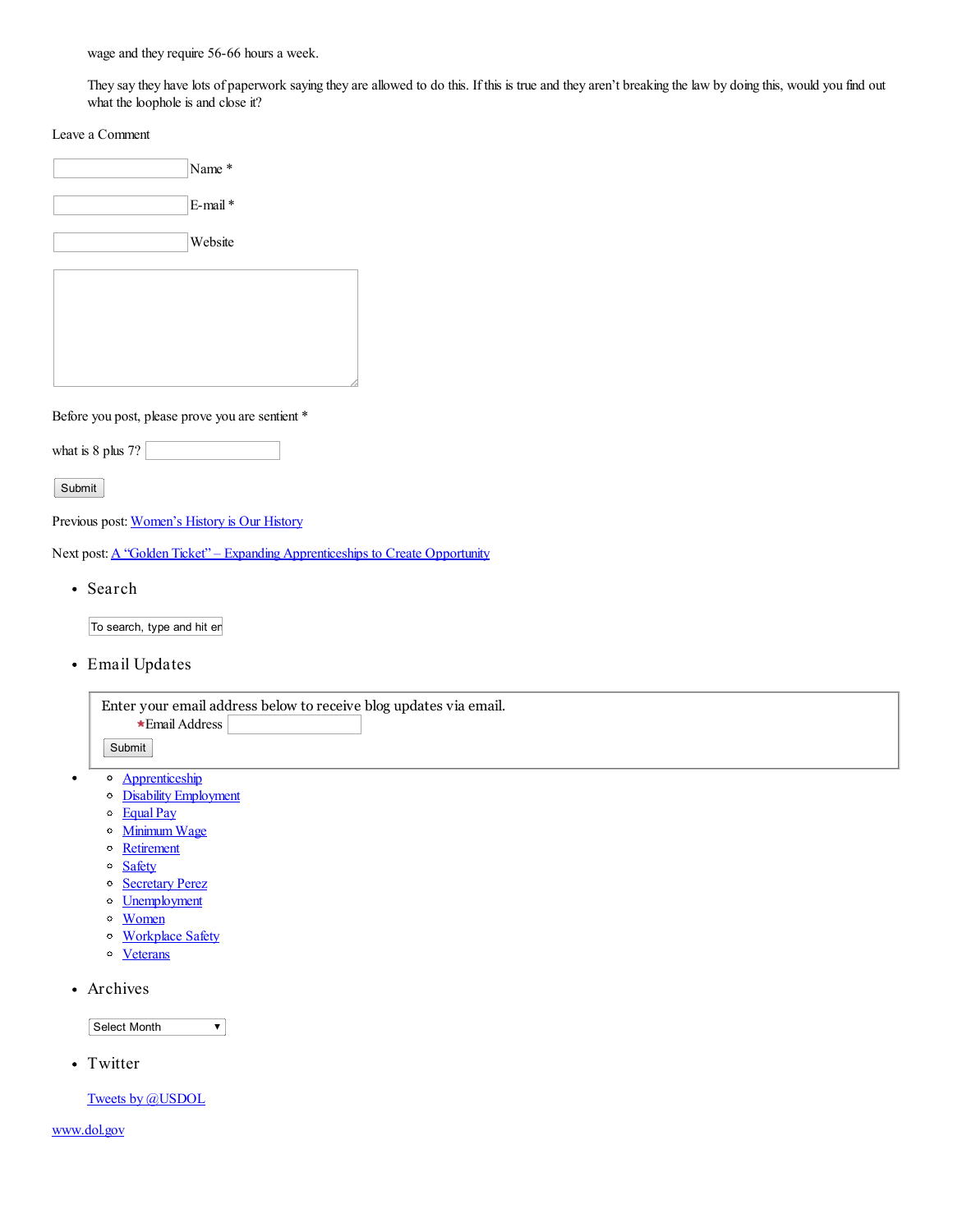wage and they require 56-66 hours a week.

They say they have lots of paperwork saying they are allowed to do this. If this is true and they aren't breaking the law by doing this, would you find out what the loophole is and close it?

Leave a Comment

Name *

E-mail *

Website

Before you post, please prove you are sentient *

what is 8 plus 7?

Submit

Previous post: Women's History is Our History

Next post: A "Golden Ticket" – Expanding Apprenticeships to Create Opportunity

- Search

  To search, type and hit enter

- Email Updates

  Enter your email address below to receive blog updates via email.
  *Email Address
  Submit

- 
  - Apprenticeship
  - Disability Employment
  - Equal Pay
  - Minimum Wage
  - Retirement
  - Safety
  - Secretary Perez
  - Unemployment
  - Women
  - Workplace Safety
  - Veterans

- Archives

  Select Month

- Twitter

  Tweets by @USDOL

www.dol.gov